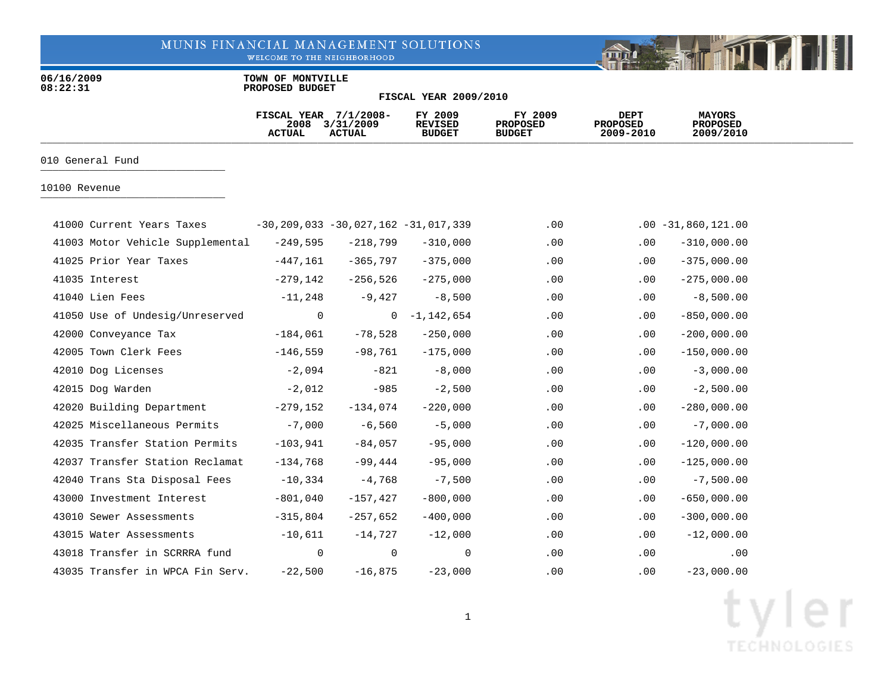MUNIS FINANCIAL MANAGEMENT SOLUTIONS
WELCOME TO THE NEIGHBORHOOD

06/16/2009
08:22:31

**TOWN OF MONTVILLE**
**PROPOSED BUDGET**
**FISCAL YEAR 2009/2010**

| | FISCAL YEAR 2008 ACTUAL | 7/1/2008- 3/31/2009 ACTUAL | FY 2009 REVISED BUDGET | FY 2009 PROPOSED BUDGET | DEPT PROPOSED 2009-2010 | MAYORS PROPOSED 2009/2010 |
|---|---|---|---|---|---|---|
| **010 General Fund** | | | | | | |
| **10100 Revenue** | | | | | | |
| 41000 Current Years Taxes | -30,209,033 | -30,027,162 | -31,017,339 | .00 | .00 | -31,860,121.00 |
| 41003 Motor Vehicle Supplemental | -249,595 | -218,799 | -310,000 | .00 | .00 | -310,000.00 |
| 41025 Prior Year Taxes | -447,161 | -365,797 | -375,000 | .00 | .00 | -375,000.00 |
| 41035 Interest | -279,142 | -256,526 | -275,000 | .00 | .00 | -275,000.00 |
| 41040 Lien Fees | -11,248 | -9,427 | -8,500 | .00 | .00 | -8,500.00 |
| 41050 Use of Undesig/Unreserved | 0 | 0 | -1,142,654 | .00 | .00 | -850,000.00 |
| 42000 Conveyance Tax | -184,061 | -78,528 | -250,000 | .00 | .00 | -200,000.00 |
| 42005 Town Clerk Fees | -146,559 | -98,761 | -175,000 | .00 | .00 | -150,000.00 |
| 42010 Dog Licenses | -2,094 | -821 | -8,000 | .00 | .00 | -3,000.00 |
| 42015 Dog Warden | -2,012 | -985 | -2,500 | .00 | .00 | -2,500.00 |
| 42020 Building Department | -279,152 | -134,074 | -220,000 | .00 | .00 | -280,000.00 |
| 42025 Miscellaneous Permits | -7,000 | -6,560 | -5,000 | .00 | .00 | -7,000.00 |
| 42035 Transfer Station Permits | -103,941 | -84,057 | -95,000 | .00 | .00 | -120,000.00 |
| 42037 Transfer Station Reclamat | -134,768 | -99,444 | -95,000 | .00 | .00 | -125,000.00 |
| 42040 Trans Sta Disposal Fees | -10,334 | -4,768 | -7,500 | .00 | .00 | -7,500.00 |
| 43000 Investment Interest | -801,040 | -157,427 | -800,000 | .00 | .00 | -650,000.00 |
| 43010 Sewer Assessments | -315,804 | -257,652 | -400,000 | .00 | .00 | -300,000.00 |
| 43015 Water Assessments | -10,611 | -14,727 | -12,000 | .00 | .00 | -12,000.00 |
| 43018 Transfer in SCRRRA fund | 0 | 0 | 0 | .00 | .00 | .00 |
| 43035 Transfer in WPCA Fin Serv. | -22,500 | -16,875 | -23,000 | .00 | .00 | -23,000.00 |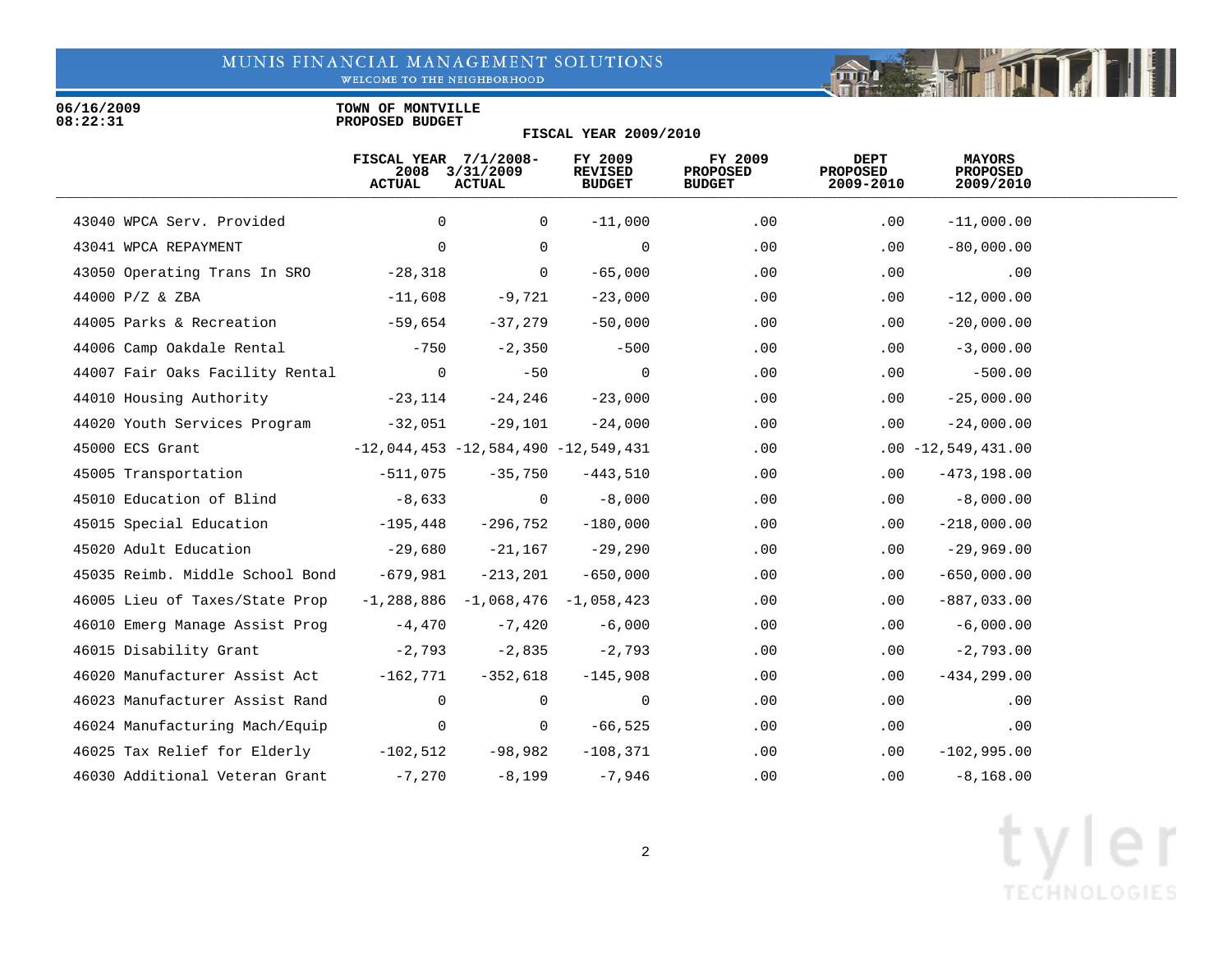06/16/2009
08:22:31

**TOWN OF MONTVILLE**
**PROPOSED BUDGET**

**FISCAL YEAR 2009/2010**

| | FISCAL YEAR 2008 ACTUAL | 7/1/2008-3/31/2009 ACTUAL | FY 2009 REVISED BUDGET | FY 2009 PROPOSED BUDGET | DEPT PROPOSED 2009-2010 | MAYORS PROPOSED 2009/2010 |
|---|---|---|---|---|---|---|
| 43040 WPCA Serv. Provided | 0 | 0 | -11,000 | .00 | .00 | -11,000.00 |
| 43041 WPCA REPAYMENT | 0 | 0 | 0 | .00 | .00 | -80,000.00 |
| 43050 Operating Trans In SRO | -28,318 | 0 | -65,000 | .00 | .00 | .00 |
| 44000 P/Z & ZBA | -11,608 | -9,721 | -23,000 | .00 | .00 | -12,000.00 |
| 44005 Parks & Recreation | -59,654 | -37,279 | -50,000 | .00 | .00 | -20,000.00 |
| 44006 Camp Oakdale Rental | -750 | -2,350 | -500 | .00 | .00 | -3,000.00 |
| 44007 Fair Oaks Facility Rental | 0 | -50 | 0 | .00 | .00 | -500.00 |
| 44010 Housing Authority | -23,114 | -24,246 | -23,000 | .00 | .00 | -25,000.00 |
| 44020 Youth Services Program | -32,051 | -29,101 | -24,000 | .00 | .00 | -24,000.00 |
| 45000 ECS Grant | -12,044,453 | -12,584,490 | -12,549,431 | .00 | .00 | -12,549,431.00 |
| 45005 Transportation | -511,075 | -35,750 | -443,510 | .00 | .00 | -473,198.00 |
| 45010 Education of Blind | -8,633 | 0 | -8,000 | .00 | .00 | -8,000.00 |
| 45015 Special Education | -195,448 | -296,752 | -180,000 | .00 | .00 | -218,000.00 |
| 45020 Adult Education | -29,680 | -21,167 | -29,290 | .00 | .00 | -29,969.00 |
| 45035 Reimb. Middle School Bond | -679,981 | -213,201 | -650,000 | .00 | .00 | -650,000.00 |
| 46005 Lieu of Taxes/State Prop | -1,288,886 | -1,068,476 | -1,058,423 | .00 | .00 | -887,033.00 |
| 46010 Emerg Manage Assist Prog | -4,470 | -7,420 | -6,000 | .00 | .00 | -6,000.00 |
| 46015 Disability Grant | -2,793 | -2,835 | -2,793 | .00 | .00 | -2,793.00 |
| 46020 Manufacturer Assist Act | -162,771 | -352,618 | -145,908 | .00 | .00 | -434,299.00 |
| 46023 Manufacturer Assist Rand | 0 | 0 | 0 | .00 | .00 | .00 |
| 46024 Manufacturing Mach/Equip | 0 | 0 | -66,525 | .00 | .00 | .00 |
| 46025 Tax Relief for Elderly | -102,512 | -98,982 | -108,371 | .00 | .00 | -102,995.00 |
| 46030 Additional Veteran Grant | -7,270 | -8,199 | -7,946 | .00 | .00 | -8,168.00 |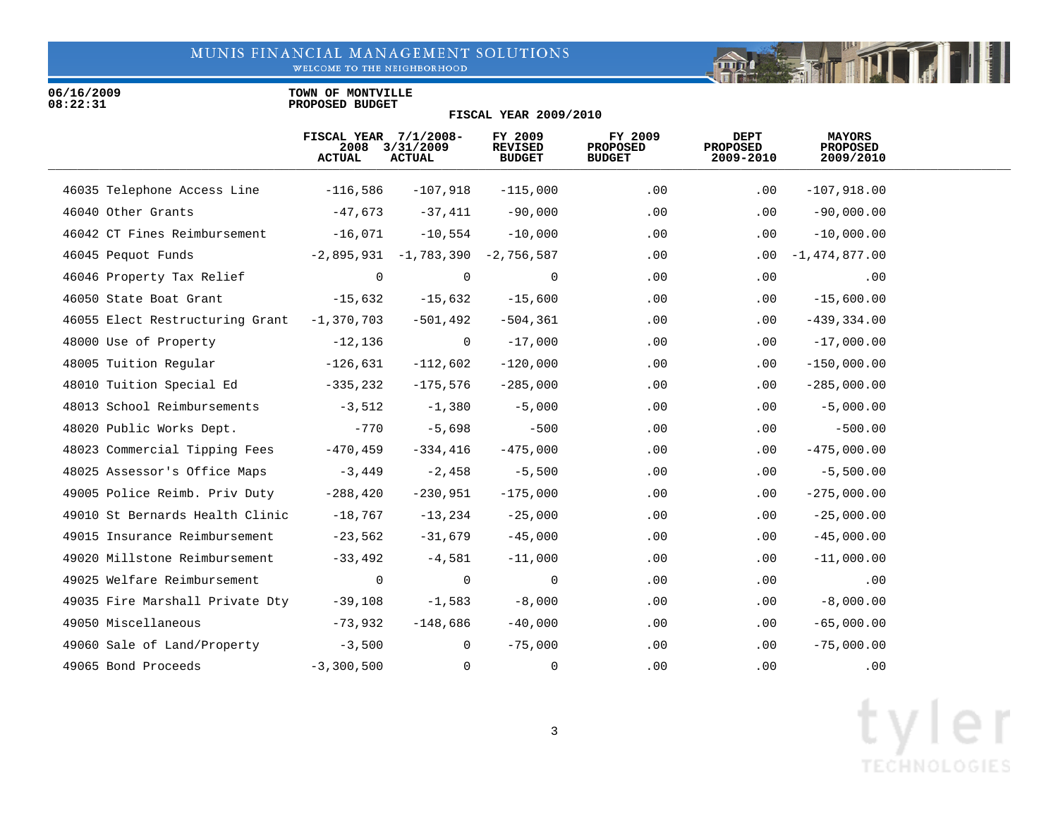06/16/2009
08:22:31

TOWN OF MONTVILLE
PROPOSED BUDGET

FISCAL YEAR 2009/2010

| | FISCAL YEAR 2008 ACTUAL | 7/1/2008-3/31/2009 ACTUAL | FY 2009 REVISED BUDGET | FY 2009 PROPOSED BUDGET | DEPT PROPOSED 2009-2010 | MAYORS PROPOSED 2009/2010 |
|---|---|---|---|---|---|---|
| 46035 Telephone Access Line | -116,586 | -107,918 | -115,000 | .00 | .00 | -107,918.00 |
| 46040 Other Grants | -47,673 | -37,411 | -90,000 | .00 | .00 | -90,000.00 |
| 46042 CT Fines Reimbursement | -16,071 | -10,554 | -10,000 | .00 | .00 | -10,000.00 |
| 46045 Pequot Funds | -2,895,931 | -1,783,390 | -2,756,587 | .00 | .00 | -1,474,877.00 |
| 46046 Property Tax Relief | 0 | 0 | 0 | .00 | .00 | .00 |
| 46050 State Boat Grant | -15,632 | -15,632 | -15,600 | .00 | .00 | -15,600.00 |
| 46055 Elect Restructuring Grant | -1,370,703 | -501,492 | -504,361 | .00 | .00 | -439,334.00 |
| 48000 Use of Property | -12,136 | 0 | -17,000 | .00 | .00 | -17,000.00 |
| 48005 Tuition Regular | -126,631 | -112,602 | -120,000 | .00 | .00 | -150,000.00 |
| 48010 Tuition Special Ed | -335,232 | -175,576 | -285,000 | .00 | .00 | -285,000.00 |
| 48013 School Reimbursements | -3,512 | -1,380 | -5,000 | .00 | .00 | -5,000.00 |
| 48020 Public Works Dept. | -770 | -5,698 | -500 | .00 | .00 | -500.00 |
| 48023 Commercial Tipping Fees | -470,459 | -334,416 | -475,000 | .00 | .00 | -475,000.00 |
| 48025 Assessor's Office Maps | -3,449 | -2,458 | -5,500 | .00 | .00 | -5,500.00 |
| 49005 Police Reimb. Priv Duty | -288,420 | -230,951 | -175,000 | .00 | .00 | -275,000.00 |
| 49010 St Bernards Health Clinic | -18,767 | -13,234 | -25,000 | .00 | .00 | -25,000.00 |
| 49015 Insurance Reimbursement | -23,562 | -31,679 | -45,000 | .00 | .00 | -45,000.00 |
| 49020 Millstone Reimbursement | -33,492 | -4,581 | -11,000 | .00 | .00 | -11,000.00 |
| 49025 Welfare Reimbursement | 0 | 0 | 0 | .00 | .00 | .00 |
| 49035 Fire Marshall Private Dty | -39,108 | -1,583 | -8,000 | .00 | .00 | -8,000.00 |
| 49050 Miscellaneous | -73,932 | -148,686 | -40,000 | .00 | .00 | -65,000.00 |
| 49060 Sale of Land/Property | -3,500 | 0 | -75,000 | .00 | .00 | -75,000.00 |
| 49065 Bond Proceeds | -3,300,500 | 0 | 0 | .00 | .00 | .00 |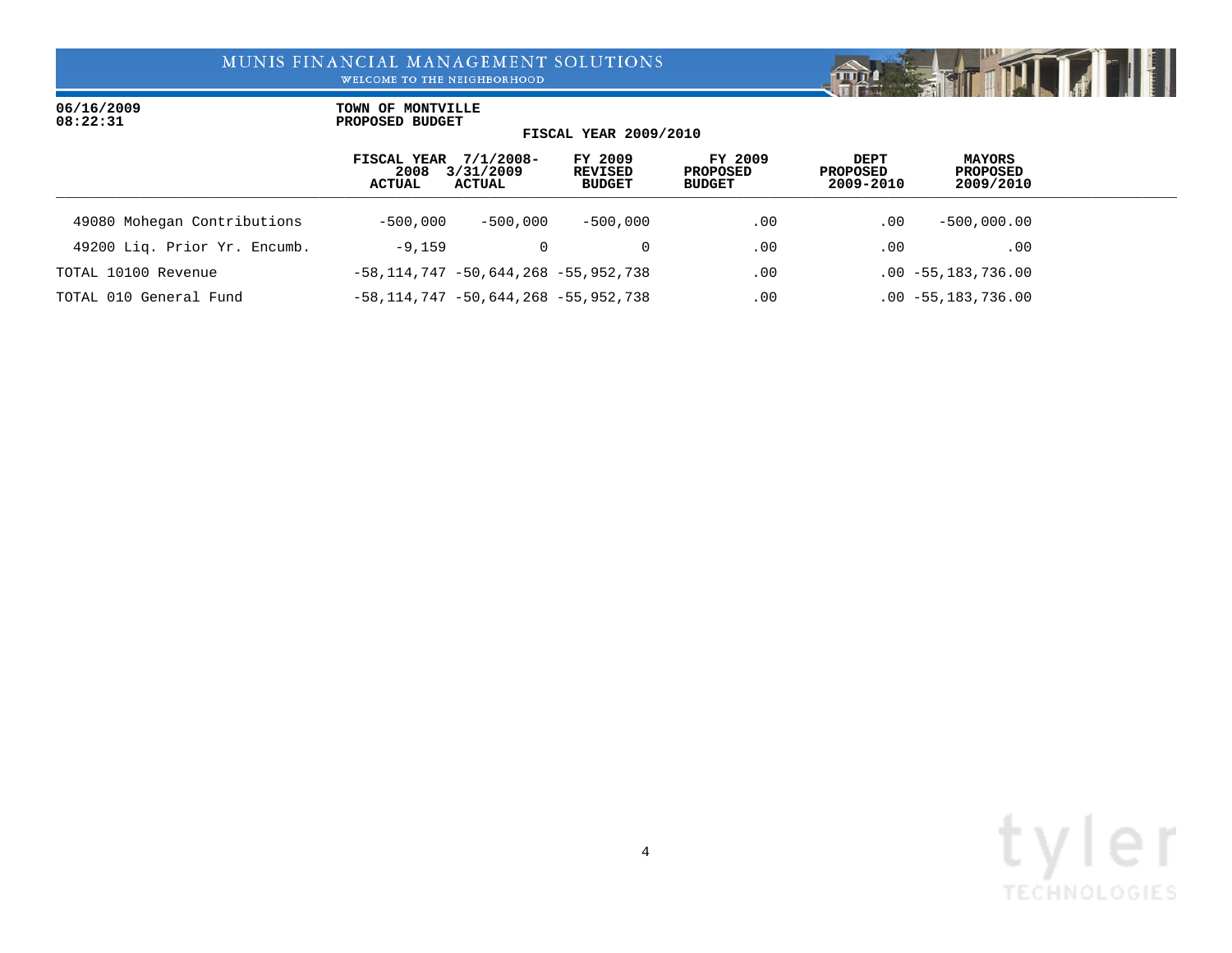06/16/2009
08:22:31

**TOWN OF MONTVILLE**
**PROPOSED BUDGET**

**FISCAL YEAR 2009/2010**

| | FISCAL YEAR 2008 ACTUAL | 7/1/2008-3/31/2009 ACTUAL | FY 2009 REVISED BUDGET | FY 2009 PROPOSED BUDGET | DEPT PROPOSED 2009-2010 | MAYORS PROPOSED 2009/2010 |
|---|---|---|---|---|---|---|
| 49080 Mohegan Contributions | -500,000 | -500,000 | -500,000 | .00 | .00 | -500,000.00 |
| 49200 Liq. Prior Yr. Encumb. | -9,159 | 0 | 0 | .00 | .00 | .00 |
| TOTAL 10100 Revenue | -58,114,747 | -50,644,268 | -55,952,738 | .00 | .00 | -55,183,736.00 |
| TOTAL 010 General Fund | -58,114,747 | -50,644,268 | -55,952,738 | .00 | .00 | -55,183,736.00 |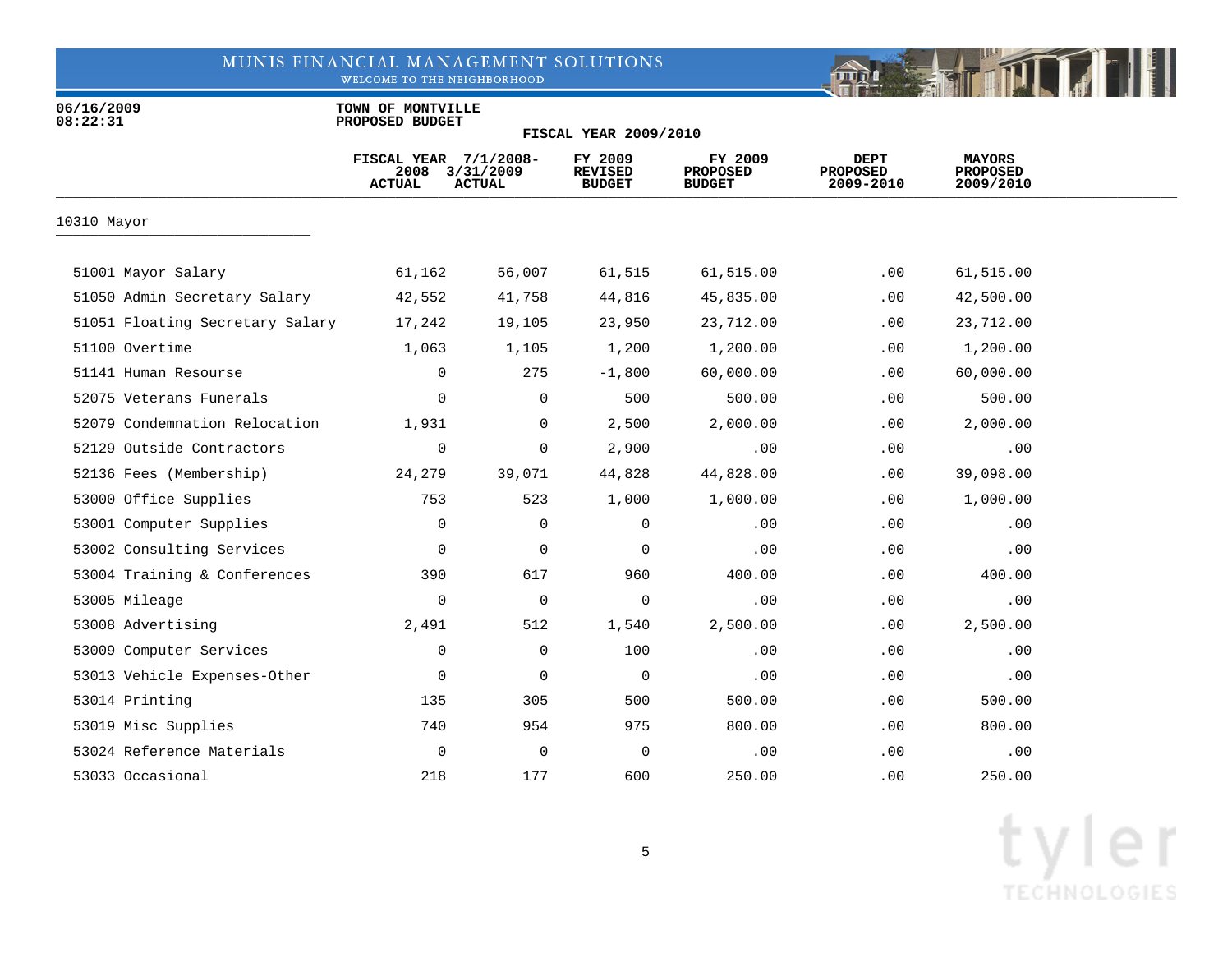06/16/2009
08:22:31

**TOWN OF MONTVILLE**
**PROPOSED BUDGET**

**FISCAL YEAR 2009/2010**

| | FISCAL YEAR 2008 ACTUAL | 7/1/2008- 3/31/2009 ACTUAL | FY 2009 REVISED BUDGET | FY 2009 PROPOSED BUDGET | DEPT PROPOSED 2009-2010 | MAYORS PROPOSED 2009/2010 |
|---|---|---|---|---|---|---|
| **10310 Mayor** | | | | | | |
| 51001 Mayor Salary | 61,162 | 56,007 | 61,515 | 61,515.00 | .00 | 61,515.00 |
| 51050 Admin Secretary Salary | 42,552 | 41,758 | 44,816 | 45,835.00 | .00 | 42,500.00 |
| 51051 Floating Secretary Salary | 17,242 | 19,105 | 23,950 | 23,712.00 | .00 | 23,712.00 |
| 51100 Overtime | 1,063 | 1,105 | 1,200 | 1,200.00 | .00 | 1,200.00 |
| 51141 Human Resourse | 0 | 275 | -1,800 | 60,000.00 | .00 | 60,000.00 |
| 52075 Veterans Funerals | 0 | 0 | 500 | 500.00 | .00 | 500.00 |
| 52079 Condemnation Relocation | 1,931 | 0 | 2,500 | 2,000.00 | .00 | 2,000.00 |
| 52129 Outside Contractors | 0 | 0 | 2,900 | .00 | .00 | .00 |
| 52136 Fees (Membership) | 24,279 | 39,071 | 44,828 | 44,828.00 | .00 | 39,098.00 |
| 53000 Office Supplies | 753 | 523 | 1,000 | 1,000.00 | .00 | 1,000.00 |
| 53001 Computer Supplies | 0 | 0 | 0 | .00 | .00 | .00 |
| 53002 Consulting Services | 0 | 0 | 0 | .00 | .00 | .00 |
| 53004 Training & Conferences | 390 | 617 | 960 | 400.00 | .00 | 400.00 |
| 53005 Mileage | 0 | 0 | 0 | .00 | .00 | .00 |
| 53008 Advertising | 2,491 | 512 | 1,540 | 2,500.00 | .00 | 2,500.00 |
| 53009 Computer Services | 0 | 0 | 100 | .00 | .00 | .00 |
| 53013 Vehicle Expenses-Other | 0 | 0 | 0 | .00 | .00 | .00 |
| 53014 Printing | 135 | 305 | 500 | 500.00 | .00 | 500.00 |
| 53019 Misc Supplies | 740 | 954 | 975 | 800.00 | .00 | 800.00 |
| 53024 Reference Materials | 0 | 0 | 0 | .00 | .00 | .00 |
| 53033 Occasional | 218 | 177 | 600 | 250.00 | .00 | 250.00 |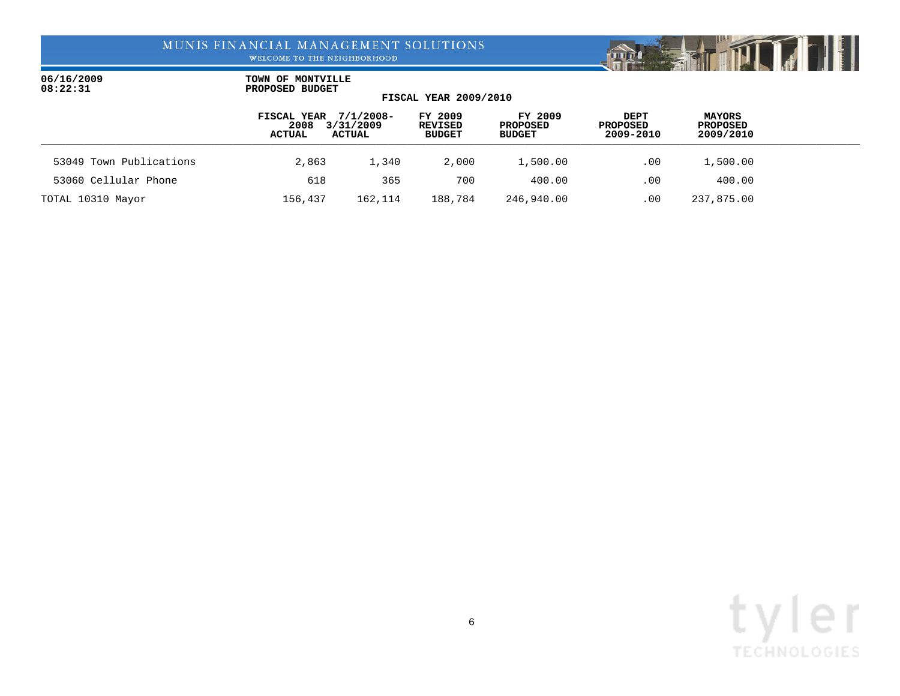06/16/2009
08:22:31

TOWN OF MONTVILLE
PROPOSED BUDGET

FISCAL YEAR 2009/2010

| | FISCAL YEAR 2008 ACTUAL | 7/1/2008- 3/31/2009 ACTUAL | FY 2009 REVISED BUDGET | FY 2009 PROPOSED BUDGET | DEPT PROPOSED 2009-2010 | MAYORS PROPOSED 2009/2010 |
|---|---|---|---|---|---|---|
| 53049 Town Publications | 2,863 | 1,340 | 2,000 | 1,500.00 | .00 | 1,500.00 |
| 53060 Cellular Phone | 618 | 365 | 700 | 400.00 | .00 | 400.00 |
| TOTAL 10310 Mayor | 156,437 | 162,114 | 188,784 | 246,940.00 | .00 | 237,875.00 |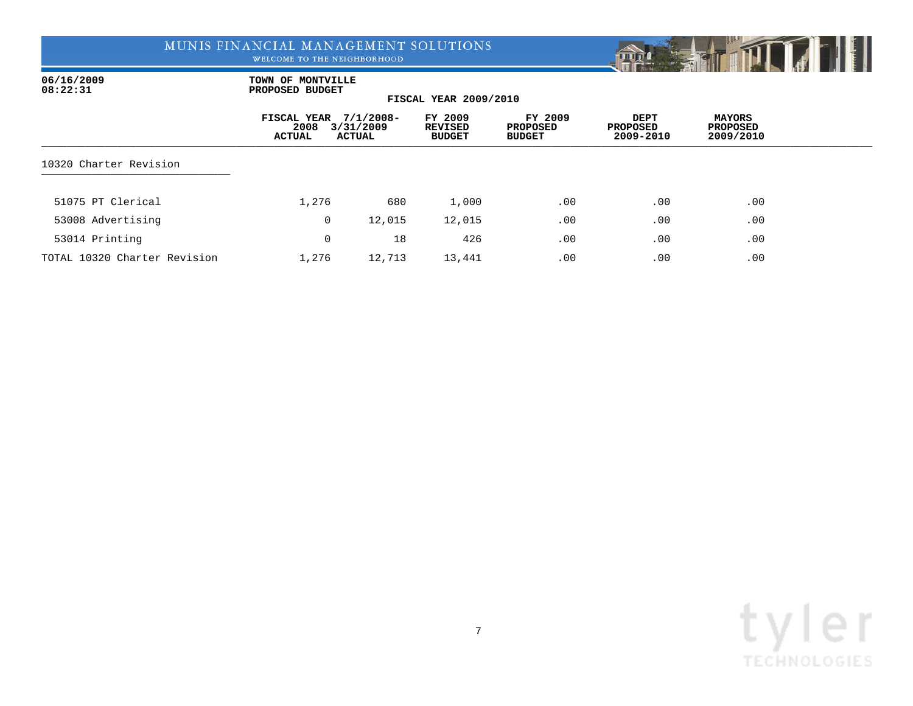MUNIS FINANCIAL MANAGEMENT SOLUTIONS
WELCOME TO THE NEIGHBORHOOD

06/16/2009
08:22:31

**TOWN OF MONTVILLE**
**PROPOSED BUDGET**
**FISCAL YEAR 2009/2010**

| | FISCAL YEAR 2008 ACTUAL | 7/1/2008-3/31/2009 ACTUAL | FY 2009 REVISED BUDGET | FY 2009 PROPOSED BUDGET | DEPT PROPOSED 2009-2010 | MAYORS PROPOSED 2009/2010 |
|---|---|---|---|---|---|---|
| **10320 Charter Revision** | | | | | | |
| 51075 PT Clerical | 1,276 | 680 | 1,000 | .00 | .00 | .00 |
| 53008 Advertising | 0 | 12,015 | 12,015 | .00 | .00 | .00 |
| 53014 Printing | 0 | 18 | 426 | .00 | .00 | .00 |
| TOTAL 10320 Charter Revision | 1,276 | 12,713 | 13,441 | .00 | .00 | .00 |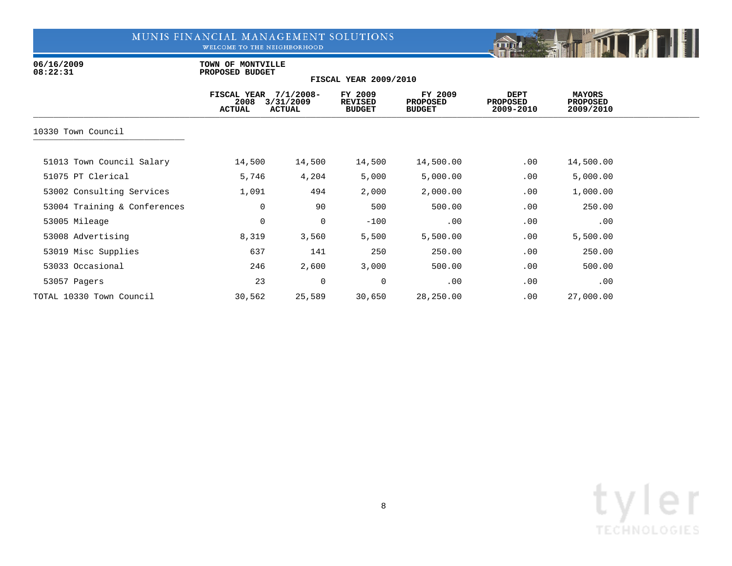06/16/2009
08:22:31

**TOWN OF MONTVILLE**
**PROPOSED BUDGET**

**FISCAL YEAR 2009/2010**

| | FISCAL YEAR 2008 ACTUAL | 7/1/2008-3/31/2009 ACTUAL | FY 2009 REVISED BUDGET | FY 2009 PROPOSED BUDGET | DEPT PROPOSED 2009-2010 | MAYORS PROPOSED 2009/2010 |
|---|---|---|---|---|---|---|
| **10330 Town Council** | | | | | | |
| 51013 Town Council Salary | 14,500 | 14,500 | 14,500 | 14,500.00 | .00 | 14,500.00 |
| 51075 PT Clerical | 5,746 | 4,204 | 5,000 | 5,000.00 | .00 | 5,000.00 |
| 53002 Consulting Services | 1,091 | 494 | 2,000 | 2,000.00 | .00 | 1,000.00 |
| 53004 Training & Conferences | 0 | 90 | 500 | 500.00 | .00 | 250.00 |
| 53005 Mileage | 0 | 0 | -100 | .00 | .00 | .00 |
| 53008 Advertising | 8,319 | 3,560 | 5,500 | 5,500.00 | .00 | 5,500.00 |
| 53019 Misc Supplies | 637 | 141 | 250 | 250.00 | .00 | 250.00 |
| 53033 Occasional | 246 | 2,600 | 3,000 | 500.00 | .00 | 500.00 |
| 53057 Pagers | 23 | 0 | 0 | .00 | .00 | .00 |
| TOTAL 10330 Town Council | 30,562 | 25,589 | 30,650 | 28,250.00 | .00 | 27,000.00 |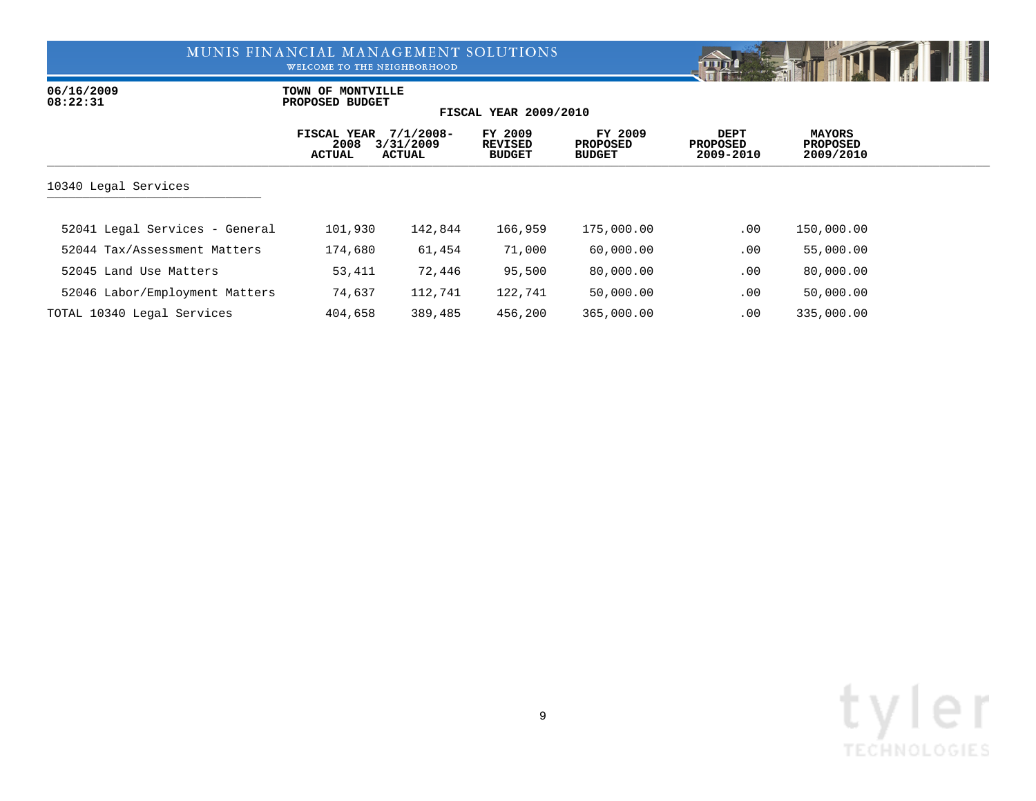MUNIS FINANCIAL MANAGEMENT SOLUTIONS
WELCOME TO THE NEIGHBORHOOD

06/16/2009
08:22:31

**TOWN OF MONTVILLE**
**PROPOSED BUDGET**

**FISCAL YEAR 2009/2010**

| | FISCAL YEAR 2008 ACTUAL | 7/1/2008-3/31/2009 ACTUAL | FY 2009 REVISED BUDGET | FY 2009 PROPOSED BUDGET | DEPT PROPOSED 2009-2010 | MAYORS PROPOSED 2009/2010 |
|---|---|---|---|---|---|---|
| **10340 Legal Services** | | | | | | |
| 52041 Legal Services - General | 101,930 | 142,844 | 166,959 | 175,000.00 | .00 | 150,000.00 |
| 52044 Tax/Assessment Matters | 174,680 | 61,454 | 71,000 | 60,000.00 | .00 | 55,000.00 |
| 52045 Land Use Matters | 53,411 | 72,446 | 95,500 | 80,000.00 | .00 | 80,000.00 |
| 52046 Labor/Employment Matters | 74,637 | 112,741 | 122,741 | 50,000.00 | .00 | 50,000.00 |
| TOTAL 10340 Legal Services | 404,658 | 389,485 | 456,200 | 365,000.00 | .00 | 335,000.00 |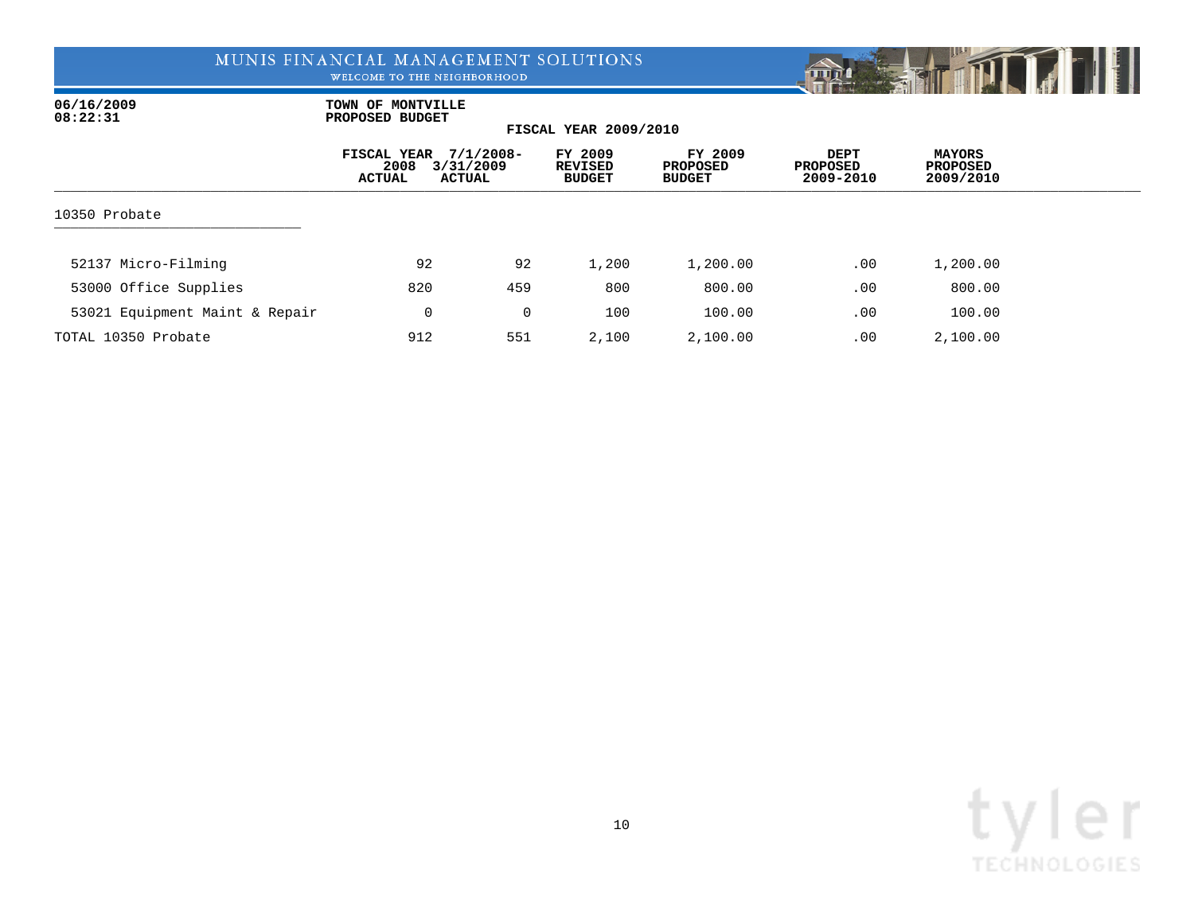06/16/2009
08:22:31

TOWN OF MONTVILLE
PROPOSED BUDGET

FISCAL YEAR 2009/2010

| | FISCAL YEAR 2008 ACTUAL | 7/1/2008-3/31/2009 ACTUAL | FY 2009 REVISED BUDGET | FY 2009 PROPOSED BUDGET | DEPT PROPOSED 2009-2010 | MAYORS PROPOSED 2009/2010 |
|---|---|---|---|---|---|---|
| **10350 Probate** | | | | | | |
| 52137 Micro-Filming | 92 | 92 | 1,200 | 1,200.00 | .00 | 1,200.00 |
| 53000 Office Supplies | 820 | 459 | 800 | 800.00 | .00 | 800.00 |
| 53021 Equipment Maint & Repair | 0 | 0 | 100 | 100.00 | .00 | 100.00 |
| TOTAL 10350 Probate | 912 | 551 | 2,100 | 2,100.00 | .00 | 2,100.00 |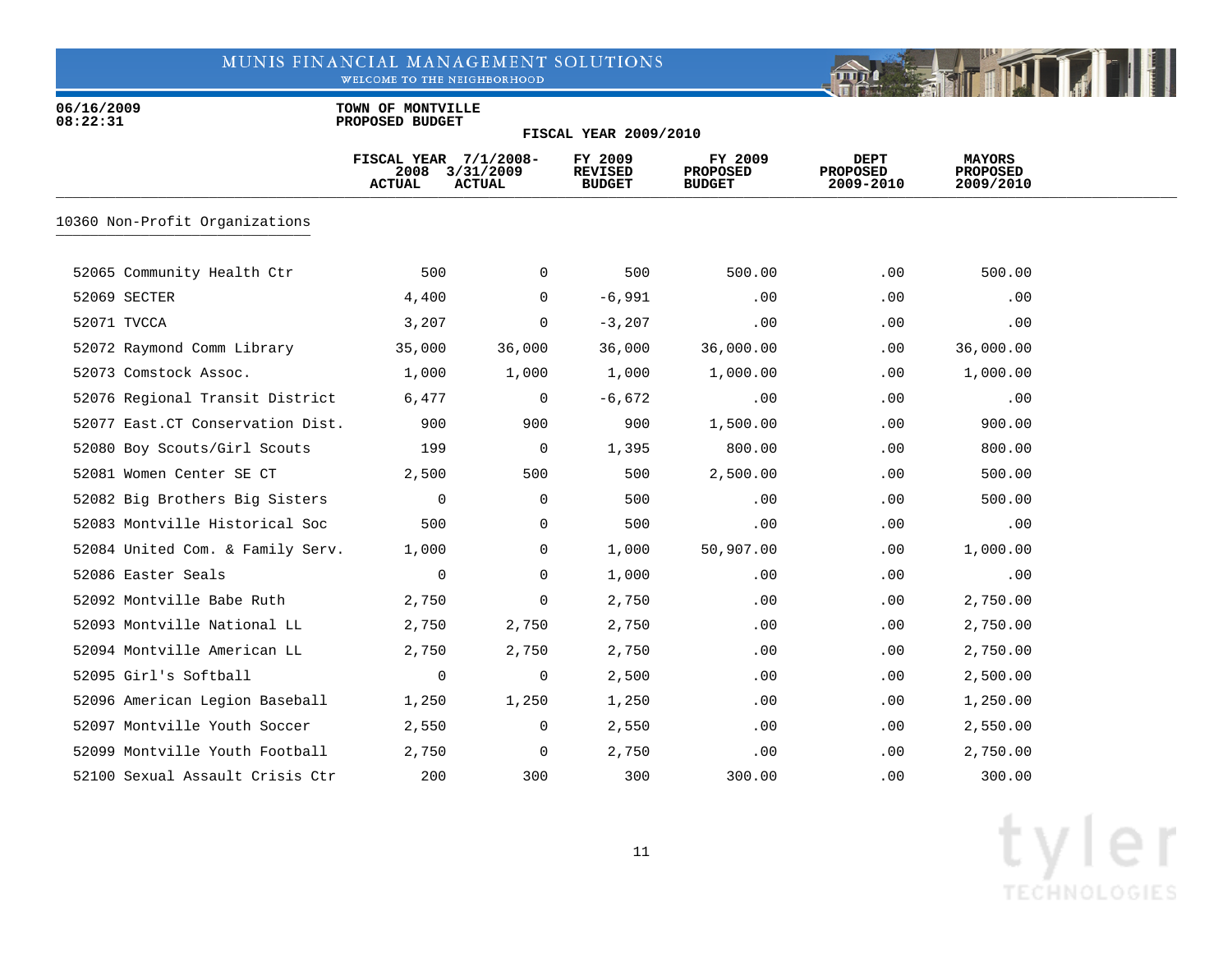06/16/2009
08:22:31

TOWN OF MONTVILLE
PROPOSED BUDGET

FISCAL YEAR 2009/2010

| | FISCAL YEAR 2008 ACTUAL | 7/1/2008- 3/31/2009 ACTUAL | FY 2009 REVISED BUDGET | FY 2009 PROPOSED BUDGET | DEPT PROPOSED 2009-2010 | MAYORS PROPOSED 2009/2010 |
|---|---|---|---|---|---|---|
| **10360 Non-Profit Organizations** | | | | | | |
| 52065 Community Health Ctr | 500 | 0 | 500 | 500.00 | .00 | 500.00 |
| 52069 SECTER | 4,400 | 0 | -6,991 | .00 | .00 | .00 |
| 52071 TVCCA | 3,207 | 0 | -3,207 | .00 | .00 | .00 |
| 52072 Raymond Comm Library | 35,000 | 36,000 | 36,000 | 36,000.00 | .00 | 36,000.00 |
| 52073 Comstock Assoc. | 1,000 | 1,000 | 1,000 | 1,000.00 | .00 | 1,000.00 |
| 52076 Regional Transit District | 6,477 | 0 | -6,672 | .00 | .00 | .00 |
| 52077 East.CT Conservation Dist. | 900 | 900 | 900 | 1,500.00 | .00 | 900.00 |
| 52080 Boy Scouts/Girl Scouts | 199 | 0 | 1,395 | 800.00 | .00 | 800.00 |
| 52081 Women Center SE CT | 2,500 | 500 | 500 | 2,500.00 | .00 | 500.00 |
| 52082 Big Brothers Big Sisters | 0 | 0 | 500 | .00 | .00 | 500.00 |
| 52083 Montville Historical Soc | 500 | 0 | 500 | .00 | .00 | .00 |
| 52084 United Com. & Family Serv. | 1,000 | 0 | 1,000 | 50,907.00 | .00 | 1,000.00 |
| 52086 Easter Seals | 0 | 0 | 1,000 | .00 | .00 | .00 |
| 52092 Montville Babe Ruth | 2,750 | 0 | 2,750 | .00 | .00 | 2,750.00 |
| 52093 Montville National LL | 2,750 | 2,750 | 2,750 | .00 | .00 | 2,750.00 |
| 52094 Montville American LL | 2,750 | 2,750 | 2,750 | .00 | .00 | 2,750.00 |
| 52095 Girl's Softball | 0 | 0 | 2,500 | .00 | .00 | 2,500.00 |
| 52096 American Legion Baseball | 1,250 | 1,250 | 1,250 | .00 | .00 | 1,250.00 |
| 52097 Montville Youth Soccer | 2,550 | 0 | 2,550 | .00 | .00 | 2,550.00 |
| 52099 Montville Youth Football | 2,750 | 0 | 2,750 | .00 | .00 | 2,750.00 |
| 52100 Sexual Assault Crisis Ctr | 200 | 300 | 300 | 300.00 | .00 | 300.00 |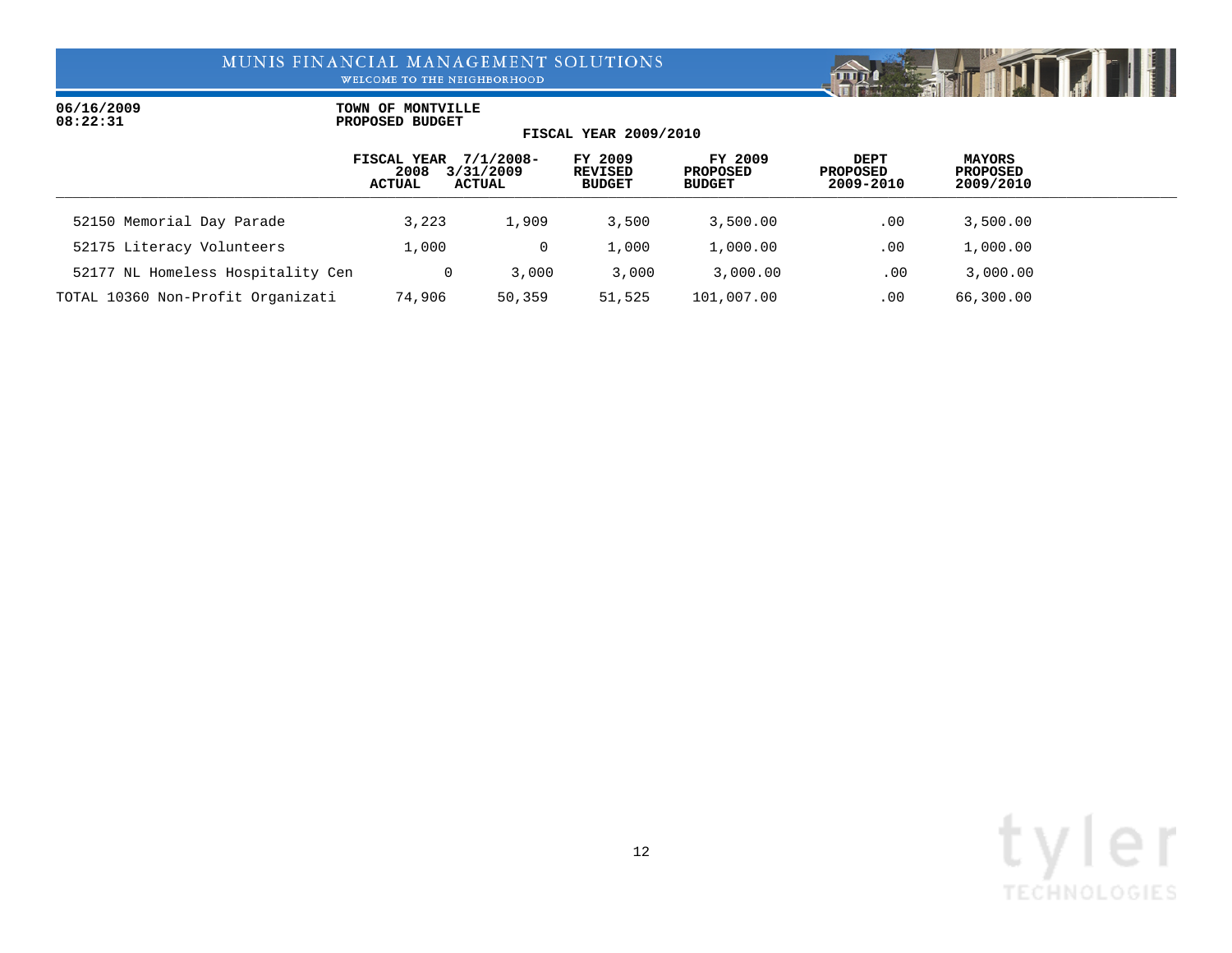06/16/2009
08:22:31

**TOWN OF MONTVILLE**
**PROPOSED BUDGET**

**FISCAL YEAR 2009/2010**

| | FISCAL YEAR 2008 ACTUAL | 7/1/2008-3/31/2009 ACTUAL | FY 2009 REVISED BUDGET | FY 2009 PROPOSED BUDGET | DEPT PROPOSED 2009-2010 | MAYORS PROPOSED 2009/2010 |
|---|---|---|---|---|---|---|
| 52150 Memorial Day Parade | 3,223 | 1,909 | 3,500 | 3,500.00 | .00 | 3,500.00 |
| 52175 Literacy Volunteers | 1,000 | 0 | 1,000 | 1,000.00 | .00 | 1,000.00 |
| 52177 NL Homeless Hospitality Cen | 0 | 3,000 | 3,000 | 3,000.00 | .00 | 3,000.00 |
| TOTAL 10360 Non-Profit Organizati | 74,906 | 50,359 | 51,525 | 101,007.00 | .00 | 66,300.00 |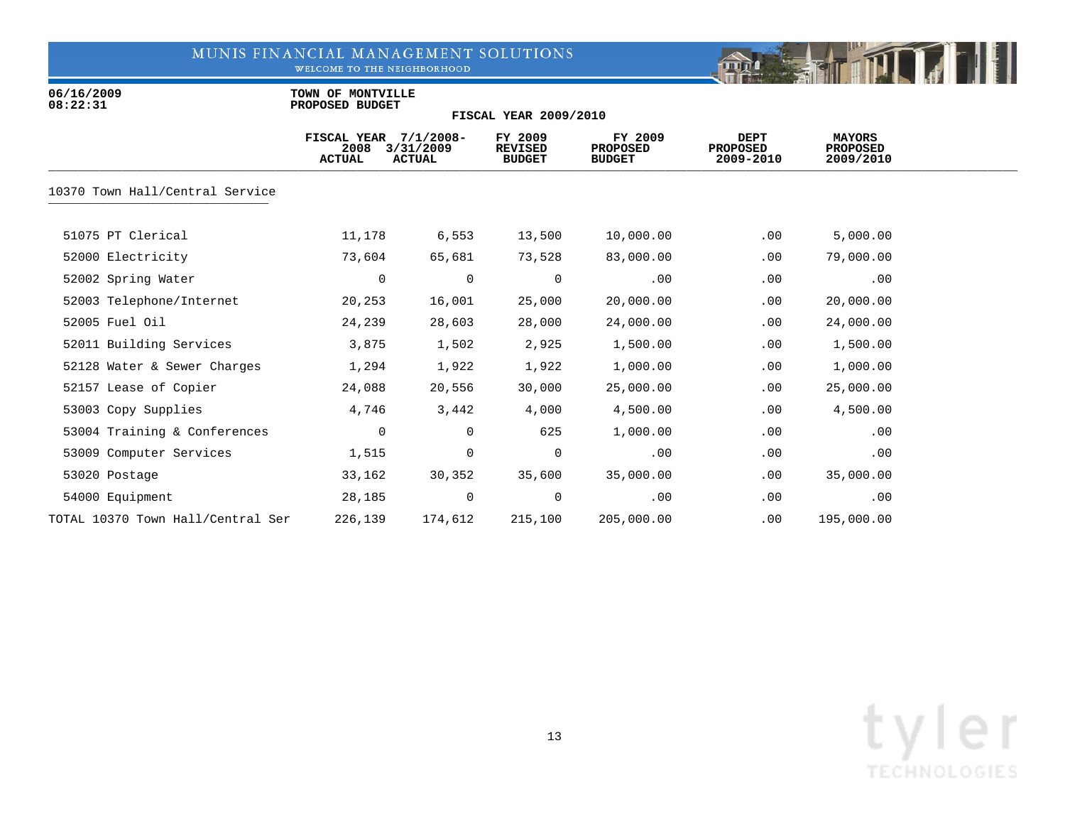06/16/2009
08:22:31

**TOWN OF MONTVILLE**
**PROPOSED BUDGET**
**FISCAL YEAR 2009/2010**

| | FISCAL YEAR 2008 ACTUAL | 7/1/2008-3/31/2009 ACTUAL | FY 2009 REVISED BUDGET | FY 2009 PROPOSED BUDGET | DEPT PROPOSED 2009-2010 | MAYORS PROPOSED 2009/2010 |
|---|---|---|---|---|---|---|
| **10370 Town Hall/Central Service** | | | | | | |
| 51075 PT Clerical | 11,178 | 6,553 | 13,500 | 10,000.00 | .00 | 5,000.00 |
| 52000 Electricity | 73,604 | 65,681 | 73,528 | 83,000.00 | .00 | 79,000.00 |
| 52002 Spring Water | 0 | 0 | 0 | .00 | .00 | .00 |
| 52003 Telephone/Internet | 20,253 | 16,001 | 25,000 | 20,000.00 | .00 | 20,000.00 |
| 52005 Fuel Oil | 24,239 | 28,603 | 28,000 | 24,000.00 | .00 | 24,000.00 |
| 52011 Building Services | 3,875 | 1,502 | 2,925 | 1,500.00 | .00 | 1,500.00 |
| 52128 Water & Sewer Charges | 1,294 | 1,922 | 1,922 | 1,000.00 | .00 | 1,000.00 |
| 52157 Lease of Copier | 24,088 | 20,556 | 30,000 | 25,000.00 | .00 | 25,000.00 |
| 53003 Copy Supplies | 4,746 | 3,442 | 4,000 | 4,500.00 | .00 | 4,500.00 |
| 53004 Training & Conferences | 0 | 0 | 625 | 1,000.00 | .00 | .00 |
| 53009 Computer Services | 1,515 | 0 | 0 | .00 | .00 | .00 |
| 53020 Postage | 33,162 | 30,352 | 35,600 | 35,000.00 | .00 | 35,000.00 |
| 54000 Equipment | 28,185 | 0 | 0 | .00 | .00 | .00 |
| TOTAL 10370 Town Hall/Central Ser | 226,139 | 174,612 | 215,100 | 205,000.00 | .00 | 195,000.00 |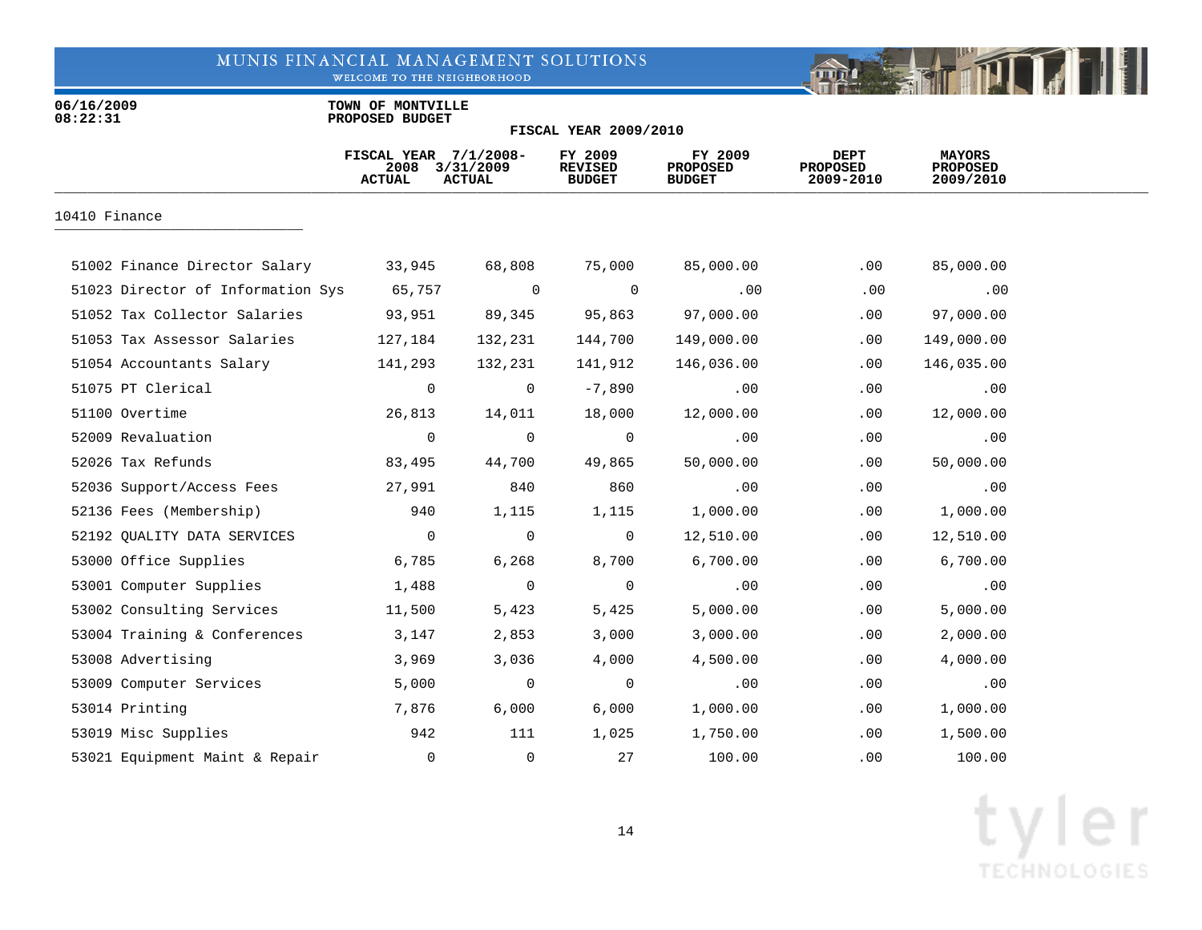06/16/2009
08:22:31

TOWN OF MONTVILLE
PROPOSED BUDGET

FISCAL YEAR 2009/2010

## 10410 Finance

| | FISCAL YEAR 2008 ACTUAL | 7/1/2008-3/31/2009 ACTUAL | FY 2009 REVISED BUDGET | FY 2009 PROPOSED BUDGET | DEPT PROPOSED 2009-2010 | MAYORS PROPOSED 2009/2010 |
|---|---|---|---|---|---|---|
| 51002 Finance Director Salary | 33,945 | 68,808 | 75,000 | 85,000.00 | .00 | 85,000.00 |
| 51023 Director of Information Sys | 65,757 | 0 | 0 | .00 | .00 | .00 |
| 51052 Tax Collector Salaries | 93,951 | 89,345 | 95,863 | 97,000.00 | .00 | 97,000.00 |
| 51053 Tax Assessor Salaries | 127,184 | 132,231 | 144,700 | 149,000.00 | .00 | 149,000.00 |
| 51054 Accountants Salary | 141,293 | 132,231 | 141,912 | 146,036.00 | .00 | 146,035.00 |
| 51075 PT Clerical | 0 | 0 | -7,890 | .00 | .00 | .00 |
| 51100 Overtime | 26,813 | 14,011 | 18,000 | 12,000.00 | .00 | 12,000.00 |
| 52009 Revaluation | 0 | 0 | 0 | .00 | .00 | .00 |
| 52026 Tax Refunds | 83,495 | 44,700 | 49,865 | 50,000.00 | .00 | 50,000.00 |
| 52036 Support/Access Fees | 27,991 | 840 | 860 | .00 | .00 | .00 |
| 52136 Fees (Membership) | 940 | 1,115 | 1,115 | 1,000.00 | .00 | 1,000.00 |
| 52192 QUALITY DATA SERVICES | 0 | 0 | 0 | 12,510.00 | .00 | 12,510.00 |
| 53000 Office Supplies | 6,785 | 6,268 | 8,700 | 6,700.00 | .00 | 6,700.00 |
| 53001 Computer Supplies | 1,488 | 0 | 0 | .00 | .00 | .00 |
| 53002 Consulting Services | 11,500 | 5,423 | 5,425 | 5,000.00 | .00 | 5,000.00 |
| 53004 Training & Conferences | 3,147 | 2,853 | 3,000 | 3,000.00 | .00 | 2,000.00 |
| 53008 Advertising | 3,969 | 3,036 | 4,000 | 4,500.00 | .00 | 4,000.00 |
| 53009 Computer Services | 5,000 | 0 | 0 | .00 | .00 | .00 |
| 53014 Printing | 7,876 | 6,000 | 6,000 | 1,000.00 | .00 | 1,000.00 |
| 53019 Misc Supplies | 942 | 111 | 1,025 | 1,750.00 | .00 | 1,500.00 |
| 53021 Equipment Maint & Repair | 0 | 0 | 27 | 100.00 | .00 | 100.00 |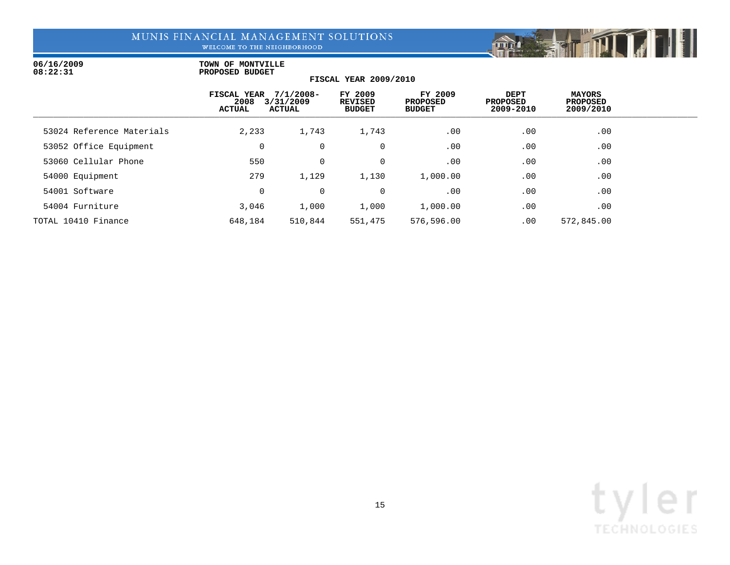06/16/2009
08:22:31

**TOWN OF MONTVILLE**
**PROPOSED BUDGET**

**FISCAL YEAR 2009/2010**

| | FISCAL YEAR 2008 ACTUAL | 7/1/2008-3/31/2009 ACTUAL | FY 2009 REVISED BUDGET | FY 2009 PROPOSED BUDGET | DEPT PROPOSED 2009-2010 | MAYORS PROPOSED 2009/2010 |
|---|---|---|---|---|---|---|
| 53024 Reference Materials | 2,233 | 1,743 | 1,743 | .00 | .00 | .00 |
| 53052 Office Equipment | 0 | 0 | 0 | .00 | .00 | .00 |
| 53060 Cellular Phone | 550 | 0 | 0 | .00 | .00 | .00 |
| 54000 Equipment | 279 | 1,129 | 1,130 | 1,000.00 | .00 | .00 |
| 54001 Software | 0 | 0 | 0 | .00 | .00 | .00 |
| 54004 Furniture | 3,046 | 1,000 | 1,000 | 1,000.00 | .00 | .00 |
| TOTAL 10410 Finance | 648,184 | 510,844 | 551,475 | 576,596.00 | .00 | 572,845.00 |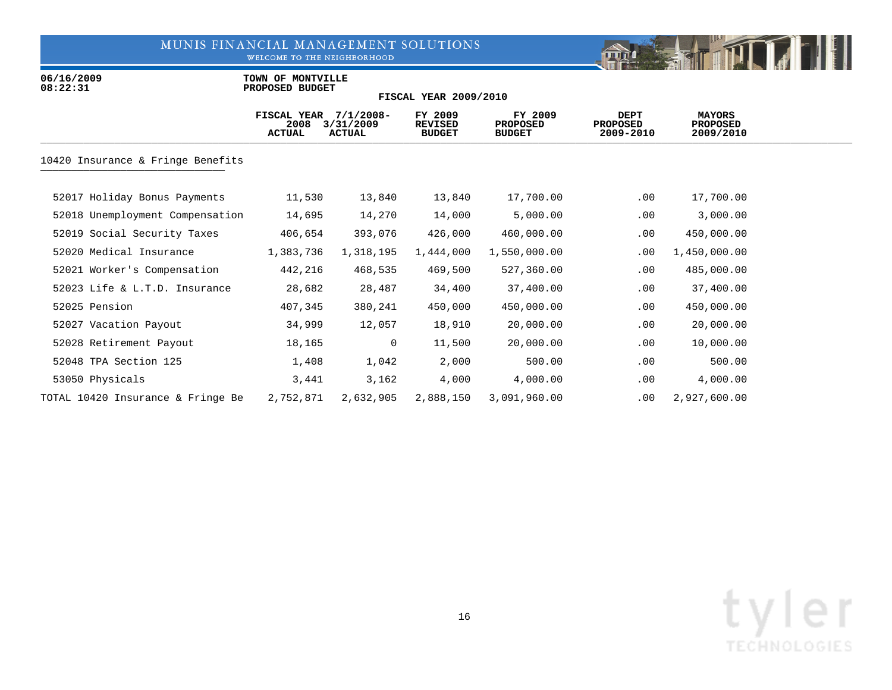MUNIS FINANCIAL MANAGEMENT SOLUTIONS
WELCOME TO THE NEIGHBORHOOD

06/16/2009
08:22:31

**TOWN OF MONTVILLE**
**PROPOSED BUDGET**

**FISCAL YEAR 2009/2010**

| | FISCAL YEAR 2008 ACTUAL | 7/1/2008-3/31/2009 ACTUAL | FY 2009 REVISED BUDGET | FY 2009 PROPOSED BUDGET | DEPT PROPOSED 2009-2010 | MAYORS PROPOSED 2009/2010 |
|---|---|---|---|---|---|---|
| **10420 Insurance & Fringe Benefits** | | | | | | |
| 52017 Holiday Bonus Payments | 11,530 | 13,840 | 13,840 | 17,700.00 | .00 | 17,700.00 |
| 52018 Unemployment Compensation | 14,695 | 14,270 | 14,000 | 5,000.00 | .00 | 3,000.00 |
| 52019 Social Security Taxes | 406,654 | 393,076 | 426,000 | 460,000.00 | .00 | 450,000.00 |
| 52020 Medical Insurance | 1,383,736 | 1,318,195 | 1,444,000 | 1,550,000.00 | .00 | 1,450,000.00 |
| 52021 Worker's Compensation | 442,216 | 468,535 | 469,500 | 527,360.00 | .00 | 485,000.00 |
| 52023 Life & L.T.D. Insurance | 28,682 | 28,487 | 34,400 | 37,400.00 | .00 | 37,400.00 |
| 52025 Pension | 407,345 | 380,241 | 450,000 | 450,000.00 | .00 | 450,000.00 |
| 52027 Vacation Payout | 34,999 | 12,057 | 18,910 | 20,000.00 | .00 | 20,000.00 |
| 52028 Retirement Payout | 18,165 | 0 | 11,500 | 20,000.00 | .00 | 10,000.00 |
| 52048 TPA Section 125 | 1,408 | 1,042 | 2,000 | 500.00 | .00 | 500.00 |
| 53050 Physicals | 3,441 | 3,162 | 4,000 | 4,000.00 | .00 | 4,000.00 |
| TOTAL 10420 Insurance & Fringe Be | 2,752,871 | 2,632,905 | 2,888,150 | 3,091,960.00 | .00 | 2,927,600.00 |

tyler
TECHNOLOGIES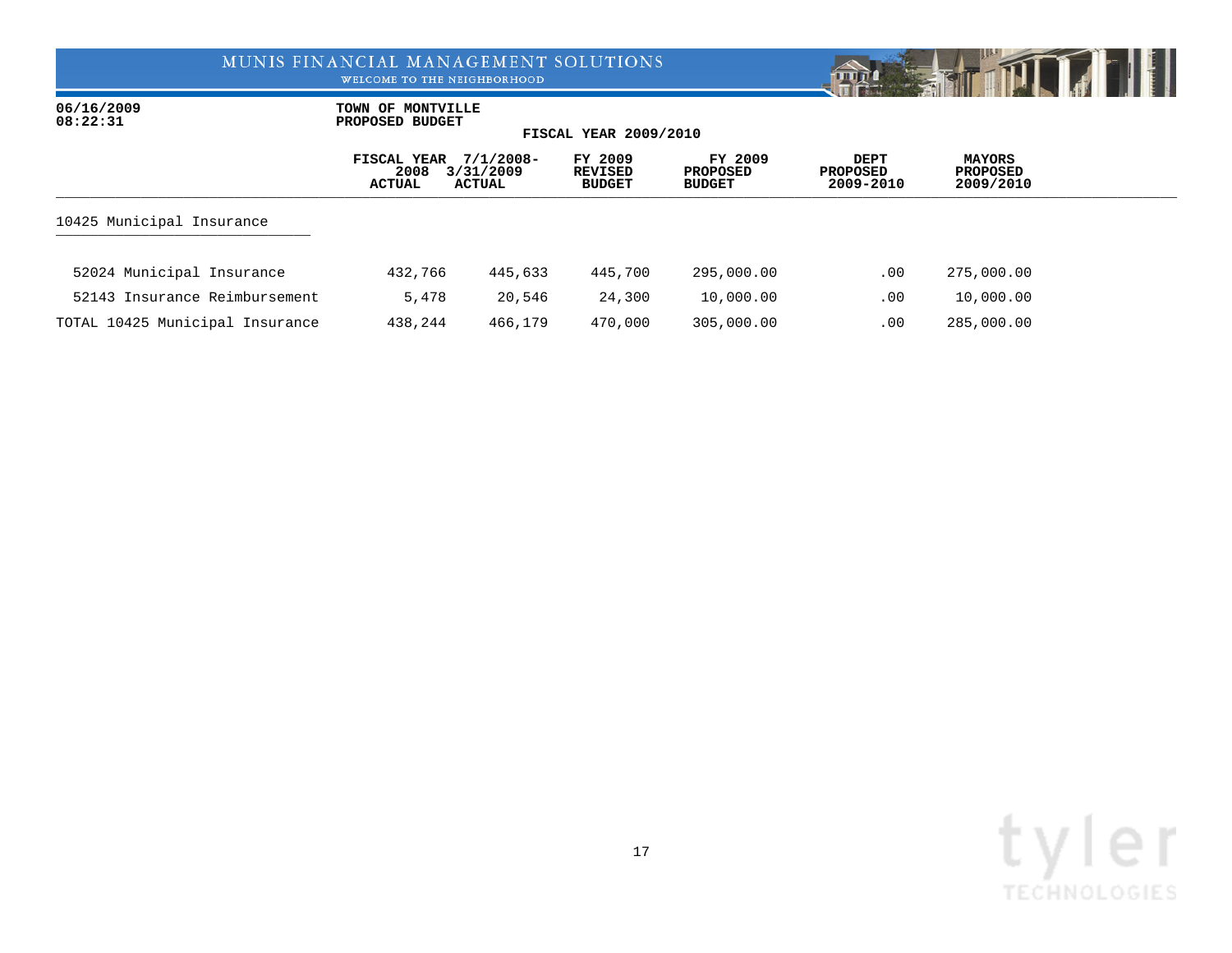TOWN OF MONTVILLE
PROPOSED BUDGET

FISCAL YEAR 2009/2010

| | FISCAL YEAR 2008 ACTUAL | 7/1/2008-3/31/2009 ACTUAL | FY 2009 REVISED BUDGET | FY 2009 PROPOSED BUDGET | DEPT PROPOSED 2009-2010 | MAYORS PROPOSED 2009/2010 |
|---|---|---|---|---|---|---|
| **10425 Municipal Insurance** | | | | | | |
| 52024 Municipal Insurance | 432,766 | 445,633 | 445,700 | 295,000.00 | .00 | 275,000.00 |
| 52143 Insurance Reimbursement | 5,478 | 20,546 | 24,300 | 10,000.00 | .00 | 10,000.00 |
| TOTAL 10425 Municipal Insurance | 438,244 | 466,179 | 470,000 | 305,000.00 | .00 | 285,000.00 |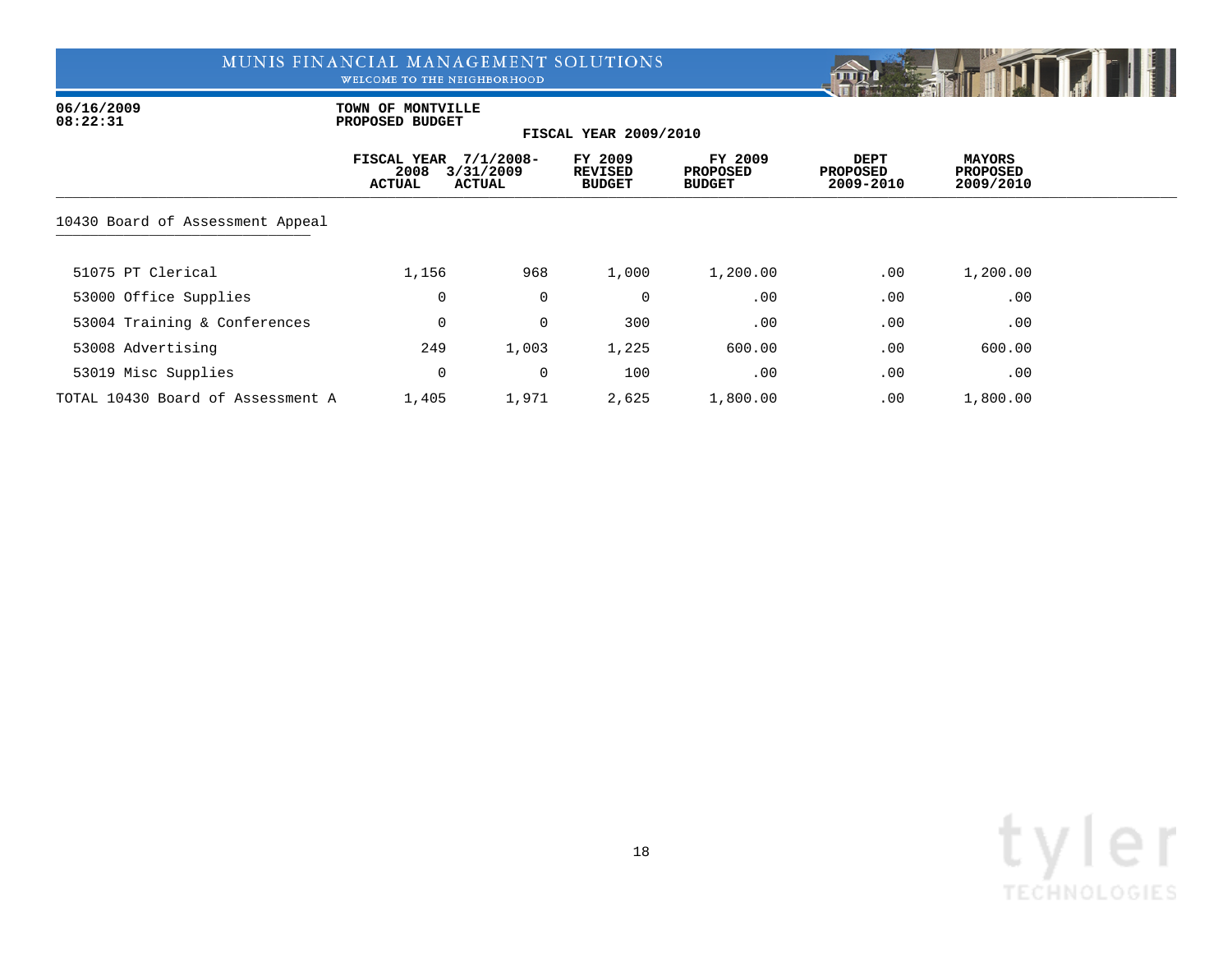06/16/2009
08:22:31

TOWN OF MONTVILLE
PROPOSED BUDGET

FISCAL YEAR 2009/2010

| | FISCAL YEAR 2008 ACTUAL | 7/1/2008-3/31/2009 ACTUAL | FY 2009 REVISED BUDGET | FY 2009 PROPOSED BUDGET | DEPT PROPOSED 2009-2010 | MAYORS PROPOSED 2009/2010 |
|---|---|---|---|---|---|---|
| **10430 Board of Assessment Appeal** | | | | | | |
| 51075 PT Clerical | 1,156 | 968 | 1,000 | 1,200.00 | .00 | 1,200.00 |
| 53000 Office Supplies | 0 | 0 | 0 | .00 | .00 | .00 |
| 53004 Training & Conferences | 0 | 0 | 300 | .00 | .00 | .00 |
| 53008 Advertising | 249 | 1,003 | 1,225 | 600.00 | .00 | 600.00 |
| 53019 Misc Supplies | 0 | 0 | 100 | .00 | .00 | .00 |
| TOTAL 10430 Board of Assessment A | 1,405 | 1,971 | 2,625 | 1,800.00 | .00 | 1,800.00 |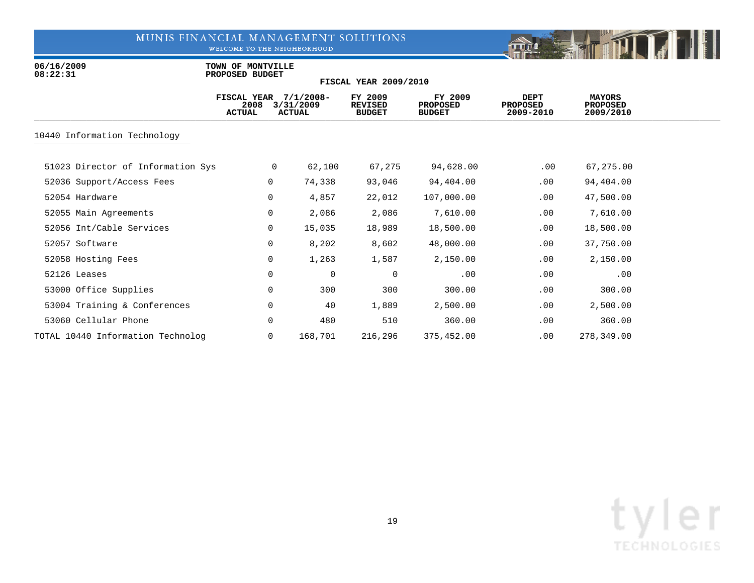MUNIS FINANCIAL MANAGEMENT SOLUTIONS
WELCOME TO THE NEIGHBORHOOD

06/16/2009
08:22:31

**TOWN OF MONTVILLE**
**PROPOSED BUDGET**
**FISCAL YEAR 2009/2010**

| | FISCAL YEAR 2008 ACTUAL | 7/1/2008-3/31/2009 ACTUAL | FY 2009 REVISED BUDGET | FY 2009 PROPOSED BUDGET | DEPT PROPOSED 2009-2010 | MAYORS PROPOSED 2009/2010 |
|---|---|---|---|---|---|---|
| **10440 Information Technology** | | | | | | |
| 51023 Director of Information Sys | 0 | 62,100 | 67,275 | 94,628.00 | .00 | 67,275.00 |
| 52036 Support/Access Fees | 0 | 74,338 | 93,046 | 94,404.00 | .00 | 94,404.00 |
| 52054 Hardware | 0 | 4,857 | 22,012 | 107,000.00 | .00 | 47,500.00 |
| 52055 Main Agreements | 0 | 2,086 | 2,086 | 7,610.00 | .00 | 7,610.00 |
| 52056 Int/Cable Services | 0 | 15,035 | 18,989 | 18,500.00 | .00 | 18,500.00 |
| 52057 Software | 0 | 8,202 | 8,602 | 48,000.00 | .00 | 37,750.00 |
| 52058 Hosting Fees | 0 | 1,263 | 1,587 | 2,150.00 | .00 | 2,150.00 |
| 52126 Leases | 0 | 0 | 0 | .00 | .00 | .00 |
| 53000 Office Supplies | 0 | 300 | 300 | 300.00 | .00 | 300.00 |
| 53004 Training & Conferences | 0 | 40 | 1,889 | 2,500.00 | .00 | 2,500.00 |
| 53060 Cellular Phone | 0 | 480 | 510 | 360.00 | .00 | 360.00 |
| TOTAL 10440 Information Technolog | 0 | 168,701 | 216,296 | 375,452.00 | .00 | 278,349.00 |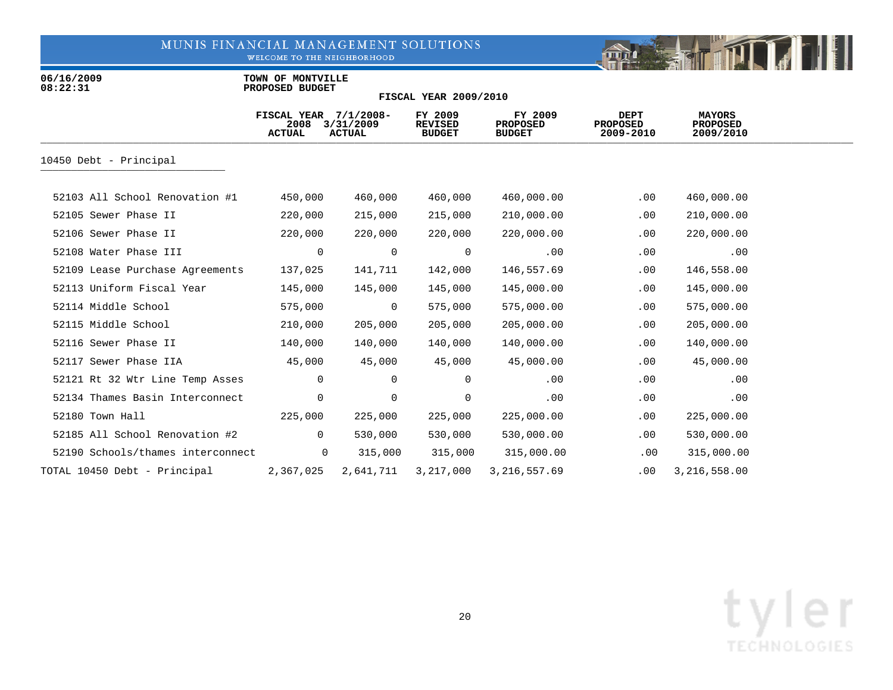06/16/2009
08:22:31

**TOWN OF MONTVILLE**
**PROPOSED BUDGET**

**FISCAL YEAR 2009/2010**

| | FISCAL YEAR 2008 ACTUAL | 7/1/2008-3/31/2009 ACTUAL | FY 2009 REVISED BUDGET | FY 2009 PROPOSED BUDGET | DEPT PROPOSED 2009-2010 | MAYORS PROPOSED 2009/2010 |
|---|---|---|---|---|---|---|
| **10450 Debt - Principal** | | | | | | |
| 52103 All School Renovation #1 | 450,000 | 460,000 | 460,000 | 460,000.00 | .00 | 460,000.00 |
| 52105 Sewer Phase II | 220,000 | 215,000 | 215,000 | 210,000.00 | .00 | 210,000.00 |
| 52106 Sewer Phase II | 220,000 | 220,000 | 220,000 | 220,000.00 | .00 | 220,000.00 |
| 52108 Water Phase III | 0 | 0 | 0 | .00 | .00 | .00 |
| 52109 Lease Purchase Agreements | 137,025 | 141,711 | 142,000 | 146,557.69 | .00 | 146,558.00 |
| 52113 Uniform Fiscal Year | 145,000 | 145,000 | 145,000 | 145,000.00 | .00 | 145,000.00 |
| 52114 Middle School | 575,000 | 0 | 575,000 | 575,000.00 | .00 | 575,000.00 |
| 52115 Middle School | 210,000 | 205,000 | 205,000 | 205,000.00 | .00 | 205,000.00 |
| 52116 Sewer Phase II | 140,000 | 140,000 | 140,000 | 140,000.00 | .00 | 140,000.00 |
| 52117 Sewer Phase IIA | 45,000 | 45,000 | 45,000 | 45,000.00 | .00 | 45,000.00 |
| 52121 Rt 32 Wtr Line Temp Asses | 0 | 0 | 0 | .00 | .00 | .00 |
| 52134 Thames Basin Interconnect | 0 | 0 | 0 | .00 | .00 | .00 |
| 52180 Town Hall | 225,000 | 225,000 | 225,000 | 225,000.00 | .00 | 225,000.00 |
| 52185 All School Renovation #2 | 0 | 530,000 | 530,000 | 530,000.00 | .00 | 530,000.00 |
| 52190 Schools/thames interconnect | 0 | 315,000 | 315,000 | 315,000.00 | .00 | 315,000.00 |
| TOTAL 10450 Debt - Principal | 2,367,025 | 2,641,711 | 3,217,000 | 3,216,557.69 | .00 | 3,216,558.00 |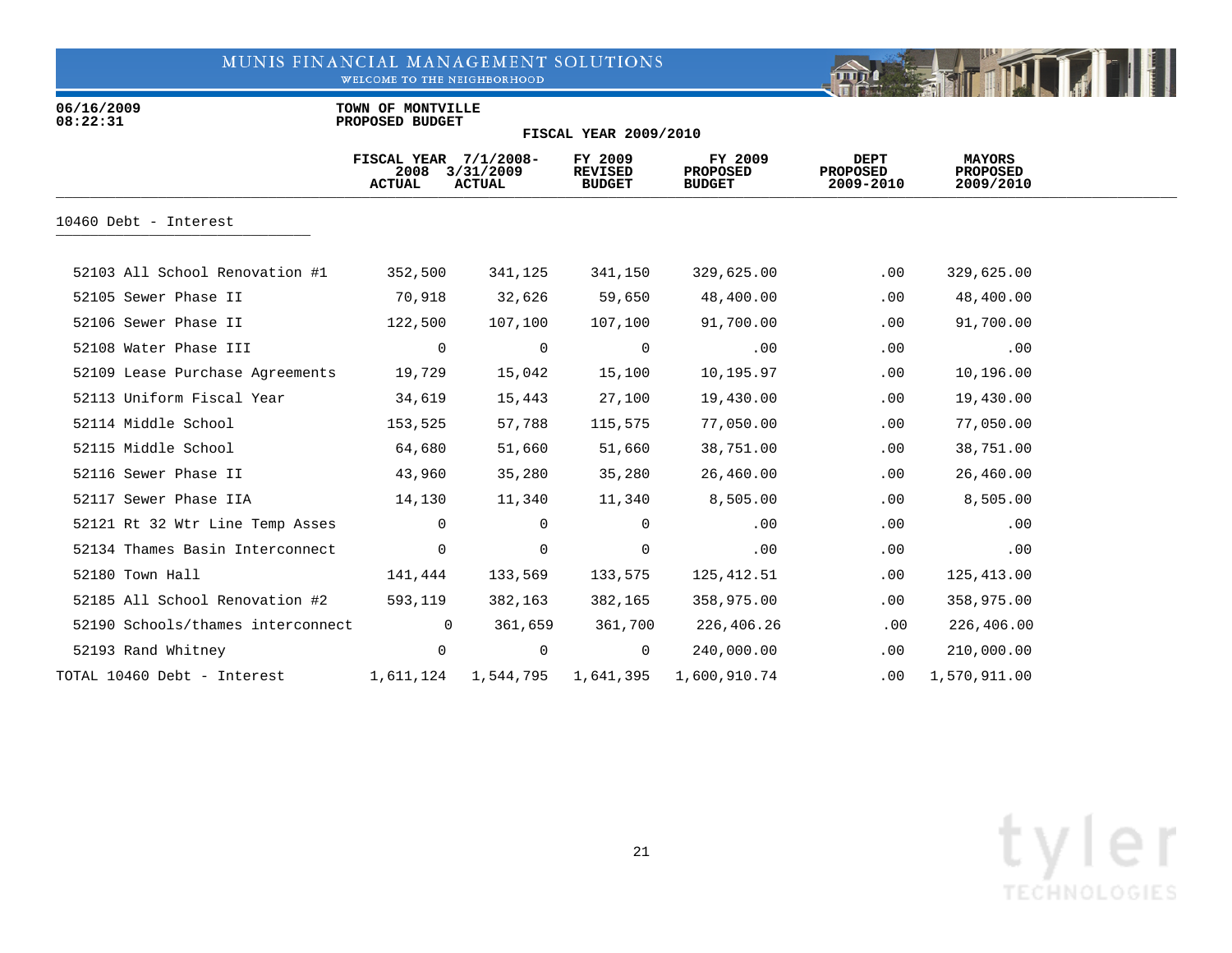06/16/2009
08:22:31

TOWN OF MONTVILLE
PROPOSED BUDGET

FISCAL YEAR 2009/2010

| | FISCAL YEAR 2008 ACTUAL | 7/1/2008-3/31/2009 ACTUAL | FY 2009 REVISED BUDGET | FY 2009 PROPOSED BUDGET | DEPT PROPOSED 2009-2010 | MAYORS PROPOSED 2009/2010 |
|---|---|---|---|---|---|---|
| **10460 Debt - Interest** | | | | | | |
| 52103 All School Renovation #1 | 352,500 | 341,125 | 341,150 | 329,625.00 | .00 | 329,625.00 |
| 52105 Sewer Phase II | 70,918 | 32,626 | 59,650 | 48,400.00 | .00 | 48,400.00 |
| 52106 Sewer Phase II | 122,500 | 107,100 | 107,100 | 91,700.00 | .00 | 91,700.00 |
| 52108 Water Phase III | 0 | 0 | 0 | .00 | .00 | .00 |
| 52109 Lease Purchase Agreements | 19,729 | 15,042 | 15,100 | 10,195.97 | .00 | 10,196.00 |
| 52113 Uniform Fiscal Year | 34,619 | 15,443 | 27,100 | 19,430.00 | .00 | 19,430.00 |
| 52114 Middle School | 153,525 | 57,788 | 115,575 | 77,050.00 | .00 | 77,050.00 |
| 52115 Middle School | 64,680 | 51,660 | 51,660 | 38,751.00 | .00 | 38,751.00 |
| 52116 Sewer Phase II | 43,960 | 35,280 | 35,280 | 26,460.00 | .00 | 26,460.00 |
| 52117 Sewer Phase IIA | 14,130 | 11,340 | 11,340 | 8,505.00 | .00 | 8,505.00 |
| 52121 Rt 32 Wtr Line Temp Asses | 0 | 0 | 0 | .00 | .00 | .00 |
| 52134 Thames Basin Interconnect | 0 | 0 | 0 | .00 | .00 | .00 |
| 52180 Town Hall | 141,444 | 133,569 | 133,575 | 125,412.51 | .00 | 125,413.00 |
| 52185 All School Renovation #2 | 593,119 | 382,163 | 382,165 | 358,975.00 | .00 | 358,975.00 |
| 52190 Schools/thames interconnect | 0 | 361,659 | 361,700 | 226,406.26 | .00 | 226,406.00 |
| 52193 Rand Whitney | 0 | 0 | 0 | 240,000.00 | .00 | 210,000.00 |
| TOTAL 10460 Debt - Interest | 1,611,124 | 1,544,795 | 1,641,395 | 1,600,910.74 | .00 | 1,570,911.00 |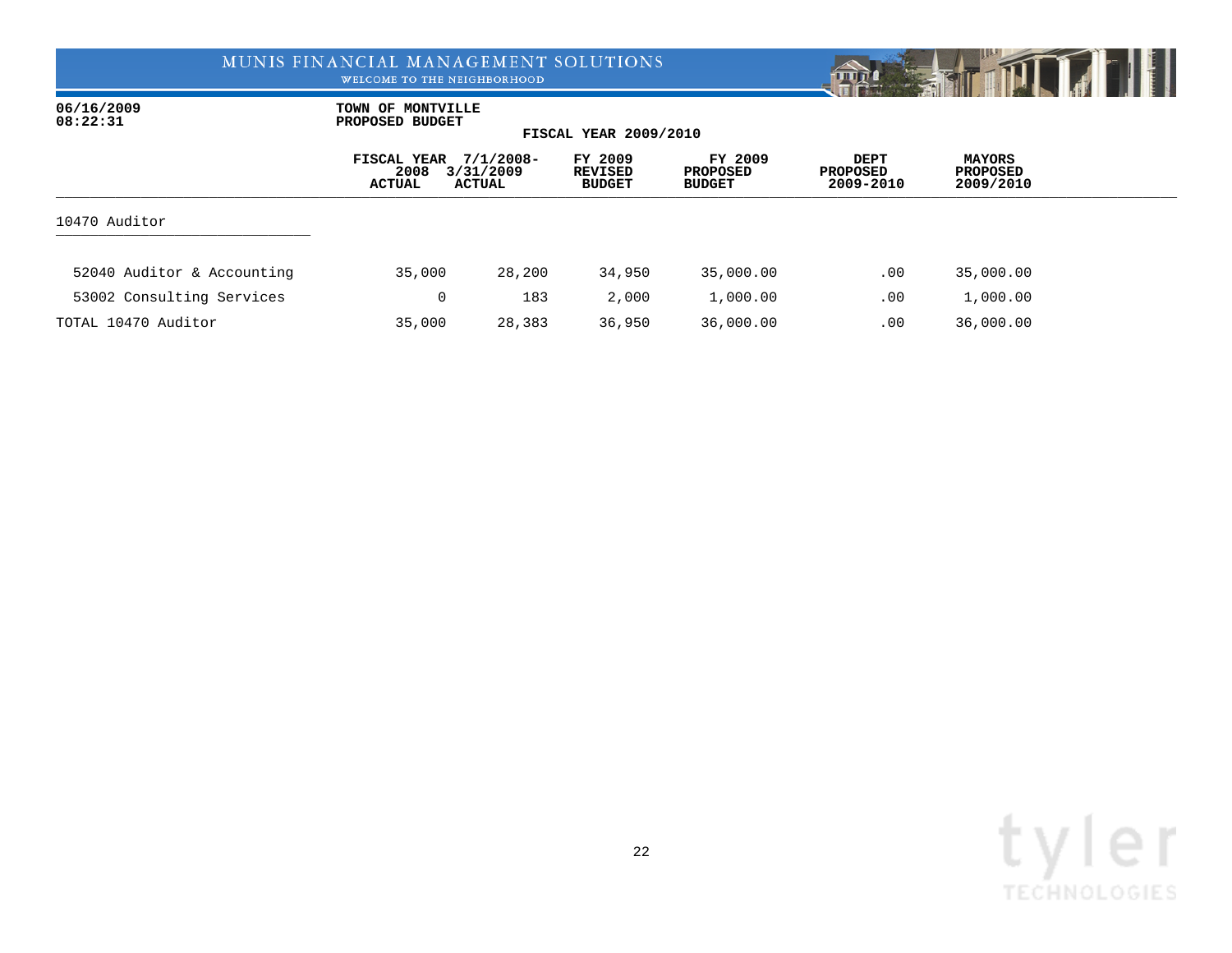MUNIS FINANCIAL MANAGEMENT SOLUTIONS
WELCOME TO THE NEIGHBORHOOD

**06/16/2009**
**08:22:31**

**TOWN OF MONTVILLE**
**PROPOSED BUDGET**
**FISCAL YEAR 2009/2010**

| | FISCAL YEAR 2008 ACTUAL | 7/1/2008-3/31/2009 ACTUAL | FY 2009 REVISED BUDGET | FY 2009 PROPOSED BUDGET | DEPT PROPOSED 2009-2010 | MAYORS PROPOSED 2009/2010 |
|---|---|---|---|---|---|---|
| **10470 Auditor** | | | | | | |
| 52040 Auditor & Accounting | 35,000 | 28,200 | 34,950 | 35,000.00 | .00 | 35,000.00 |
| 53002 Consulting Services | 0 | 183 | 2,000 | 1,000.00 | .00 | 1,000.00 |
| TOTAL 10470 Auditor | 35,000 | 28,383 | 36,950 | 36,000.00 | .00 | 36,000.00 |

tyler TECHNOLOGIES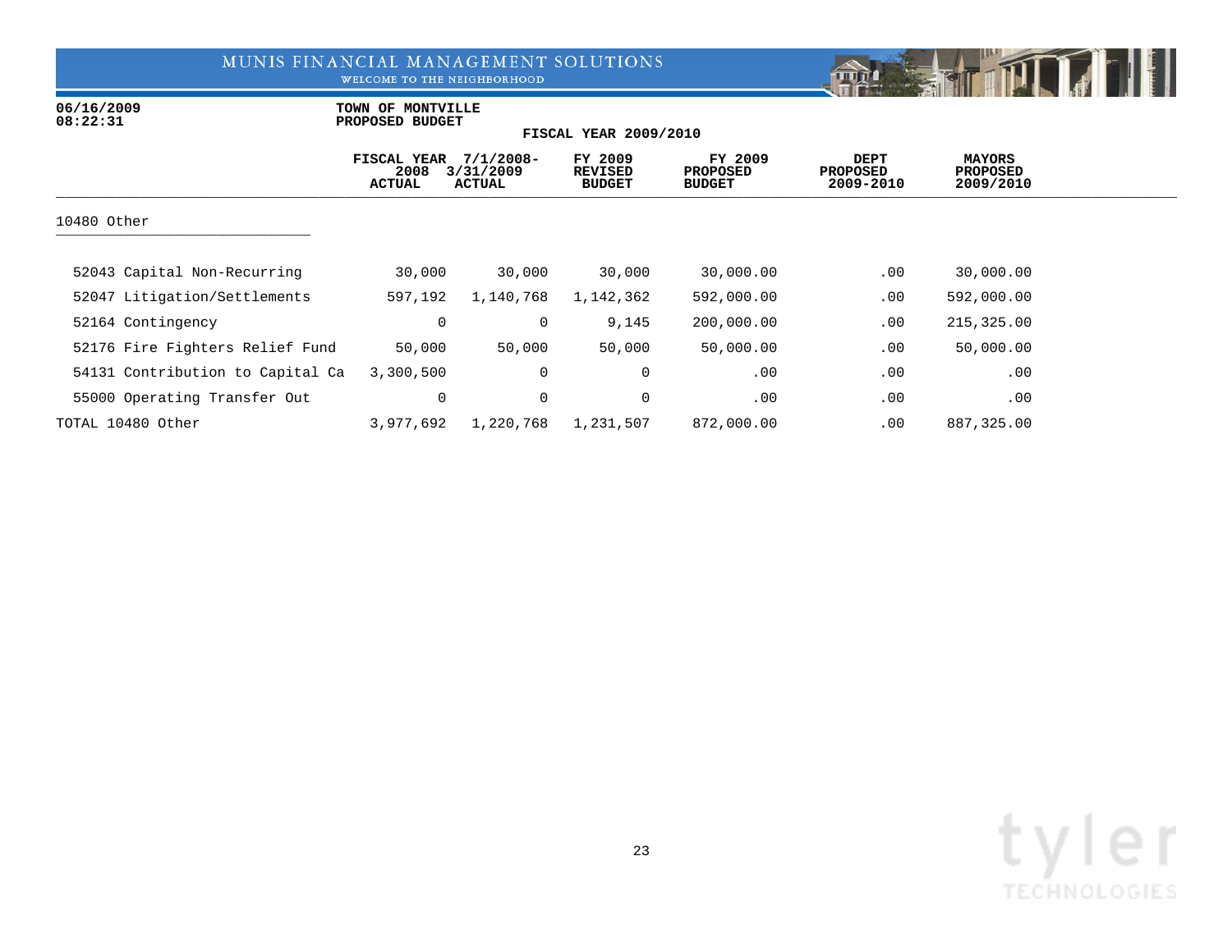MUNIS FINANCIAL MANAGEMENT SOLUTIONS
WELCOME TO THE NEIGHBORHOOD

06/16/2009
08:22:31

TOWN OF MONTVILLE
PROPOSED BUDGET

**FISCAL YEAR 2009/2010**

| | FISCAL YEAR 2008 ACTUAL | 7/1/2008-3/31/2009 ACTUAL | FY 2009 REVISED BUDGET | FY 2009 PROPOSED BUDGET | DEPT PROPOSED 2009-2010 | MAYORS PROPOSED 2009/2010 |
|---|---|---|---|---|---|---|
| **10480 Other** | | | | | | |
| 52043 Capital Non-Recurring | 30,000 | 30,000 | 30,000 | 30,000.00 | .00 | 30,000.00 |
| 52047 Litigation/Settlements | 597,192 | 1,140,768 | 1,142,362 | 592,000.00 | .00 | 592,000.00 |
| 52164 Contingency | 0 | 0 | 9,145 | 200,000.00 | .00 | 215,325.00 |
| 52176 Fire Fighters Relief Fund | 50,000 | 50,000 | 50,000 | 50,000.00 | .00 | 50,000.00 |
| 54131 Contribution to Capital Ca | 3,300,500 | 0 | 0 | .00 | .00 | .00 |
| 55000 Operating Transfer Out | 0 | 0 | 0 | .00 | .00 | .00 |
| TOTAL 10480 Other | 3,977,692 | 1,220,768 | 1,231,507 | 872,000.00 | .00 | 887,325.00 |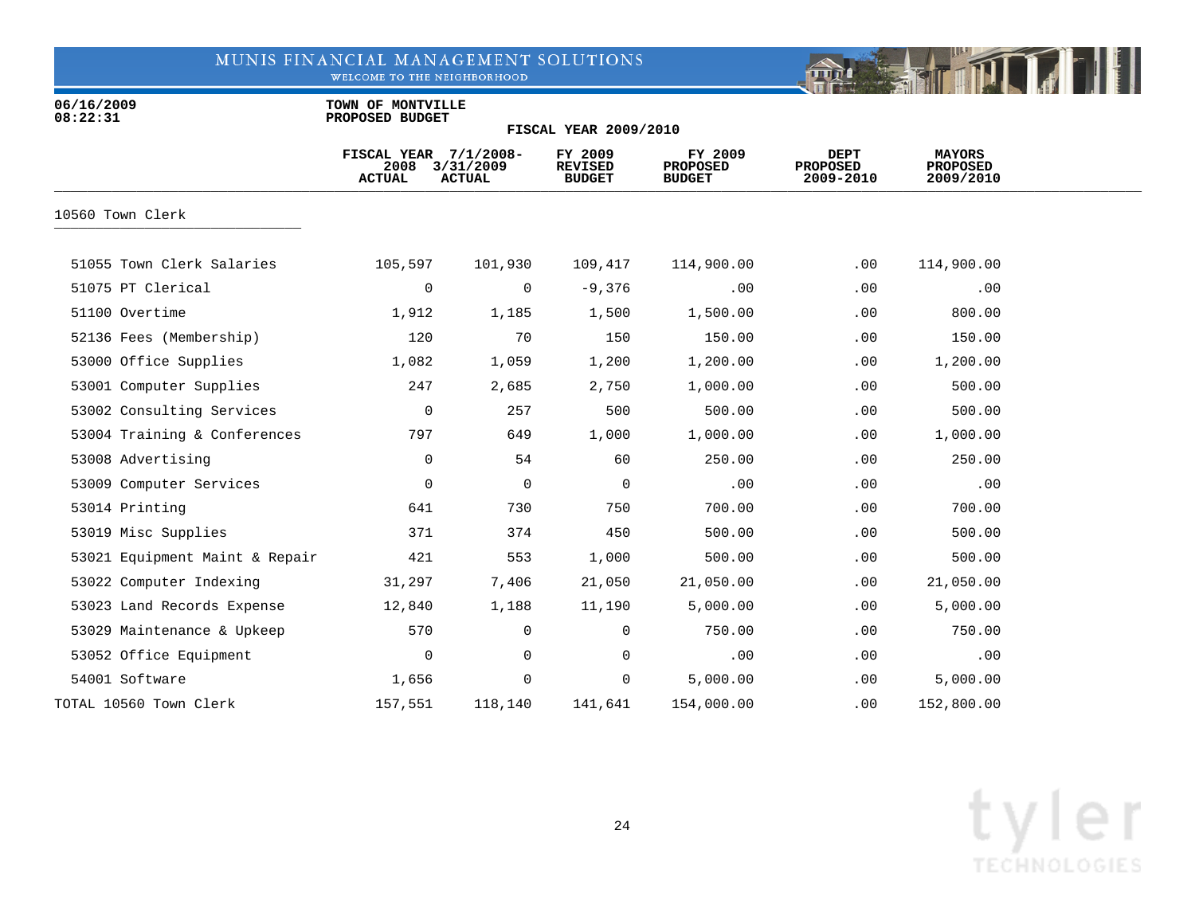MUNIS FINANCIAL MANAGEMENT SOLUTIONS

WELCOME TO THE NEIGHBORHOOD

06/16/2009
08:22:31

TOWN OF MONTVILLE
PROPOSED BUDGET

FISCAL YEAR 2009/2010

| | FISCAL YEAR 2008 ACTUAL | 7/1/2008-3/31/2009 ACTUAL | FY 2009 REVISED BUDGET | FY 2009 PROPOSED BUDGET | DEPT PROPOSED 2009-2010 | MAYORS PROPOSED 2009/2010 |
|---|---|---|---|---|---|---|
| **10560 Town Clerk** | | | | | | |
| 51055 Town Clerk Salaries | 105,597 | 101,930 | 109,417 | 114,900.00 | .00 | 114,900.00 |
| 51075 PT Clerical | 0 | 0 | -9,376 | .00 | .00 | .00 |
| 51100 Overtime | 1,912 | 1,185 | 1,500 | 1,500.00 | .00 | 800.00 |
| 52136 Fees (Membership) | 120 | 70 | 150 | 150.00 | .00 | 150.00 |
| 53000 Office Supplies | 1,082 | 1,059 | 1,200 | 1,200.00 | .00 | 1,200.00 |
| 53001 Computer Supplies | 247 | 2,685 | 2,750 | 1,000.00 | .00 | 500.00 |
| 53002 Consulting Services | 0 | 257 | 500 | 500.00 | .00 | 500.00 |
| 53004 Training & Conferences | 797 | 649 | 1,000 | 1,000.00 | .00 | 1,000.00 |
| 53008 Advertising | 0 | 54 | 60 | 250.00 | .00 | 250.00 |
| 53009 Computer Services | 0 | 0 | 0 | .00 | .00 | .00 |
| 53014 Printing | 641 | 730 | 750 | 700.00 | .00 | 700.00 |
| 53019 Misc Supplies | 371 | 374 | 450 | 500.00 | .00 | 500.00 |
| 53021 Equipment Maint & Repair | 421 | 553 | 1,000 | 500.00 | .00 | 500.00 |
| 53022 Computer Indexing | 31,297 | 7,406 | 21,050 | 21,050.00 | .00 | 21,050.00 |
| 53023 Land Records Expense | 12,840 | 1,188 | 11,190 | 5,000.00 | .00 | 5,000.00 |
| 53029 Maintenance & Upkeep | 570 | 0 | 0 | 750.00 | .00 | 750.00 |
| 53052 Office Equipment | 0 | 0 | 0 | .00 | .00 | .00 |
| 54001 Software | 1,656 | 0 | 0 | 5,000.00 | .00 | 5,000.00 |
| TOTAL 10560 Town Clerk | 157,551 | 118,140 | 141,641 | 154,000.00 | .00 | 152,800.00 |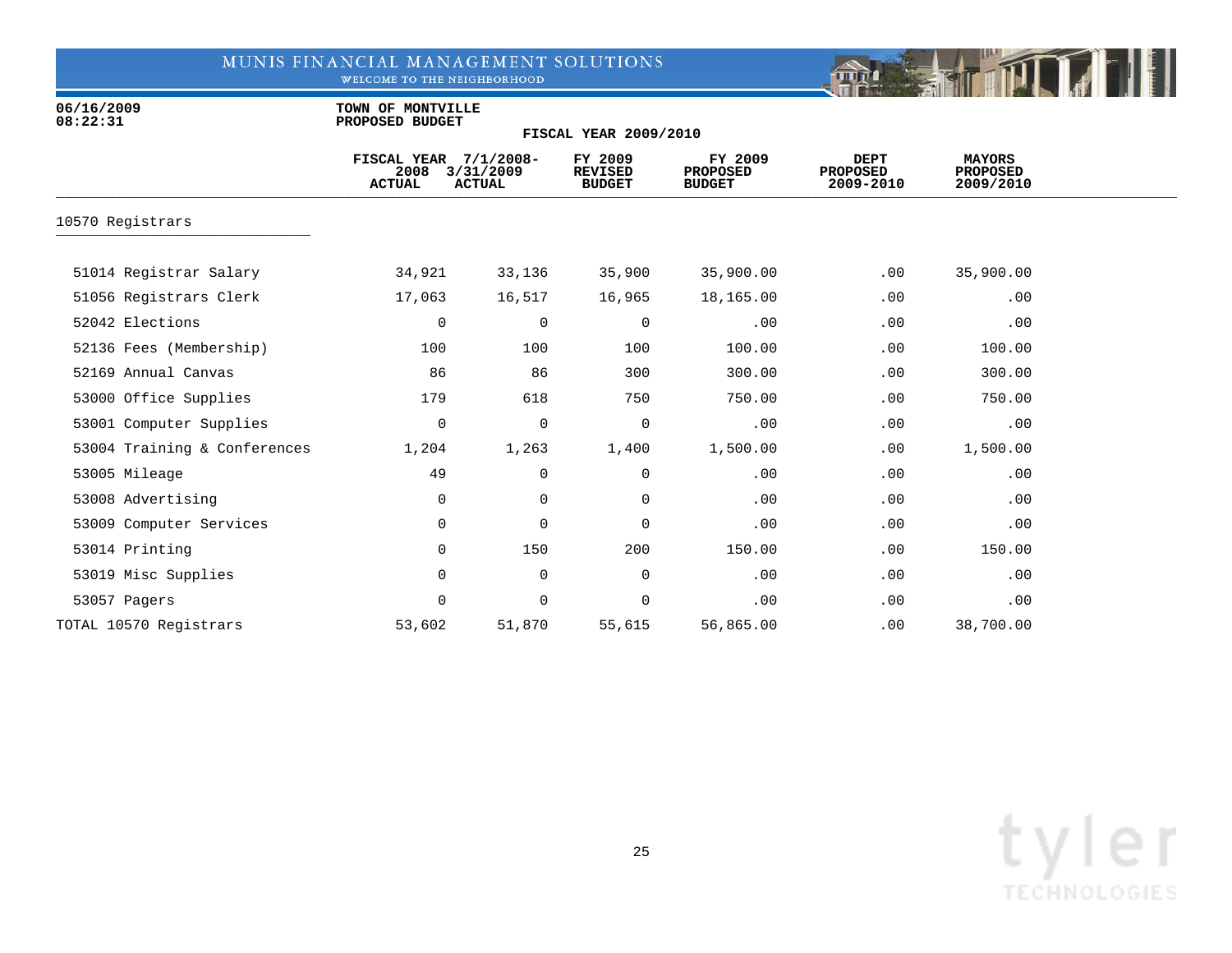06/16/2009
08:22:31

**TOWN OF MONTVILLE**
**PROPOSED BUDGET**

**FISCAL YEAR 2009/2010**

| | FISCAL YEAR 2008 ACTUAL | 7/1/2008-3/31/2009 ACTUAL | FY 2009 REVISED BUDGET | FY 2009 PROPOSED BUDGET | DEPT PROPOSED 2009-2010 | MAYORS PROPOSED 2009/2010 |
|---|---|---|---|---|---|---|
| **10570 Registrars** | | | | | | |
| 51014 Registrar Salary | 34,921 | 33,136 | 35,900 | 35,900.00 | .00 | 35,900.00 |
| 51056 Registrars Clerk | 17,063 | 16,517 | 16,965 | 18,165.00 | .00 | .00 |
| 52042 Elections | 0 | 0 | 0 | .00 | .00 | .00 |
| 52136 Fees (Membership) | 100 | 100 | 100 | 100.00 | .00 | 100.00 |
| 52169 Annual Canvas | 86 | 86 | 300 | 300.00 | .00 | 300.00 |
| 53000 Office Supplies | 179 | 618 | 750 | 750.00 | .00 | 750.00 |
| 53001 Computer Supplies | 0 | 0 | 0 | .00 | .00 | .00 |
| 53004 Training & Conferences | 1,204 | 1,263 | 1,400 | 1,500.00 | .00 | 1,500.00 |
| 53005 Mileage | 49 | 0 | 0 | .00 | .00 | .00 |
| 53008 Advertising | 0 | 0 | 0 | .00 | .00 | .00 |
| 53009 Computer Services | 0 | 0 | 0 | .00 | .00 | .00 |
| 53014 Printing | 0 | 150 | 200 | 150.00 | .00 | 150.00 |
| 53019 Misc Supplies | 0 | 0 | 0 | .00 | .00 | .00 |
| 53057 Pagers | 0 | 0 | 0 | .00 | .00 | .00 |
| TOTAL 10570 Registrars | 53,602 | 51,870 | 55,615 | 56,865.00 | .00 | 38,700.00 |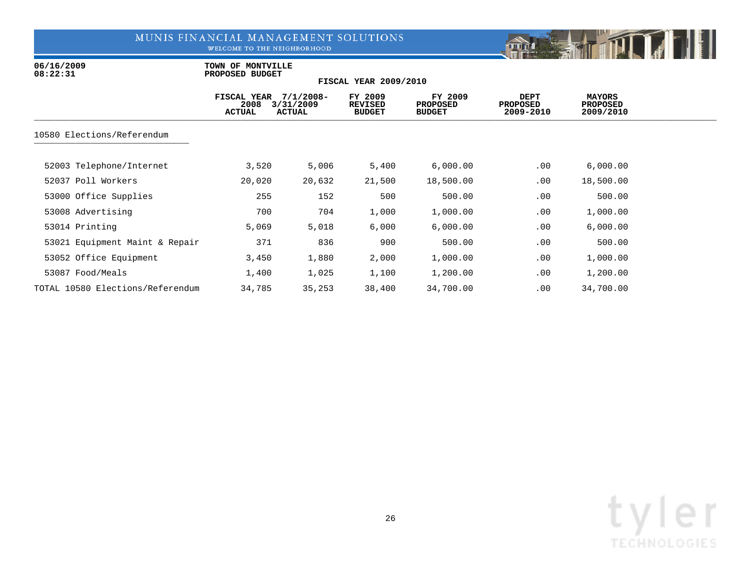06/16/2009
08:22:31

**TOWN OF MONTVILLE**
**PROPOSED BUDGET**
**FISCAL YEAR 2009/2010**

| | FISCAL YEAR 2008 ACTUAL | 7/1/2008-3/31/2009 ACTUAL | FY 2009 REVISED BUDGET | FY 2009 PROPOSED BUDGET | DEPT PROPOSED 2009-2010 | MAYORS PROPOSED 2009/2010 |
|---|---|---|---|---|---|---|
| **10580 Elections/Referendum** | | | | | | |
| 52003 Telephone/Internet | 3,520 | 5,006 | 5,400 | 6,000.00 | .00 | 6,000.00 |
| 52037 Poll Workers | 20,020 | 20,632 | 21,500 | 18,500.00 | .00 | 18,500.00 |
| 53000 Office Supplies | 255 | 152 | 500 | 500.00 | .00 | 500.00 |
| 53008 Advertising | 700 | 704 | 1,000 | 1,000.00 | .00 | 1,000.00 |
| 53014 Printing | 5,069 | 5,018 | 6,000 | 6,000.00 | .00 | 6,000.00 |
| 53021 Equipment Maint & Repair | 371 | 836 | 900 | 500.00 | .00 | 500.00 |
| 53052 Office Equipment | 3,450 | 1,880 | 2,000 | 1,000.00 | .00 | 1,000.00 |
| 53087 Food/Meals | 1,400 | 1,025 | 1,100 | 1,200.00 | .00 | 1,200.00 |
| TOTAL 10580 Elections/Referendum | 34,785 | 35,253 | 38,400 | 34,700.00 | .00 | 34,700.00 |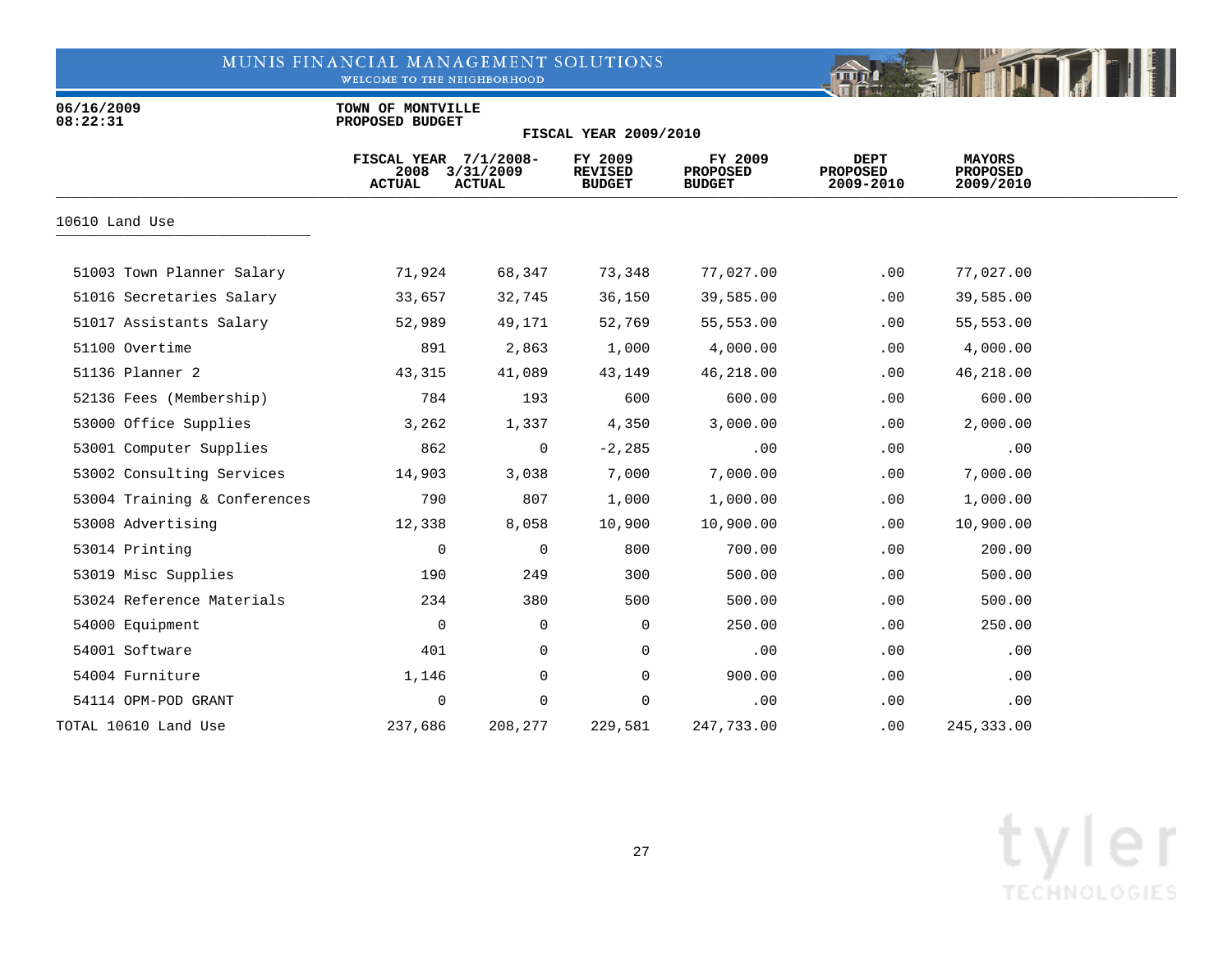06/16/2009
08:22:31

TOWN OF MONTVILLE
PROPOSED BUDGET

FISCAL YEAR 2009/2010

| | FISCAL YEAR 2008 ACTUAL | 7/1/2008-3/31/2009 ACTUAL | FY 2009 REVISED BUDGET | FY 2009 PROPOSED BUDGET | DEPT PROPOSED 2009-2010 | MAYORS PROPOSED 2009/2010 |
|---|---|---|---|---|---|---|
| **10610 Land Use** | | | | | | |
| 51003 Town Planner Salary | 71,924 | 68,347 | 73,348 | 77,027.00 | .00 | 77,027.00 |
| 51016 Secretaries Salary | 33,657 | 32,745 | 36,150 | 39,585.00 | .00 | 39,585.00 |
| 51017 Assistants Salary | 52,989 | 49,171 | 52,769 | 55,553.00 | .00 | 55,553.00 |
| 51100 Overtime | 891 | 2,863 | 1,000 | 4,000.00 | .00 | 4,000.00 |
| 51136 Planner 2 | 43,315 | 41,089 | 43,149 | 46,218.00 | .00 | 46,218.00 |
| 52136 Fees (Membership) | 784 | 193 | 600 | 600.00 | .00 | 600.00 |
| 53000 Office Supplies | 3,262 | 1,337 | 4,350 | 3,000.00 | .00 | 2,000.00 |
| 53001 Computer Supplies | 862 | 0 | -2,285 | .00 | .00 | .00 |
| 53002 Consulting Services | 14,903 | 3,038 | 7,000 | 7,000.00 | .00 | 7,000.00 |
| 53004 Training & Conferences | 790 | 807 | 1,000 | 1,000.00 | .00 | 1,000.00 |
| 53008 Advertising | 12,338 | 8,058 | 10,900 | 10,900.00 | .00 | 10,900.00 |
| 53014 Printing | 0 | 0 | 800 | 700.00 | .00 | 200.00 |
| 53019 Misc Supplies | 190 | 249 | 300 | 500.00 | .00 | 500.00 |
| 53024 Reference Materials | 234 | 380 | 500 | 500.00 | .00 | 500.00 |
| 54000 Equipment | 0 | 0 | 0 | 250.00 | .00 | 250.00 |
| 54001 Software | 401 | 0 | 0 | .00 | .00 | .00 |
| 54004 Furniture | 1,146 | 0 | 0 | 900.00 | .00 | .00 |
| 54114 OPM-POD GRANT | 0 | 0 | 0 | .00 | .00 | .00 |
| TOTAL 10610 Land Use | 237,686 | 208,277 | 229,581 | 247,733.00 | .00 | 245,333.00 |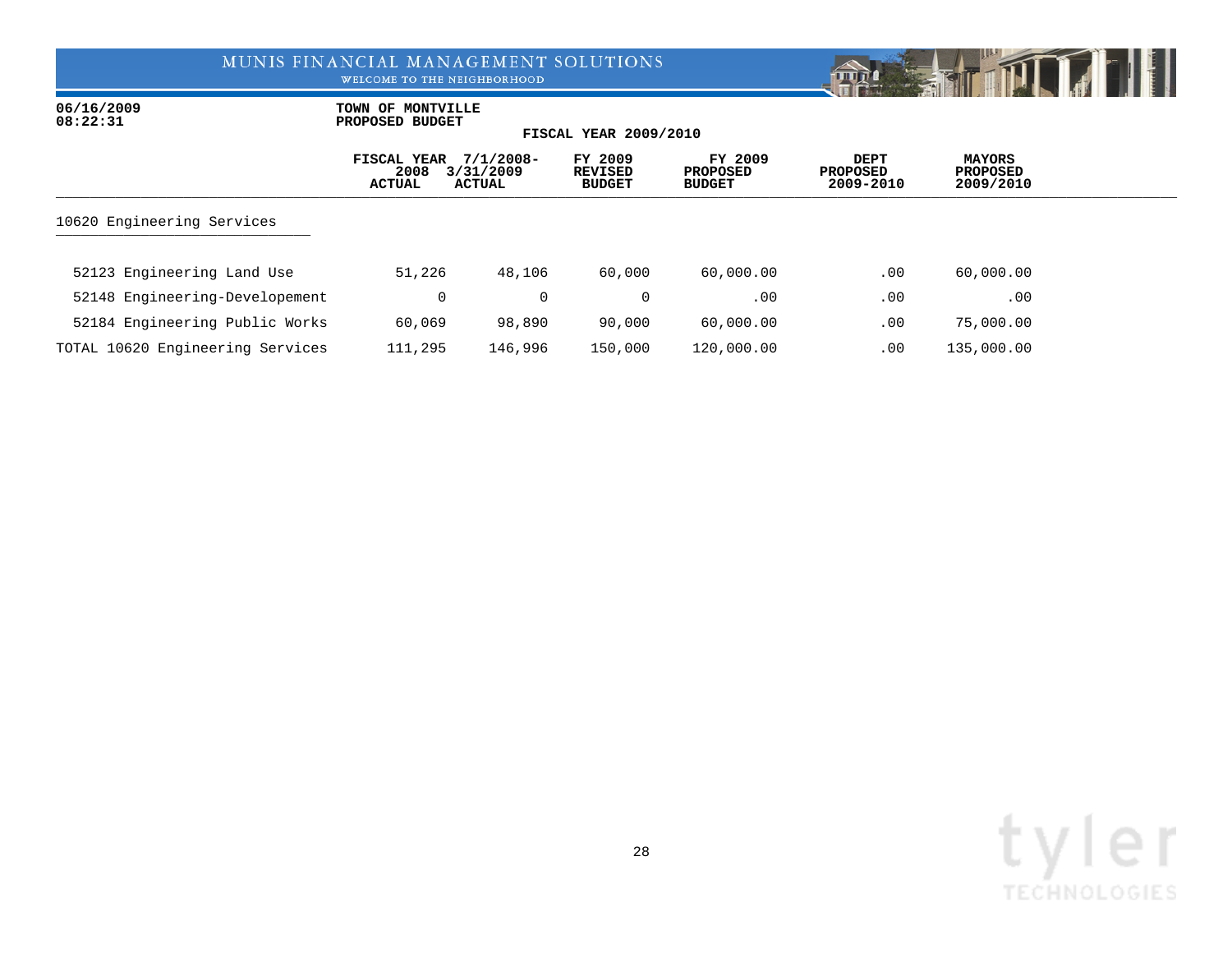**06/16/2009**
**08:22:31**

**TOWN OF MONTVILLE**
**PROPOSED BUDGET**
**FISCAL YEAR 2009/2010**

| | FISCAL YEAR 2008 ACTUAL | 7/1/2008-3/31/2009 ACTUAL | FY 2009 REVISED BUDGET | FY 2009 PROPOSED BUDGET | DEPT PROPOSED 2009-2010 | MAYORS PROPOSED 2009/2010 |
|---|---|---|---|---|---|---|
| **10620 Engineering Services** | | | | | | |
| 52123 Engineering Land Use | 51,226 | 48,106 | 60,000 | 60,000.00 | .00 | 60,000.00 |
| 52148 Engineering-Developement | 0 | 0 | 0 | .00 | .00 | .00 |
| 52184 Engineering Public Works | 60,069 | 98,890 | 90,000 | 60,000.00 | .00 | 75,000.00 |
| TOTAL 10620 Engineering Services | 111,295 | 146,996 | 150,000 | 120,000.00 | .00 | 135,000.00 |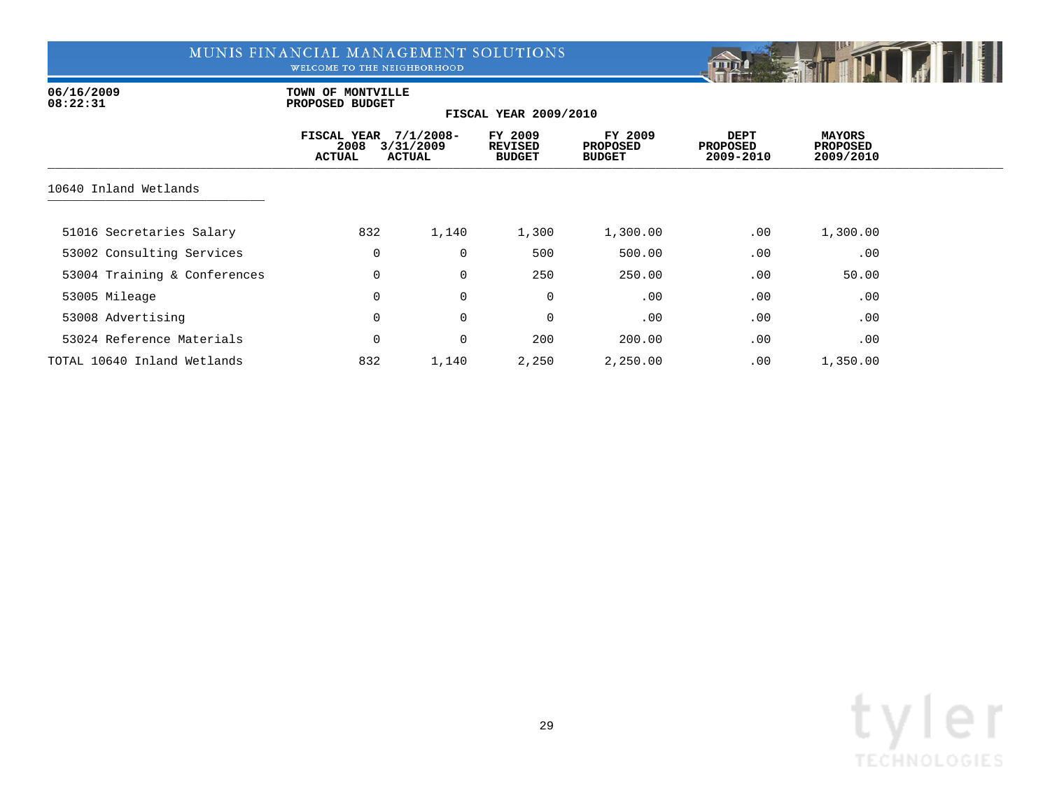06/16/2009
08:22:31

TOWN OF MONTVILLE
PROPOSED BUDGET

FISCAL YEAR 2009/2010

| | FISCAL YEAR 2008 ACTUAL | 7/1/2008-3/31/2009 ACTUAL | FY 2009 REVISED BUDGET | FY 2009 PROPOSED BUDGET | DEPT PROPOSED 2009-2010 | MAYORS PROPOSED 2009/2010 |
|---|---|---|---|---|---|---|
| **10640 Inland Wetlands** | | | | | | |
| 51016 Secretaries Salary | 832 | 1,140 | 1,300 | 1,300.00 | .00 | 1,300.00 |
| 53002 Consulting Services | 0 | 0 | 500 | 500.00 | .00 | .00 |
| 53004 Training & Conferences | 0 | 0 | 250 | 250.00 | .00 | 50.00 |
| 53005 Mileage | 0 | 0 | 0 | .00 | .00 | .00 |
| 53008 Advertising | 0 | 0 | 0 | .00 | .00 | .00 |
| 53024 Reference Materials | 0 | 0 | 200 | 200.00 | .00 | .00 |
| TOTAL 10640 Inland Wetlands | 832 | 1,140 | 2,250 | 2,250.00 | .00 | 1,350.00 |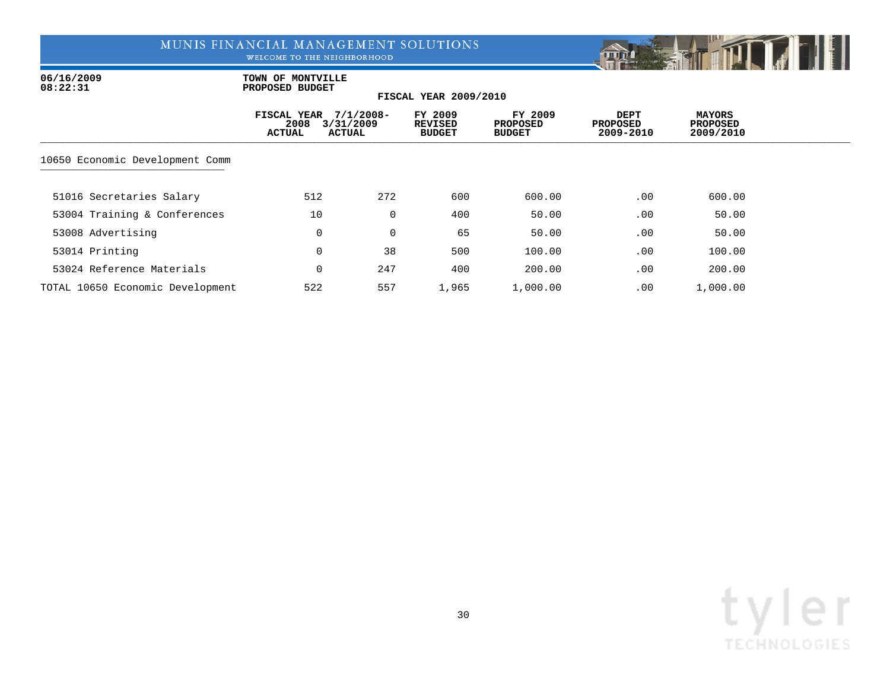06/16/2009
08:22:31

TOWN OF MONTVILLE
PROPOSED BUDGET

FISCAL YEAR 2009/2010

| | FISCAL YEAR 2008 ACTUAL | 7/1/2008- 3/31/2009 ACTUAL | FY 2009 REVISED BUDGET | FY 2009 PROPOSED BUDGET | DEPT PROPOSED 2009-2010 | MAYORS PROPOSED 2009/2010 |
|---|---|---|---|---|---|---|
| **10650 Economic Development Comm** | | | | | | |
| 51016 Secretaries Salary | 512 | 272 | 600 | 600.00 | .00 | 600.00 |
| 53004 Training & Conferences | 10 | 0 | 400 | 50.00 | .00 | 50.00 |
| 53008 Advertising | 0 | 0 | 65 | 50.00 | .00 | 50.00 |
| 53014 Printing | 0 | 38 | 500 | 100.00 | .00 | 100.00 |
| 53024 Reference Materials | 0 | 247 | 400 | 200.00 | .00 | 200.00 |
| TOTAL 10650 Economic Development | 522 | 557 | 1,965 | 1,000.00 | .00 | 1,000.00 |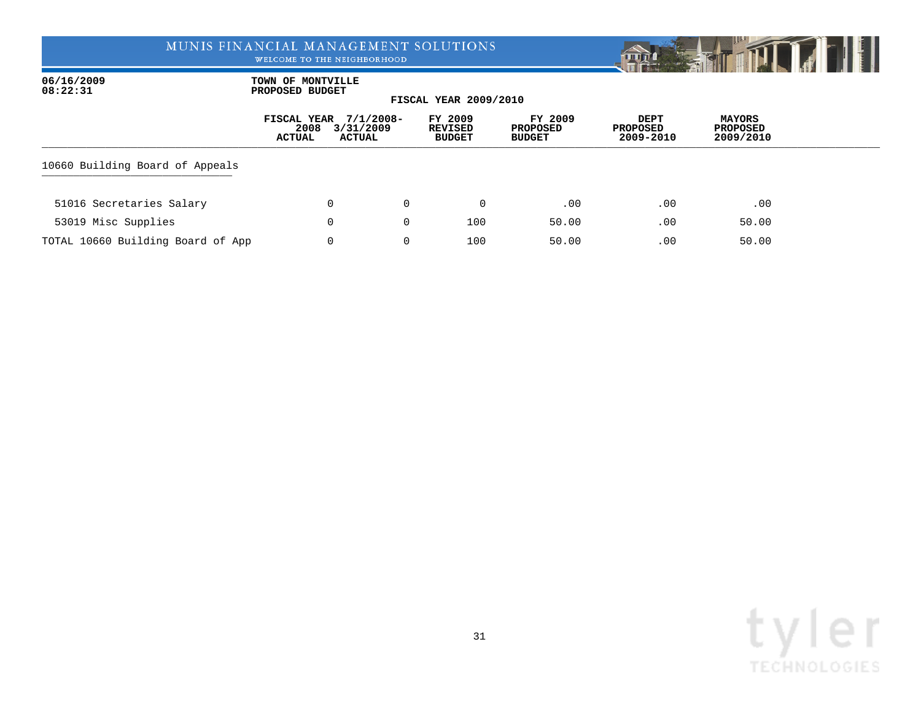MUNIS FINANCIAL MANAGEMENT SOLUTIONS

WELCOME TO THE NEIGHBORHOOD

06/16/2009
08:22:31

**TOWN OF MONTVILLE**
**PROPOSED BUDGET**

**FISCAL YEAR 2009/2010**

| | FISCAL YEAR 2008 ACTUAL | 7/1/2008-3/31/2009 ACTUAL | FY 2009 REVISED BUDGET | FY 2009 PROPOSED BUDGET | DEPT PROPOSED 2009-2010 | MAYORS PROPOSED 2009/2010 |
|---|---|---|---|---|---|---|
| **10660 Building Board of Appeals** | | | | | | |
| 51016 Secretaries Salary | 0 | 0 | 0 | .00 | .00 | .00 |
| 53019 Misc Supplies | 0 | 0 | 100 | 50.00 | .00 | 50.00 |
| TOTAL 10660 Building Board of App | 0 | 0 | 100 | 50.00 | .00 | 50.00 |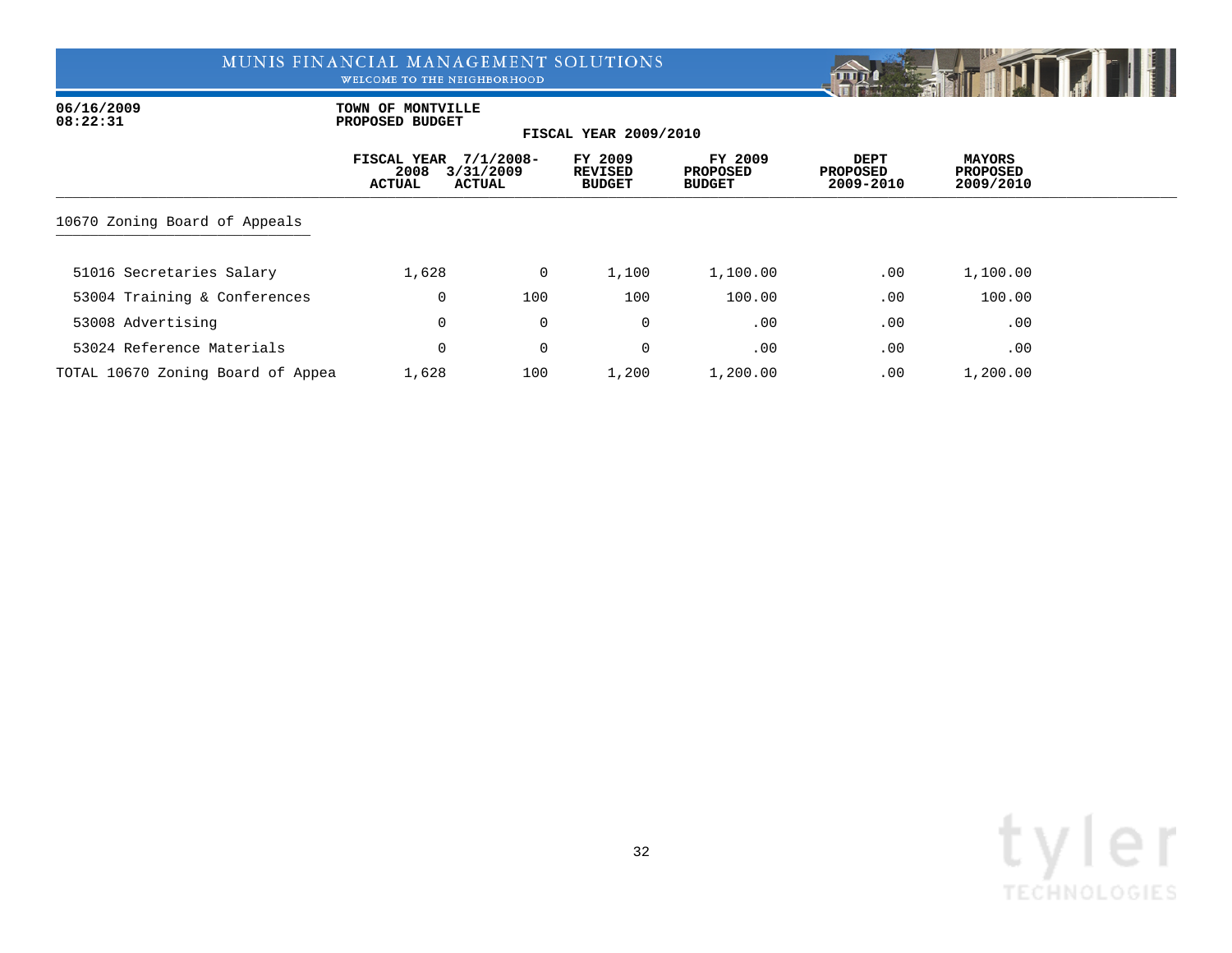MUNIS FINANCIAL MANAGEMENT SOLUTIONS
WELCOME TO THE NEIGHBORHOOD

**06/16/2009**
**08:22:31**

**TOWN OF MONTVILLE**
**PROPOSED BUDGET**

**FISCAL YEAR 2009/2010**

| | FISCAL YEAR 2008 ACTUAL | 7/1/2008-3/31/2009 ACTUAL | FY 2009 REVISED BUDGET | FY 2009 PROPOSED BUDGET | DEPT PROPOSED 2009-2010 | MAYORS PROPOSED 2009/2010 |
|---|---|---|---|---|---|---|
| **10670 Zoning Board of Appeals** | | | | | | |
| 51016 Secretaries Salary | 1,628 | 0 | 1,100 | 1,100.00 | .00 | 1,100.00 |
| 53004 Training & Conferences | 0 | 100 | 100 | 100.00 | .00 | 100.00 |
| 53008 Advertising | 0 | 0 | 0 | .00 | .00 | .00 |
| 53024 Reference Materials | 0 | 0 | 0 | .00 | .00 | .00 |
| TOTAL 10670 Zoning Board of Appea | 1,628 | 100 | 1,200 | 1,200.00 | .00 | 1,200.00 |

tyler
TECHNOLOGIES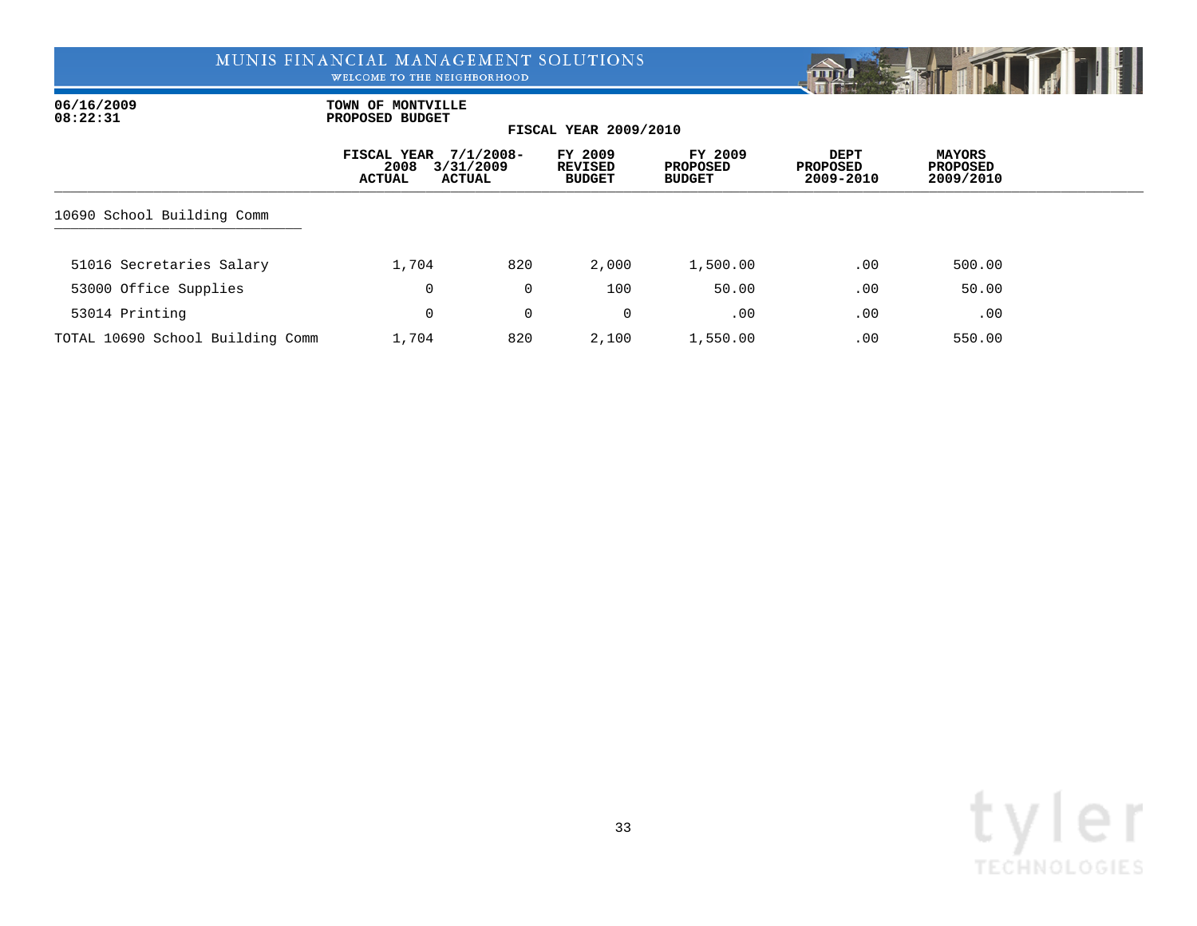06/16/2009
08:22:31

TOWN OF MONTVILLE
PROPOSED BUDGET

FISCAL YEAR 2009/2010

| | FISCAL YEAR 2008 ACTUAL | 7/1/2008- 3/31/2009 ACTUAL | FY 2009 REVISED BUDGET | FY 2009 PROPOSED BUDGET | DEPT PROPOSED 2009-2010 | MAYORS PROPOSED 2009/2010 |
|---|---|---|---|---|---|---|
| **10690 School Building Comm** | | | | | | |
| 51016 Secretaries Salary | 1,704 | 820 | 2,000 | 1,500.00 | .00 | 500.00 |
| 53000 Office Supplies | 0 | 0 | 100 | 50.00 | .00 | 50.00 |
| 53014 Printing | 0 | 0 | 0 | .00 | .00 | .00 |
| TOTAL 10690 School Building Comm | 1,704 | 820 | 2,100 | 1,550.00 | .00 | 550.00 |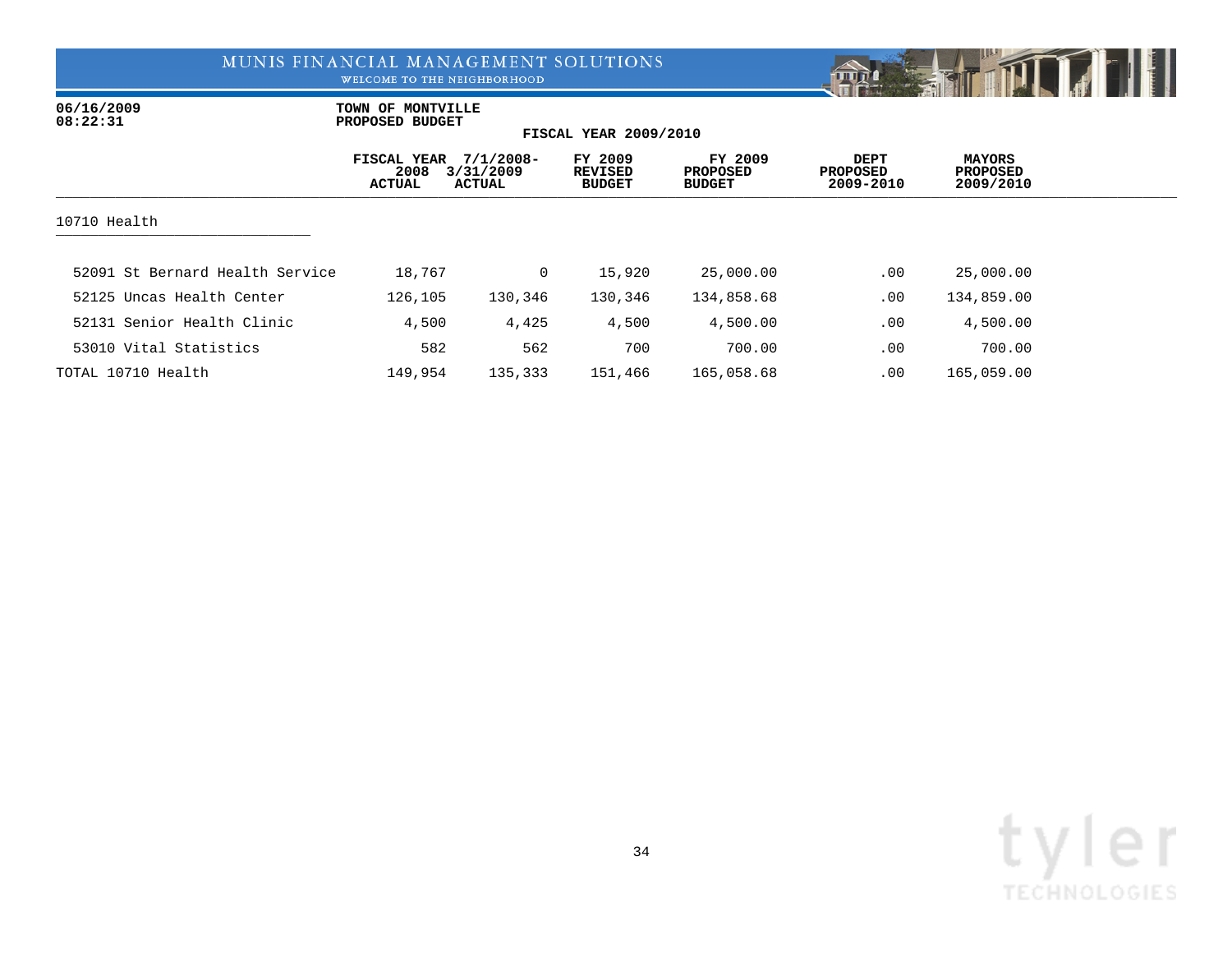MUNIS FINANCIAL MANAGEMENT SOLUTIONS

WELCOME TO THE NEIGHBORHOOD

06/16/2009
08:22:31

**TOWN OF MONTVILLE**
**PROPOSED BUDGET**

**FISCAL YEAR 2009/2010**

| | FISCAL YEAR 2008 ACTUAL | 7/1/2008-3/31/2009 ACTUAL | FY 2009 REVISED BUDGET | FY 2009 PROPOSED BUDGET | DEPT PROPOSED 2009-2010 | MAYORS PROPOSED 2009/2010 |
|---|---|---|---|---|---|---|
| 10710 Health | | | | | | |
| 52091 St Bernard Health Service | 18,767 | 0 | 15,920 | 25,000.00 | .00 | 25,000.00 |
| 52125 Uncas Health Center | 126,105 | 130,346 | 130,346 | 134,858.68 | .00 | 134,859.00 |
| 52131 Senior Health Clinic | 4,500 | 4,425 | 4,500 | 4,500.00 | .00 | 4,500.00 |
| 53010 Vital Statistics | 582 | 562 | 700 | 700.00 | .00 | 700.00 |
| TOTAL 10710 Health | 149,954 | 135,333 | 151,466 | 165,058.68 | .00 | 165,059.00 |

tyler TECHNOLOGIES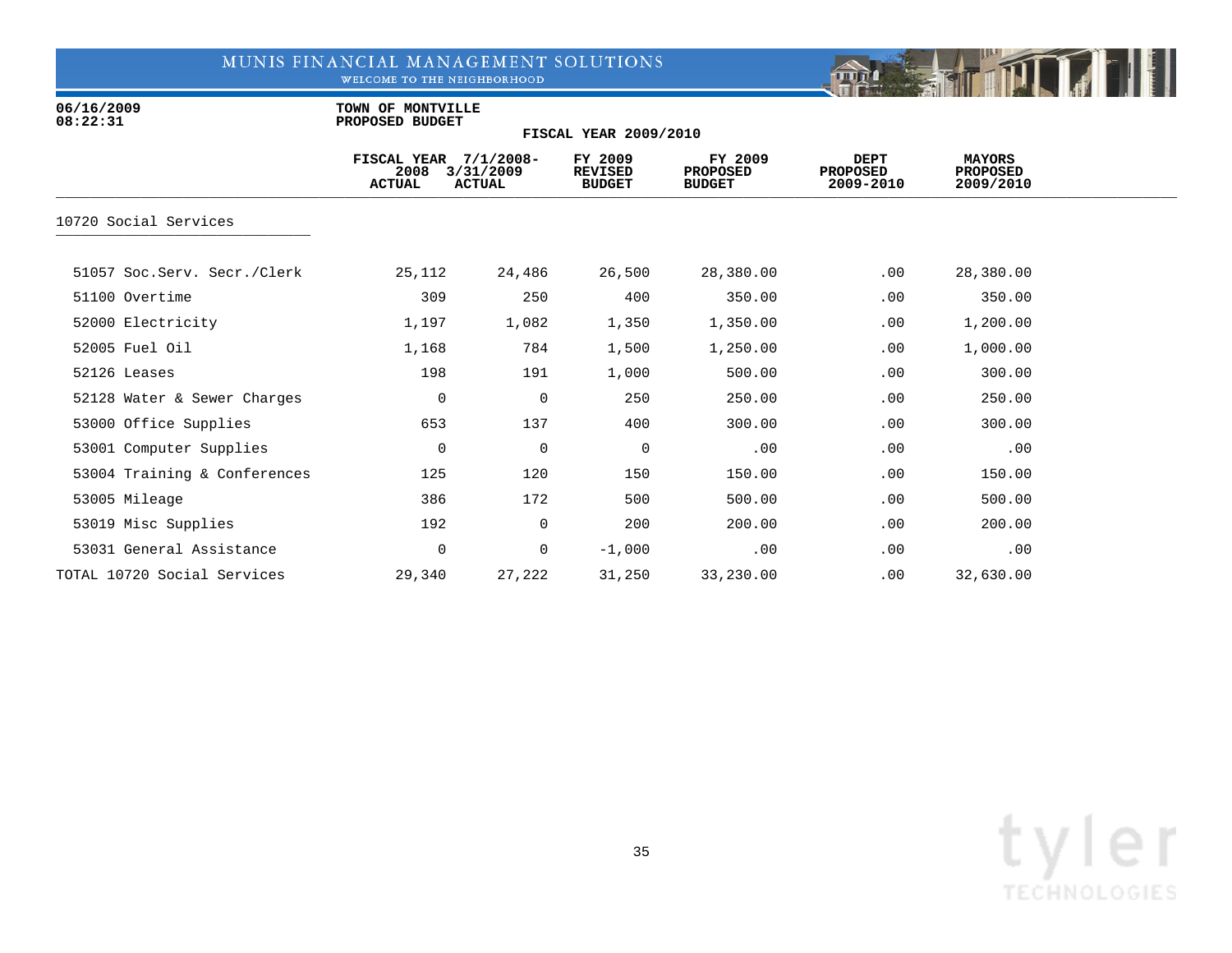06/16/2009
08:22:31

**TOWN OF MONTVILLE**
**PROPOSED BUDGET**

**FISCAL YEAR 2009/2010**

| | FISCAL YEAR 2008 ACTUAL | 7/1/2008-3/31/2009 ACTUAL | FY 2009 REVISED BUDGET | FY 2009 PROPOSED BUDGET | DEPT PROPOSED 2009-2010 | MAYORS PROPOSED 2009/2010 |
|---|---|---|---|---|---|---|
| **10720 Social Services** | | | | | | |
| 51057 Soc.Serv. Secr./Clerk | 25,112 | 24,486 | 26,500 | 28,380.00 | .00 | 28,380.00 |
| 51100 Overtime | 309 | 250 | 400 | 350.00 | .00 | 350.00 |
| 52000 Electricity | 1,197 | 1,082 | 1,350 | 1,350.00 | .00 | 1,200.00 |
| 52005 Fuel Oil | 1,168 | 784 | 1,500 | 1,250.00 | .00 | 1,000.00 |
| 52126 Leases | 198 | 191 | 1,000 | 500.00 | .00 | 300.00 |
| 52128 Water & Sewer Charges | 0 | 0 | 250 | 250.00 | .00 | 250.00 |
| 53000 Office Supplies | 653 | 137 | 400 | 300.00 | .00 | 300.00 |
| 53001 Computer Supplies | 0 | 0 | 0 | .00 | .00 | .00 |
| 53004 Training & Conferences | 125 | 120 | 150 | 150.00 | .00 | 150.00 |
| 53005 Mileage | 386 | 172 | 500 | 500.00 | .00 | 500.00 |
| 53019 Misc Supplies | 192 | 0 | 200 | 200.00 | .00 | 200.00 |
| 53031 General Assistance | 0 | 0 | -1,000 | .00 | .00 | .00 |
| TOTAL 10720 Social Services | 29,340 | 27,222 | 31,250 | 33,230.00 | .00 | 32,630.00 |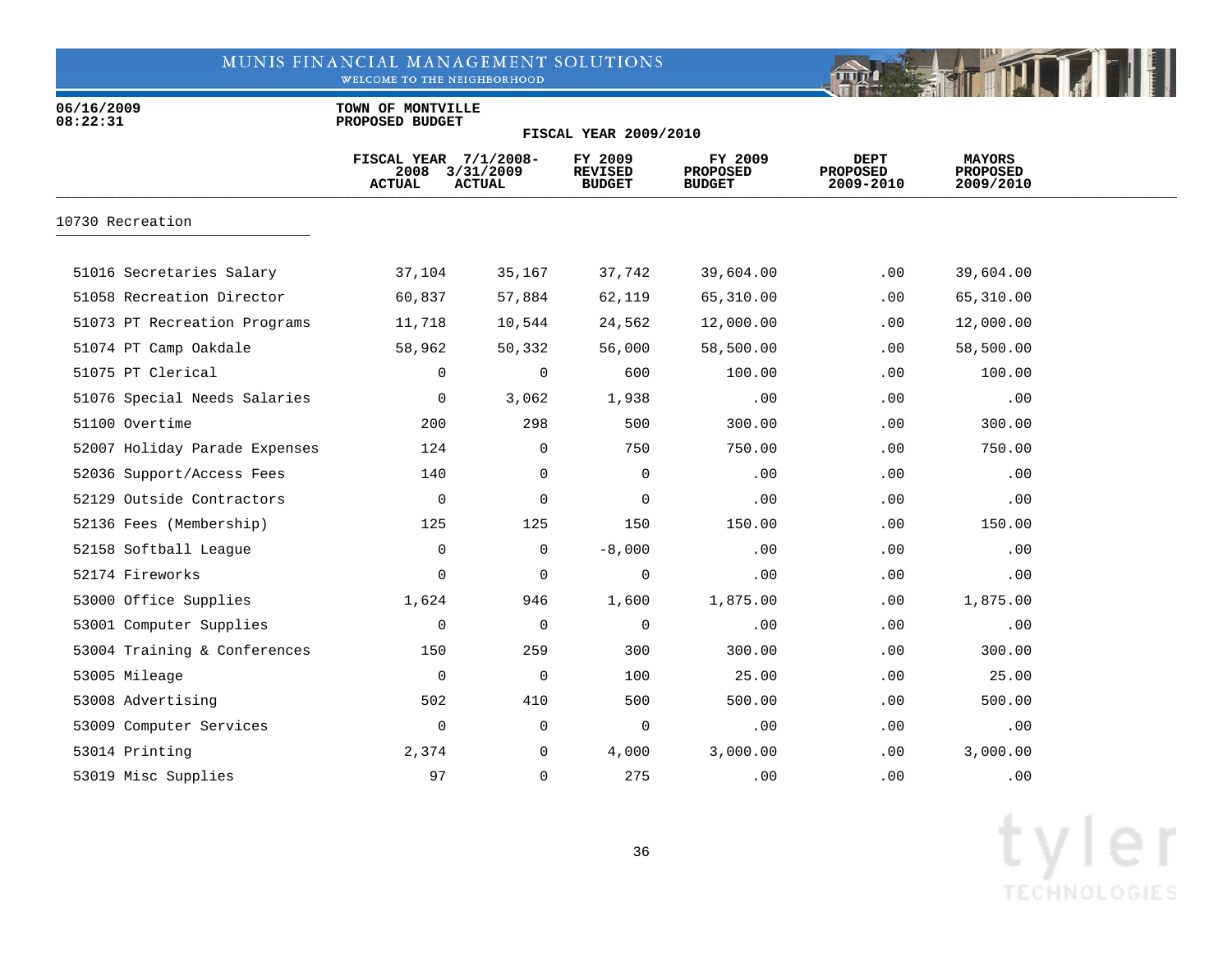MUNIS FINANCIAL MANAGEMENT SOLUTIONS
WELCOME TO THE NEIGHBORHOOD

06/16/2009
08:22:31

TOWN OF MONTVILLE
PROPOSED BUDGET
FISCAL YEAR 2009/2010

| | FISCAL YEAR 2008 ACTUAL | 7/1/2008- 3/31/2009 ACTUAL | FY 2009 REVISED BUDGET | FY 2009 PROPOSED BUDGET | DEPT PROPOSED 2009-2010 | MAYORS PROPOSED 2009/2010 |
|---|---|---|---|---|---|---|
| **10730 Recreation** | | | | | | |
| 51016 Secretaries Salary | 37,104 | 35,167 | 37,742 | 39,604.00 | .00 | 39,604.00 |
| 51058 Recreation Director | 60,837 | 57,884 | 62,119 | 65,310.00 | .00 | 65,310.00 |
| 51073 PT Recreation Programs | 11,718 | 10,544 | 24,562 | 12,000.00 | .00 | 12,000.00 |
| 51074 PT Camp Oakdale | 58,962 | 50,332 | 56,000 | 58,500.00 | .00 | 58,500.00 |
| 51075 PT Clerical | 0 | 0 | 600 | 100.00 | .00 | 100.00 |
| 51076 Special Needs Salaries | 0 | 3,062 | 1,938 | .00 | .00 | .00 |
| 51100 Overtime | 200 | 298 | 500 | 300.00 | .00 | 300.00 |
| 52007 Holiday Parade Expenses | 124 | 0 | 750 | 750.00 | .00 | 750.00 |
| 52036 Support/Access Fees | 140 | 0 | 0 | .00 | .00 | .00 |
| 52129 Outside Contractors | 0 | 0 | 0 | .00 | .00 | .00 |
| 52136 Fees (Membership) | 125 | 125 | 150 | 150.00 | .00 | 150.00 |
| 52158 Softball League | 0 | 0 | -8,000 | .00 | .00 | .00 |
| 52174 Fireworks | 0 | 0 | 0 | .00 | .00 | .00 |
| 53000 Office Supplies | 1,624 | 946 | 1,600 | 1,875.00 | .00 | 1,875.00 |
| 53001 Computer Supplies | 0 | 0 | 0 | .00 | .00 | .00 |
| 53004 Training & Conferences | 150 | 259 | 300 | 300.00 | .00 | 300.00 |
| 53005 Mileage | 0 | 0 | 100 | 25.00 | .00 | 25.00 |
| 53008 Advertising | 502 | 410 | 500 | 500.00 | .00 | 500.00 |
| 53009 Computer Services | 0 | 0 | 0 | .00 | .00 | .00 |
| 53014 Printing | 2,374 | 0 | 4,000 | 3,000.00 | .00 | 3,000.00 |
| 53019 Misc Supplies | 97 | 0 | 275 | .00 | .00 | .00 |

tyler TECHNOLOGIES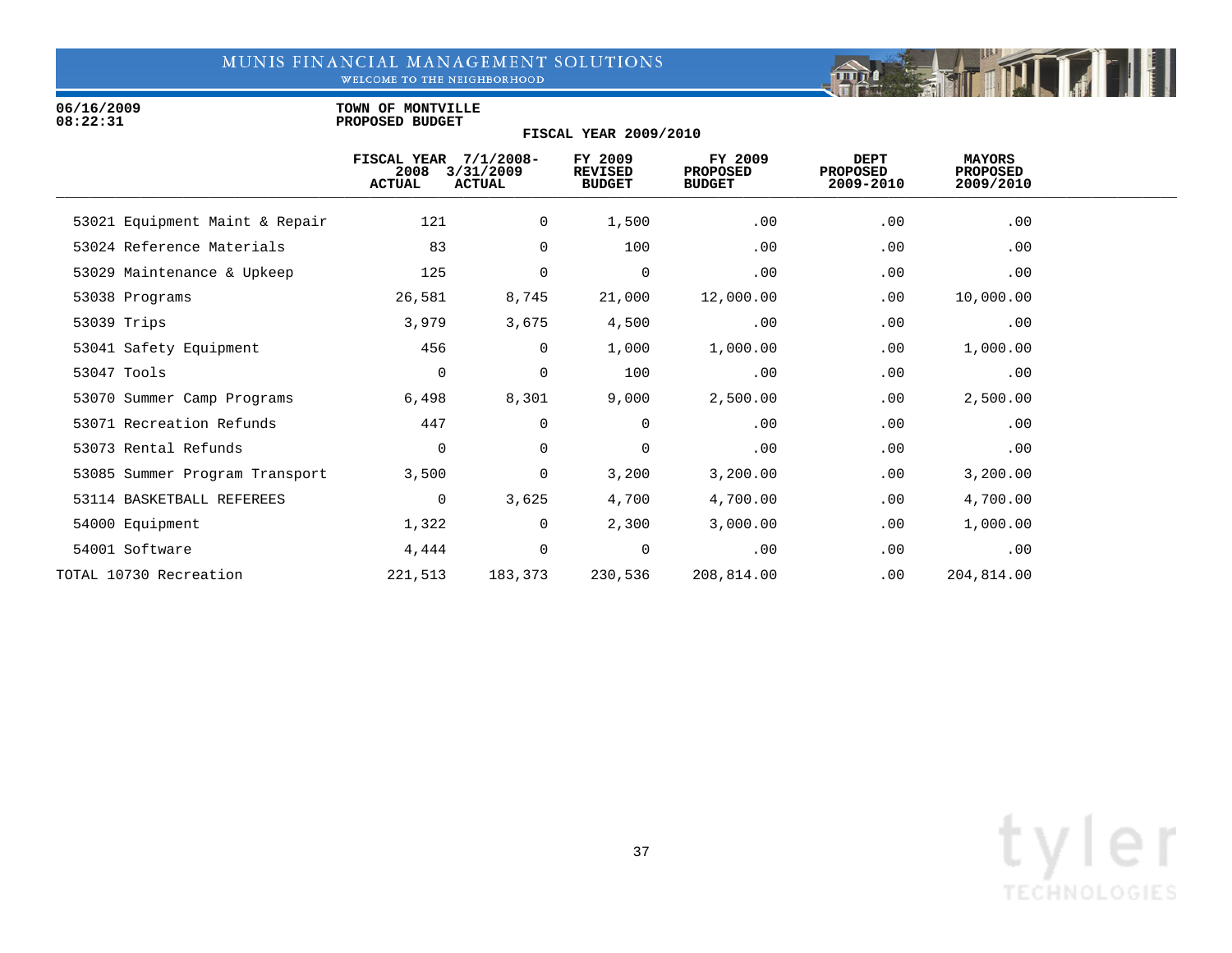MUNIS FINANCIAL MANAGEMENT SOLUTIONS
WELCOME TO THE NEIGHBORHOOD

06/16/2009
08:22:31

TOWN OF MONTVILLE
PROPOSED BUDGET

FISCAL YEAR 2009/2010

| | FISCAL YEAR 2008 ACTUAL | 7/1/2008- 3/31/2009 ACTUAL | FY 2009 REVISED BUDGET | FY 2009 PROPOSED BUDGET | DEPT PROPOSED 2009-2010 | MAYORS PROPOSED 2009/2010 |
|---|---|---|---|---|---|---|
| 53021 Equipment Maint & Repair | 121 | 0 | 1,500 | .00 | .00 | .00 |
| 53024 Reference Materials | 83 | 0 | 100 | .00 | .00 | .00 |
| 53029 Maintenance & Upkeep | 125 | 0 | 0 | .00 | .00 | .00 |
| 53038 Programs | 26,581 | 8,745 | 21,000 | 12,000.00 | .00 | 10,000.00 |
| 53039 Trips | 3,979 | 3,675 | 4,500 | .00 | .00 | .00 |
| 53041 Safety Equipment | 456 | 0 | 1,000 | 1,000.00 | .00 | 1,000.00 |
| 53047 Tools | 0 | 0 | 100 | .00 | .00 | .00 |
| 53070 Summer Camp Programs | 6,498 | 8,301 | 9,000 | 2,500.00 | .00 | 2,500.00 |
| 53071 Recreation Refunds | 447 | 0 | 0 | .00 | .00 | .00 |
| 53073 Rental Refunds | 0 | 0 | 0 | .00 | .00 | .00 |
| 53085 Summer Program Transport | 3,500 | 0 | 3,200 | 3,200.00 | .00 | 3,200.00 |
| 53114 BASKETBALL REFEREES | 0 | 3,625 | 4,700 | 4,700.00 | .00 | 4,700.00 |
| 54000 Equipment | 1,322 | 0 | 2,300 | 3,000.00 | .00 | 1,000.00 |
| 54001 Software | 4,444 | 0 | 0 | .00 | .00 | .00 |
| TOTAL 10730 Recreation | 221,513 | 183,373 | 230,536 | 208,814.00 | .00 | 204,814.00 |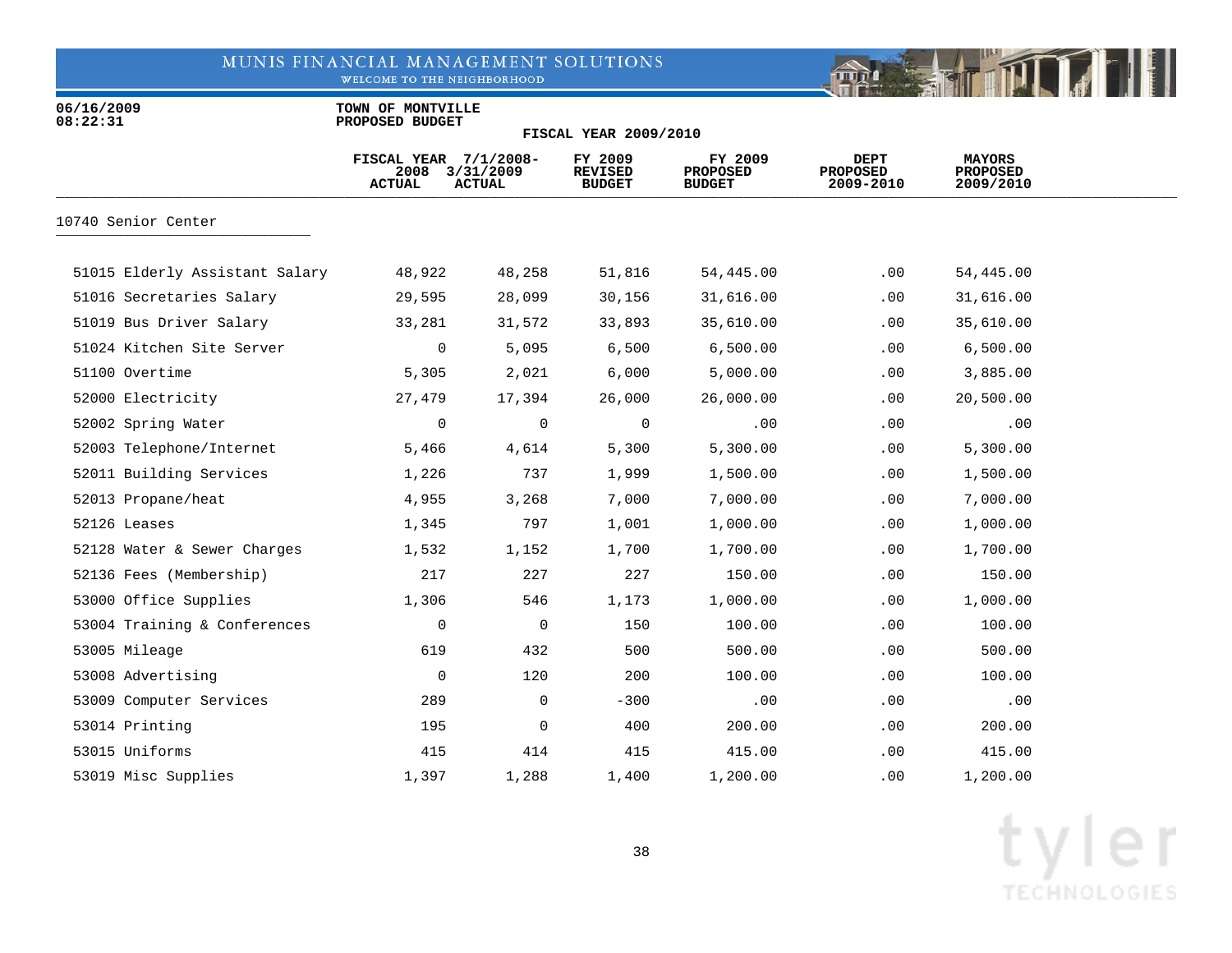06/16/2009
08:22:31

TOWN OF MONTVILLE
PROPOSED BUDGET

FISCAL YEAR 2009/2010

| | FISCAL YEAR 2008 ACTUAL | 7/1/2008-3/31/2009 ACTUAL | FY 2009 REVISED BUDGET | FY 2009 PROPOSED BUDGET | DEPT PROPOSED 2009-2010 | MAYORS PROPOSED 2009/2010 |
|---|---|---|---|---|---|---|
| **10740 Senior Center** | | | | | | |
| 51015 Elderly Assistant Salary | 48,922 | 48,258 | 51,816 | 54,445.00 | .00 | 54,445.00 |
| 51016 Secretaries Salary | 29,595 | 28,099 | 30,156 | 31,616.00 | .00 | 31,616.00 |
| 51019 Bus Driver Salary | 33,281 | 31,572 | 33,893 | 35,610.00 | .00 | 35,610.00 |
| 51024 Kitchen Site Server | 0 | 5,095 | 6,500 | 6,500.00 | .00 | 6,500.00 |
| 51100 Overtime | 5,305 | 2,021 | 6,000 | 5,000.00 | .00 | 3,885.00 |
| 52000 Electricity | 27,479 | 17,394 | 26,000 | 26,000.00 | .00 | 20,500.00 |
| 52002 Spring Water | 0 | 0 | 0 | .00 | .00 | .00 |
| 52003 Telephone/Internet | 5,466 | 4,614 | 5,300 | 5,300.00 | .00 | 5,300.00 |
| 52011 Building Services | 1,226 | 737 | 1,999 | 1,500.00 | .00 | 1,500.00 |
| 52013 Propane/heat | 4,955 | 3,268 | 7,000 | 7,000.00 | .00 | 7,000.00 |
| 52126 Leases | 1,345 | 797 | 1,001 | 1,000.00 | .00 | 1,000.00 |
| 52128 Water & Sewer Charges | 1,532 | 1,152 | 1,700 | 1,700.00 | .00 | 1,700.00 |
| 52136 Fees (Membership) | 217 | 227 | 227 | 150.00 | .00 | 150.00 |
| 53000 Office Supplies | 1,306 | 546 | 1,173 | 1,000.00 | .00 | 1,000.00 |
| 53004 Training & Conferences | 0 | 0 | 150 | 100.00 | .00 | 100.00 |
| 53005 Mileage | 619 | 432 | 500 | 500.00 | .00 | 500.00 |
| 53008 Advertising | 0 | 120 | 200 | 100.00 | .00 | 100.00 |
| 53009 Computer Services | 289 | 0 | -300 | .00 | .00 | .00 |
| 53014 Printing | 195 | 0 | 400 | 200.00 | .00 | 200.00 |
| 53015 Uniforms | 415 | 414 | 415 | 415.00 | .00 | 415.00 |
| 53019 Misc Supplies | 1,397 | 1,288 | 1,400 | 1,200.00 | .00 | 1,200.00 |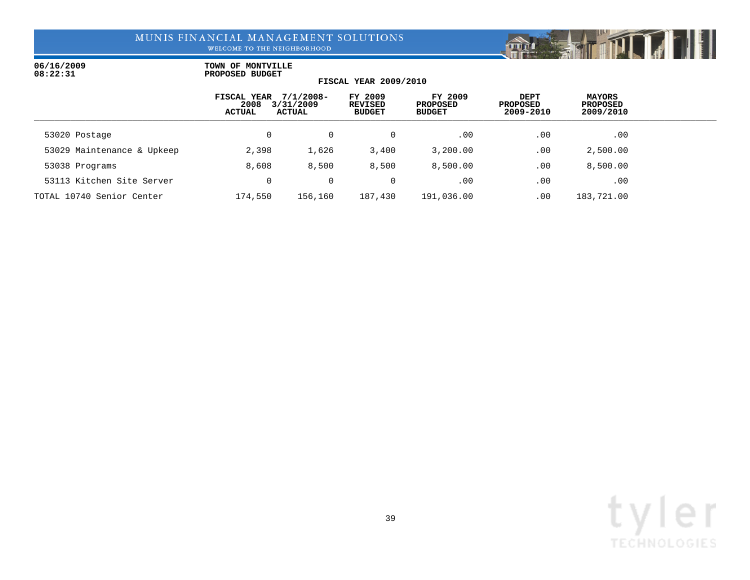MUNIS FINANCIAL MANAGEMENT SOLUTIONS
WELCOME TO THE NEIGHBORHOOD

06/16/2009
08:22:31

**TOWN OF MONTVILLE**
**PROPOSED BUDGET**

**FISCAL YEAR 2009/2010**

| | FISCAL YEAR 2008 ACTUAL | 7/1/2008-3/31/2009 ACTUAL | FY 2009 REVISED BUDGET | FY 2009 PROPOSED BUDGET | DEPT PROPOSED 2009-2010 | MAYORS PROPOSED 2009/2010 |
|---|---|---|---|---|---|---|
| 53020 Postage | 0 | 0 | 0 | .00 | .00 | .00 |
| 53029 Maintenance & Upkeep | 2,398 | 1,626 | 3,400 | 3,200.00 | .00 | 2,500.00 |
| 53038 Programs | 8,608 | 8,500 | 8,500 | 8,500.00 | .00 | 8,500.00 |
| 53113 Kitchen Site Server | 0 | 0 | 0 | .00 | .00 | .00 |
| TOTAL 10740 Senior Center | 174,550 | 156,160 | 187,430 | 191,036.00 | .00 | 183,721.00 |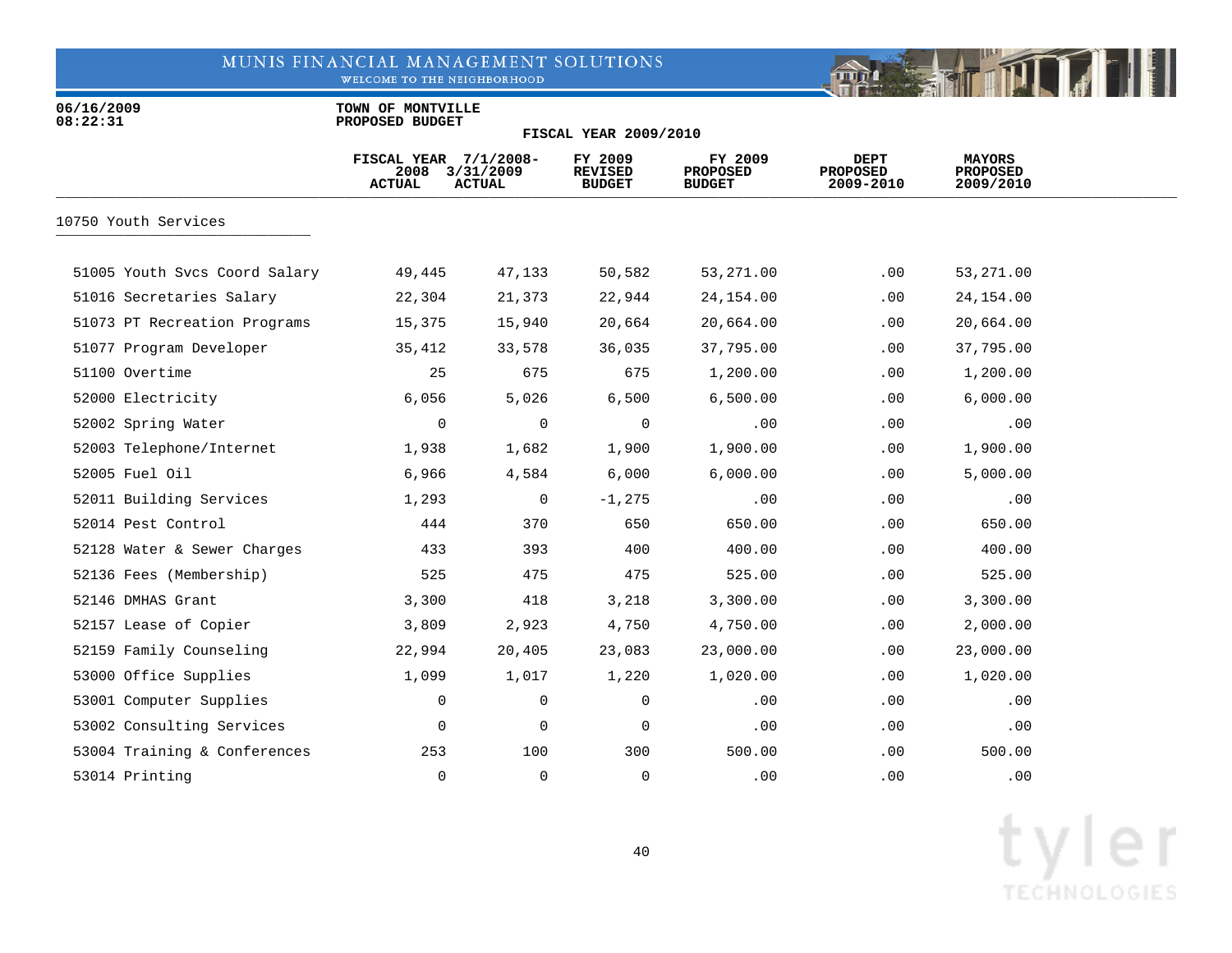06/16/2009
08:22:31

**TOWN OF MONTVILLE**
**PROPOSED BUDGET**

**FISCAL YEAR 2009/2010**

| | FISCAL YEAR 2008 ACTUAL | 7/1/2008-3/31/2009 ACTUAL | FY 2009 REVISED BUDGET | FY 2009 PROPOSED BUDGET | DEPT PROPOSED 2009-2010 | MAYORS PROPOSED 2009/2010 |
|---|---|---|---|---|---|---|
| **10750 Youth Services** | | | | | | |
| 51005 Youth Svcs Coord Salary | 49,445 | 47,133 | 50,582 | 53,271.00 | .00 | 53,271.00 |
| 51016 Secretaries Salary | 22,304 | 21,373 | 22,944 | 24,154.00 | .00 | 24,154.00 |
| 51073 PT Recreation Programs | 15,375 | 15,940 | 20,664 | 20,664.00 | .00 | 20,664.00 |
| 51077 Program Developer | 35,412 | 33,578 | 36,035 | 37,795.00 | .00 | 37,795.00 |
| 51100 Overtime | 25 | 675 | 675 | 1,200.00 | .00 | 1,200.00 |
| 52000 Electricity | 6,056 | 5,026 | 6,500 | 6,500.00 | .00 | 6,000.00 |
| 52002 Spring Water | 0 | 0 | 0 | .00 | .00 | .00 |
| 52003 Telephone/Internet | 1,938 | 1,682 | 1,900 | 1,900.00 | .00 | 1,900.00 |
| 52005 Fuel Oil | 6,966 | 4,584 | 6,000 | 6,000.00 | .00 | 5,000.00 |
| 52011 Building Services | 1,293 | 0 | -1,275 | .00 | .00 | .00 |
| 52014 Pest Control | 444 | 370 | 650 | 650.00 | .00 | 650.00 |
| 52128 Water & Sewer Charges | 433 | 393 | 400 | 400.00 | .00 | 400.00 |
| 52136 Fees (Membership) | 525 | 475 | 475 | 525.00 | .00 | 525.00 |
| 52146 DMHAS Grant | 3,300 | 418 | 3,218 | 3,300.00 | .00 | 3,300.00 |
| 52157 Lease of Copier | 3,809 | 2,923 | 4,750 | 4,750.00 | .00 | 2,000.00 |
| 52159 Family Counseling | 22,994 | 20,405 | 23,083 | 23,000.00 | .00 | 23,000.00 |
| 53000 Office Supplies | 1,099 | 1,017 | 1,220 | 1,020.00 | .00 | 1,020.00 |
| 53001 Computer Supplies | 0 | 0 | 0 | .00 | .00 | .00 |
| 53002 Consulting Services | 0 | 0 | 0 | .00 | .00 | .00 |
| 53004 Training & Conferences | 253 | 100 | 300 | 500.00 | .00 | 500.00 |
| 53014 Printing | 0 | 0 | 0 | .00 | .00 | .00 |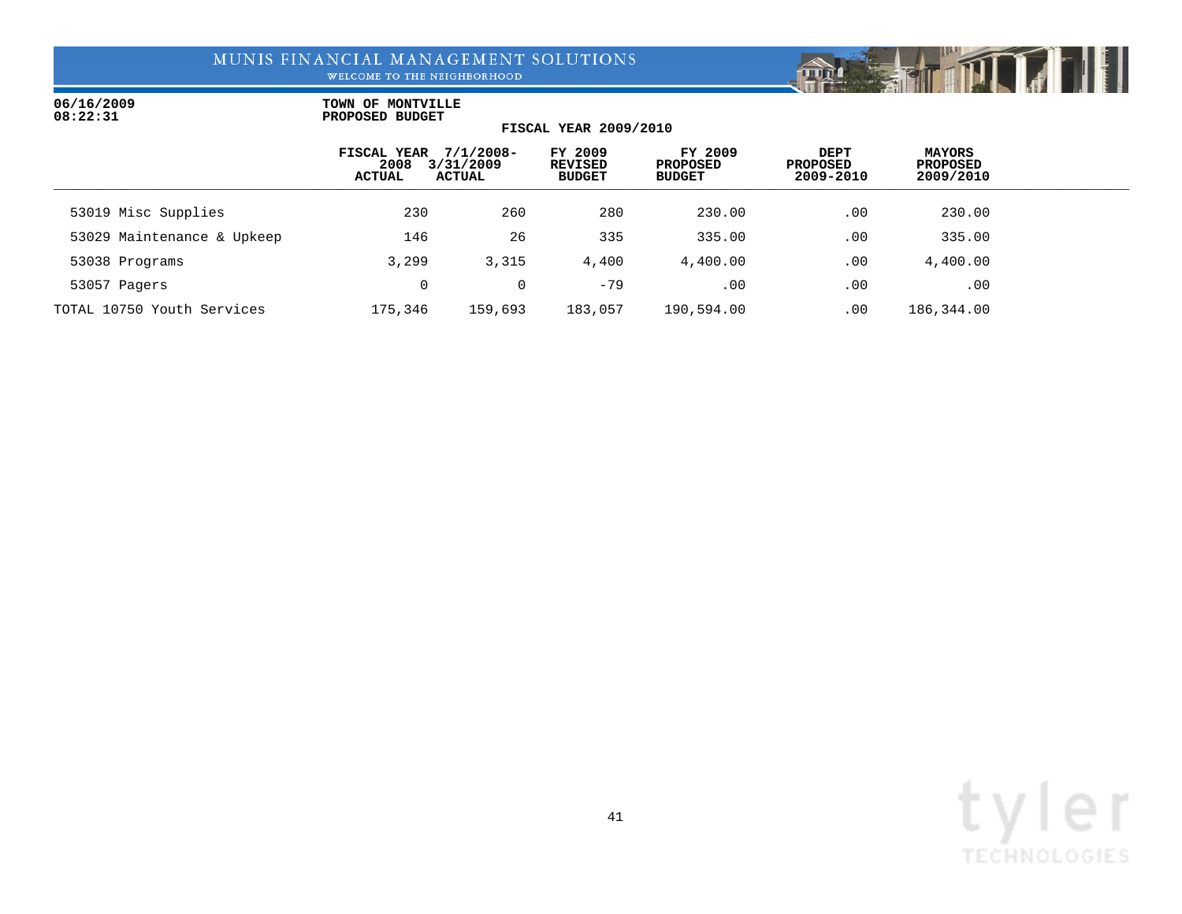MUNIS FINANCIAL MANAGEMENT SOLUTIONS
WELCOME TO THE NEIGHBORHOOD

06/16/2009
08:22:31

**TOWN OF MONTVILLE**
**PROPOSED BUDGET**

**FISCAL YEAR 2009/2010**

| | FISCAL YEAR 2008 ACTUAL | 7/1/2008- 3/31/2009 ACTUAL | FY 2009 REVISED BUDGET | FY 2009 PROPOSED BUDGET | DEPT PROPOSED 2009-2010 | MAYORS PROPOSED 2009/2010 |
|---|---|---|---|---|---|---|
| 53019 Misc Supplies | 230 | 260 | 280 | 230.00 | .00 | 230.00 |
| 53029 Maintenance & Upkeep | 146 | 26 | 335 | 335.00 | .00 | 335.00 |
| 53038 Programs | 3,299 | 3,315 | 4,400 | 4,400.00 | .00 | 4,400.00 |
| 53057 Pagers | 0 | 0 | -79 | .00 | .00 | .00 |
| TOTAL 10750 Youth Services | 175,346 | 159,693 | 183,057 | 190,594.00 | .00 | 186,344.00 |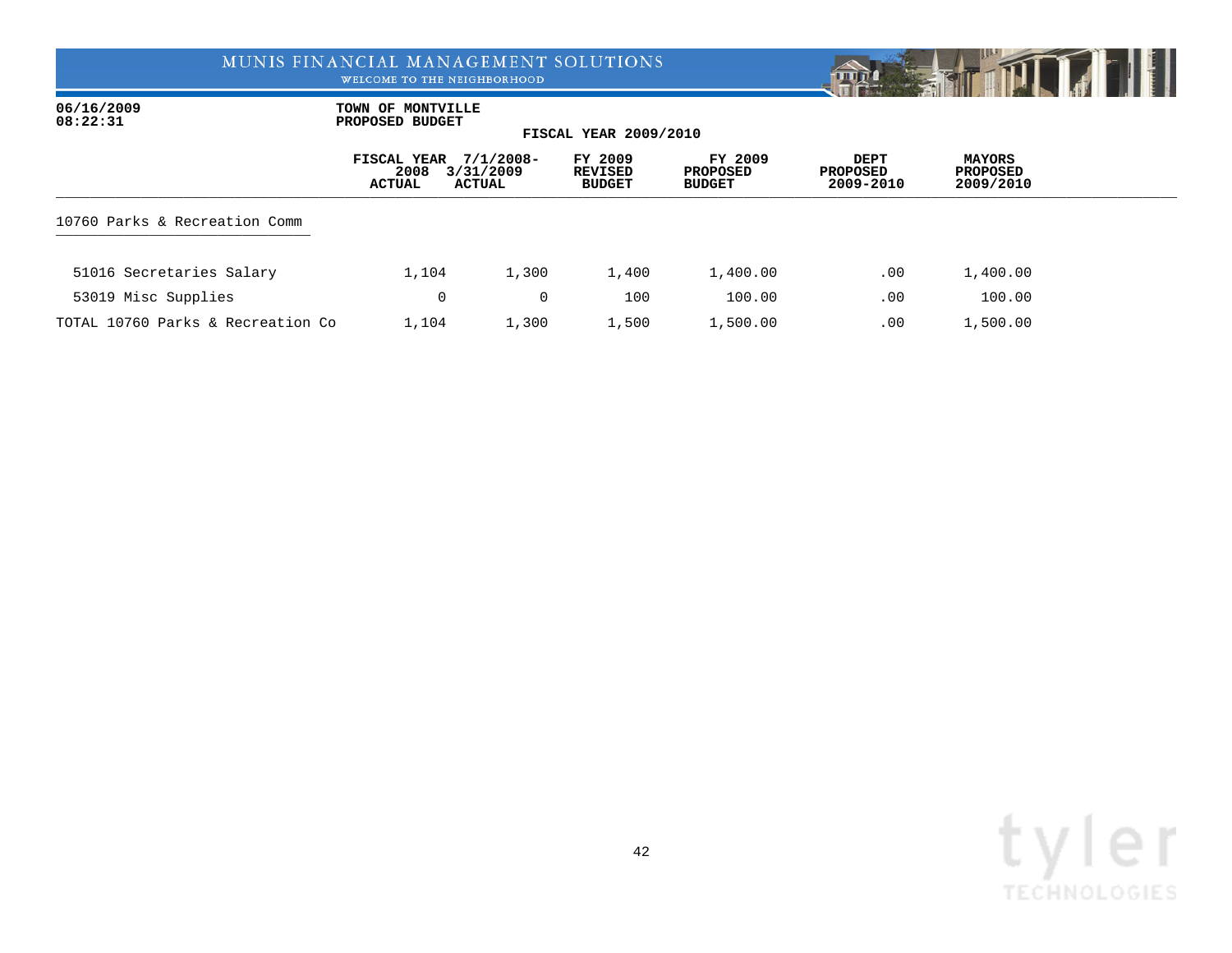MUNIS FINANCIAL MANAGEMENT SOLUTIONS
WELCOME TO THE NEIGHBORHOOD

06/16/2009
08:22:31

**TOWN OF MONTVILLE**
**PROPOSED BUDGET**
**FISCAL YEAR 2009/2010**

| | FISCAL YEAR 2008 ACTUAL | 7/1/2008- 3/31/2009 ACTUAL | FY 2009 REVISED BUDGET | FY 2009 PROPOSED BUDGET | DEPT PROPOSED 2009-2010 | MAYORS PROPOSED 2009/2010 |
|---|---|---|---|---|---|---|
| **10760 Parks & Recreation Comm** | | | | | | |
| 51016 Secretaries Salary | 1,104 | 1,300 | 1,400 | 1,400.00 | .00 | 1,400.00 |
| 53019 Misc Supplies | 0 | 0 | 100 | 100.00 | .00 | 100.00 |
| TOTAL 10760 Parks & Recreation Co | 1,104 | 1,300 | 1,500 | 1,500.00 | .00 | 1,500.00 |

tyler TECHNOLOGIES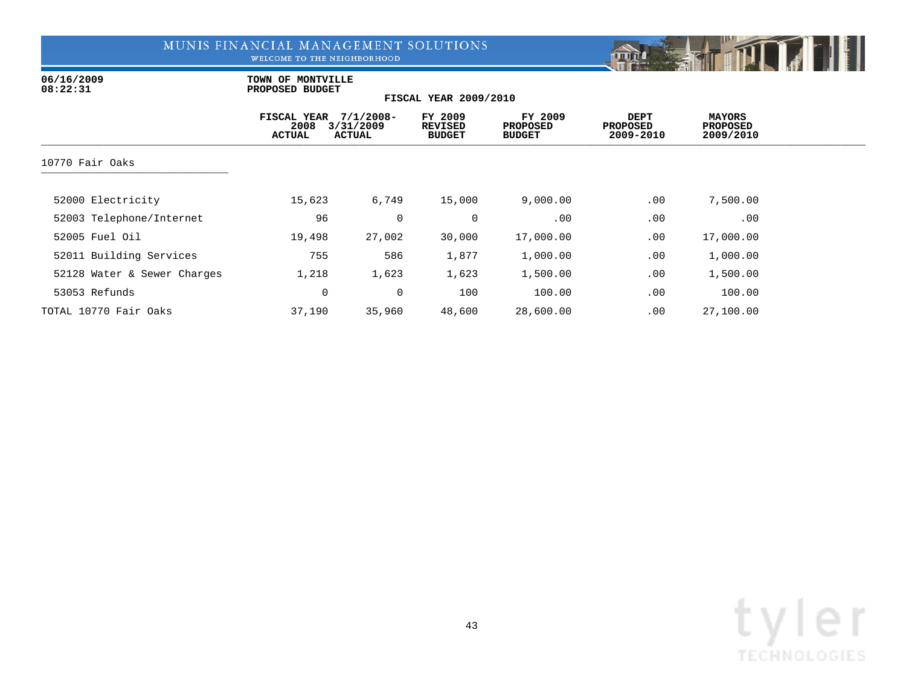MUNIS FINANCIAL MANAGEMENT SOLUTIONS
WELCOME TO THE NEIGHBORHOOD

06/16/2009
08:22:31

**TOWN OF MONTVILLE**
**PROPOSED BUDGET**

**FISCAL YEAR 2009/2010**

| | FISCAL YEAR 2008 ACTUAL | 7/1/2008-3/31/2009 ACTUAL | FY 2009 REVISED BUDGET | FY 2009 PROPOSED BUDGET | DEPT PROPOSED 2009-2010 | MAYORS PROPOSED 2009/2010 |
|---|---|---|---|---|---|---|
| **10770 Fair Oaks** | | | | | | |
| 52000 Electricity | 15,623 | 6,749 | 15,000 | 9,000.00 | .00 | 7,500.00 |
| 52003 Telephone/Internet | 96 | 0 | 0 | .00 | .00 | .00 |
| 52005 Fuel Oil | 19,498 | 27,002 | 30,000 | 17,000.00 | .00 | 17,000.00 |
| 52011 Building Services | 755 | 586 | 1,877 | 1,000.00 | .00 | 1,000.00 |
| 52128 Water & Sewer Charges | 1,218 | 1,623 | 1,623 | 1,500.00 | .00 | 1,500.00 |
| 53053 Refunds | 0 | 0 | 100 | 100.00 | .00 | 100.00 |
| TOTAL 10770 Fair Oaks | 37,190 | 35,960 | 48,600 | 28,600.00 | .00 | 27,100.00 |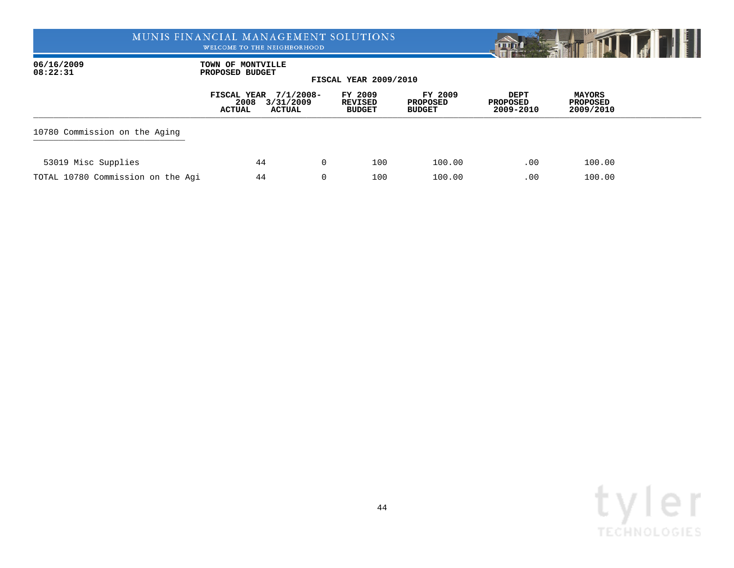MUNIS FINANCIAL MANAGEMENT SOLUTIONS
WELCOME TO THE NEIGHBORHOOD

06/16/2009
08:22:31

**TOWN OF MONTVILLE**
**PROPOSED BUDGET**

**FISCAL YEAR 2009/2010**

| | FISCAL YEAR 2008 ACTUAL | 7/1/2008- 3/31/2009 ACTUAL | FY 2009 REVISED BUDGET | FY 2009 PROPOSED BUDGET | DEPT PROPOSED 2009-2010 | MAYORS PROPOSED 2009/2010 |
|---|---|---|---|---|---|---|
| **10780 Commission on the Aging** | | | | | | |
| 53019 Misc Supplies | 44 | 0 | 100 | 100.00 | .00 | 100.00 |
| TOTAL 10780 Commission on the Agi | 44 | 0 | 100 | 100.00 | .00 | 100.00 |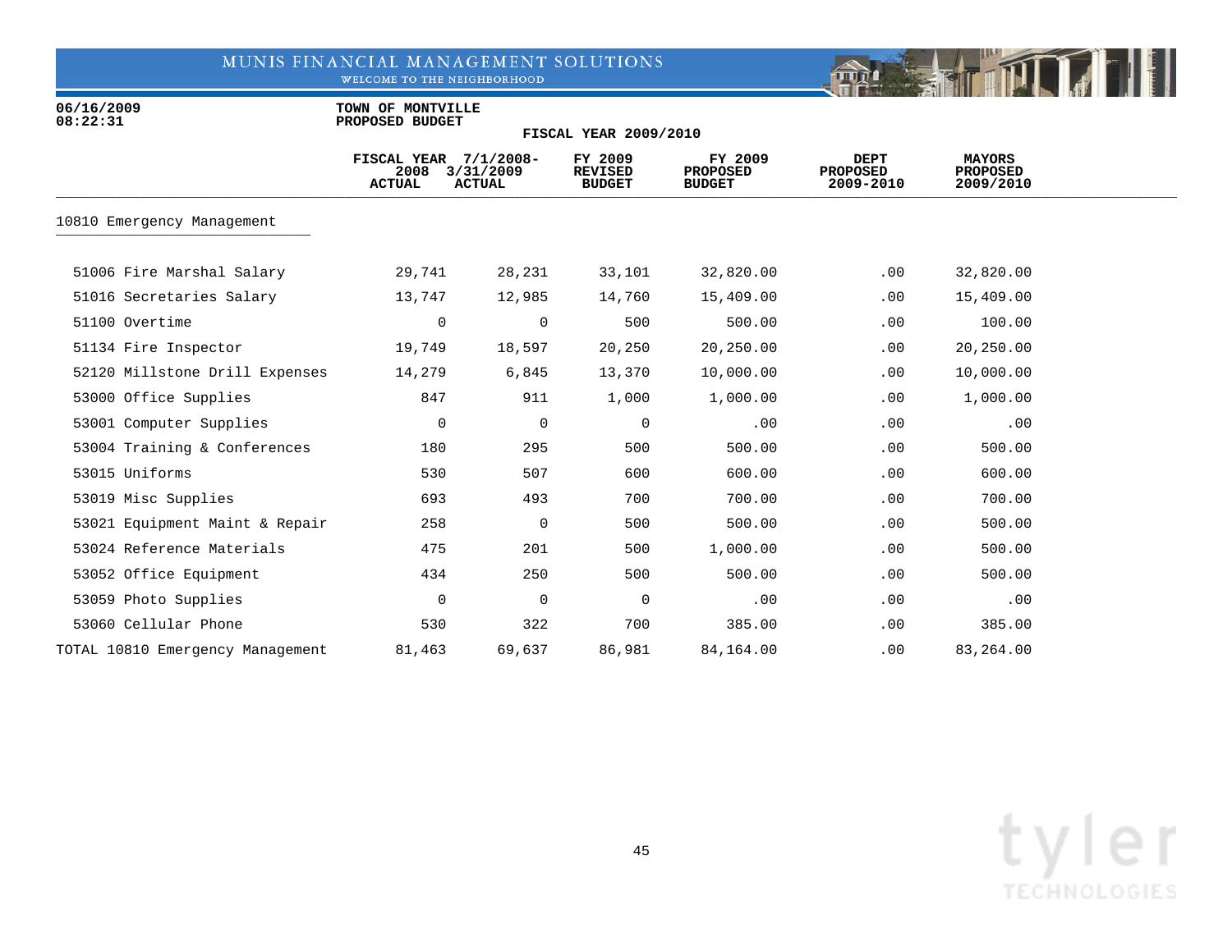TOWN OF MONTVILLE
PROPOSED BUDGET

FISCAL YEAR 2009/2010

| | FISCAL YEAR 2008 ACTUAL | 7/1/2008-3/31/2009 ACTUAL | FY 2009 REVISED BUDGET | FY 2009 PROPOSED BUDGET | DEPT PROPOSED 2009-2010 | MAYORS PROPOSED 2009/2010 |
|---|---|---|---|---|---|---|
| **10810 Emergency Management** | | | | | | |
| 51006 Fire Marshal Salary | 29,741 | 28,231 | 33,101 | 32,820.00 | .00 | 32,820.00 |
| 51016 Secretaries Salary | 13,747 | 12,985 | 14,760 | 15,409.00 | .00 | 15,409.00 |
| 51100 Overtime | 0 | 0 | 500 | 500.00 | .00 | 100.00 |
| 51134 Fire Inspector | 19,749 | 18,597 | 20,250 | 20,250.00 | .00 | 20,250.00 |
| 52120 Millstone Drill Expenses | 14,279 | 6,845 | 13,370 | 10,000.00 | .00 | 10,000.00 |
| 53000 Office Supplies | 847 | 911 | 1,000 | 1,000.00 | .00 | 1,000.00 |
| 53001 Computer Supplies | 0 | 0 | 0 | .00 | .00 | .00 |
| 53004 Training & Conferences | 180 | 295 | 500 | 500.00 | .00 | 500.00 |
| 53015 Uniforms | 530 | 507 | 600 | 600.00 | .00 | 600.00 |
| 53019 Misc Supplies | 693 | 493 | 700 | 700.00 | .00 | 700.00 |
| 53021 Equipment Maint & Repair | 258 | 0 | 500 | 500.00 | .00 | 500.00 |
| 53024 Reference Materials | 475 | 201 | 500 | 1,000.00 | .00 | 500.00 |
| 53052 Office Equipment | 434 | 250 | 500 | 500.00 | .00 | 500.00 |
| 53059 Photo Supplies | 0 | 0 | 0 | .00 | .00 | .00 |
| 53060 Cellular Phone | 530 | 322 | 700 | 385.00 | .00 | 385.00 |
| TOTAL 10810 Emergency Management | 81,463 | 69,637 | 86,981 | 84,164.00 | .00 | 83,264.00 |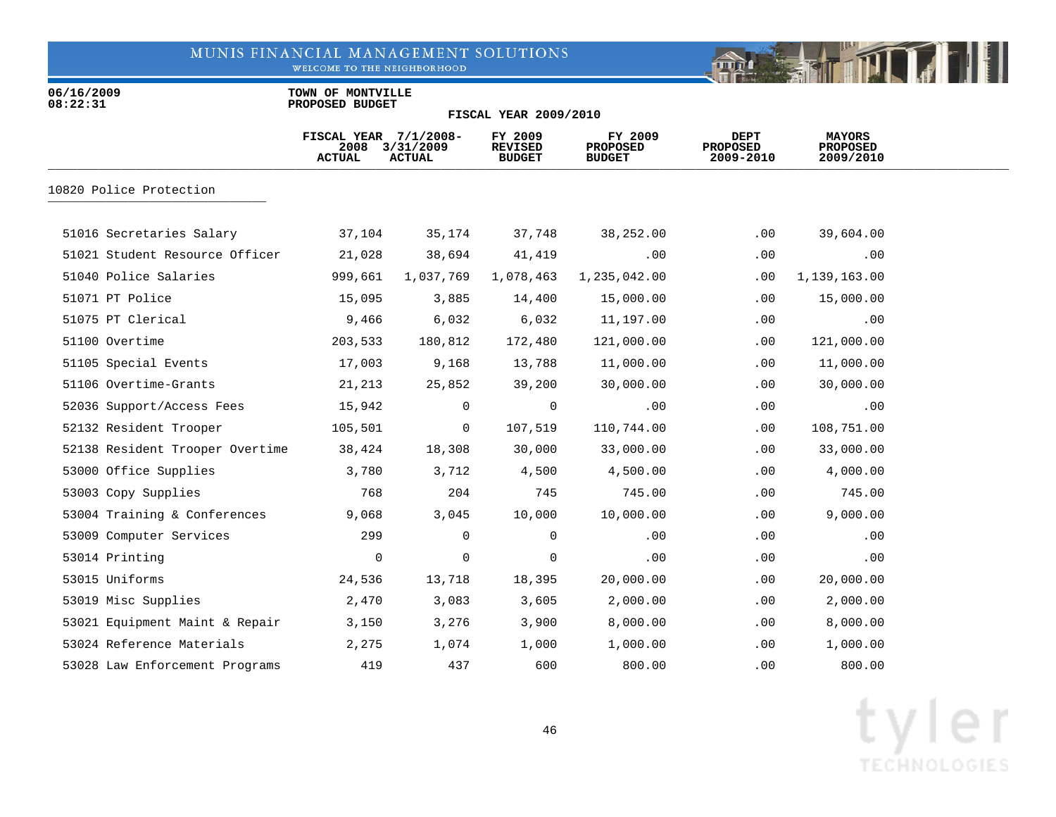06/16/2009
08:22:31

TOWN OF MONTVILLE
PROPOSED BUDGET

FISCAL YEAR 2009/2010

| | FISCAL YEAR 2008 ACTUAL | 7/1/2008-3/31/2009 ACTUAL | FY 2009 REVISED BUDGET | FY 2009 PROPOSED BUDGET | DEPT PROPOSED 2009-2010 | MAYORS PROPOSED 2009/2010 |
|---|---|---|---|---|---|---|
| **10820 Police Protection** | | | | | | |
| 51016 Secretaries Salary | 37,104 | 35,174 | 37,748 | 38,252.00 | .00 | 39,604.00 |
| 51021 Student Resource Officer | 21,028 | 38,694 | 41,419 | .00 | .00 | .00 |
| 51040 Police Salaries | 999,661 | 1,037,769 | 1,078,463 | 1,235,042.00 | .00 | 1,139,163.00 |
| 51071 PT Police | 15,095 | 3,885 | 14,400 | 15,000.00 | .00 | 15,000.00 |
| 51075 PT Clerical | 9,466 | 6,032 | 6,032 | 11,197.00 | .00 | .00 |
| 51100 Overtime | 203,533 | 180,812 | 172,480 | 121,000.00 | .00 | 121,000.00 |
| 51105 Special Events | 17,003 | 9,168 | 13,788 | 11,000.00 | .00 | 11,000.00 |
| 51106 Overtime-Grants | 21,213 | 25,852 | 39,200 | 30,000.00 | .00 | 30,000.00 |
| 52036 Support/Access Fees | 15,942 | 0 | 0 | .00 | .00 | .00 |
| 52132 Resident Trooper | 105,501 | 0 | 107,519 | 110,744.00 | .00 | 108,751.00 |
| 52138 Resident Trooper Overtime | 38,424 | 18,308 | 30,000 | 33,000.00 | .00 | 33,000.00 |
| 53000 Office Supplies | 3,780 | 3,712 | 4,500 | 4,500.00 | .00 | 4,000.00 |
| 53003 Copy Supplies | 768 | 204 | 745 | 745.00 | .00 | 745.00 |
| 53004 Training & Conferences | 9,068 | 3,045 | 10,000 | 10,000.00 | .00 | 9,000.00 |
| 53009 Computer Services | 299 | 0 | 0 | .00 | .00 | .00 |
| 53014 Printing | 0 | 0 | 0 | .00 | .00 | .00 |
| 53015 Uniforms | 24,536 | 13,718 | 18,395 | 20,000.00 | .00 | 20,000.00 |
| 53019 Misc Supplies | 2,470 | 3,083 | 3,605 | 2,000.00 | .00 | 2,000.00 |
| 53021 Equipment Maint & Repair | 3,150 | 3,276 | 3,900 | 8,000.00 | .00 | 8,000.00 |
| 53024 Reference Materials | 2,275 | 1,074 | 1,000 | 1,000.00 | .00 | 1,000.00 |
| 53028 Law Enforcement Programs | 419 | 437 | 600 | 800.00 | .00 | 800.00 |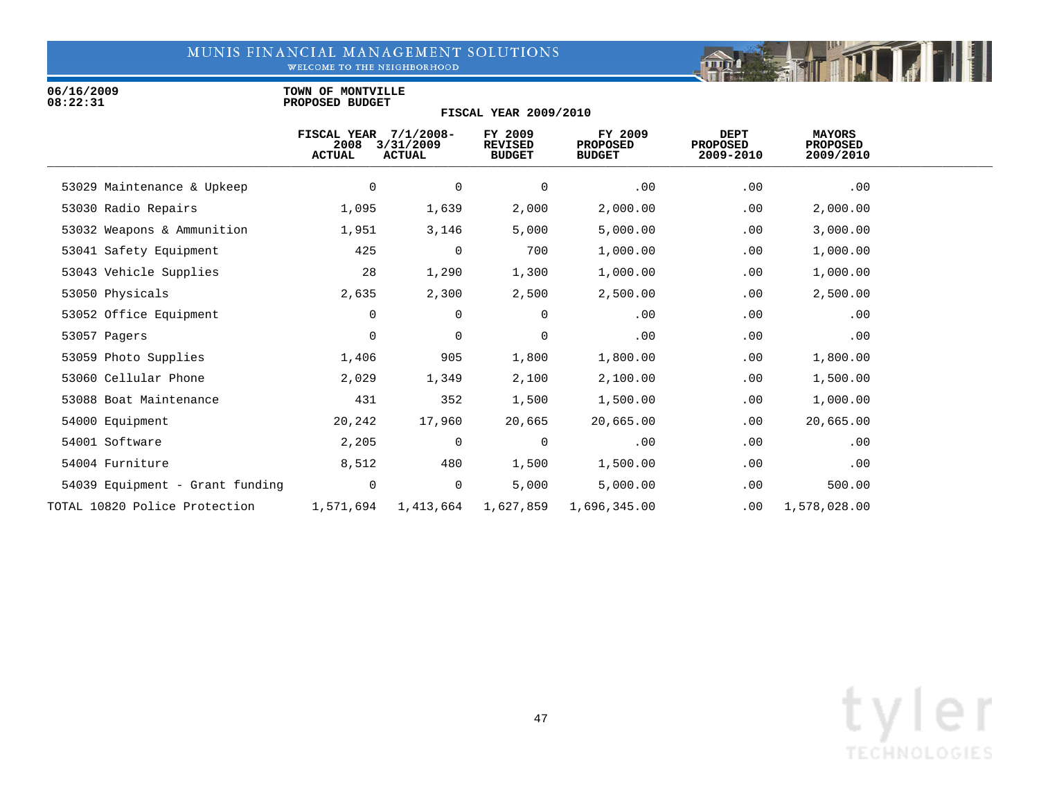06/16/2009
08:22:31

TOWN OF MONTVILLE
PROPOSED BUDGET

FISCAL YEAR 2009/2010

| | FISCAL YEAR 2008 ACTUAL | 7/1/2008-3/31/2009 ACTUAL | FY 2009 REVISED BUDGET | FY 2009 PROPOSED BUDGET | DEPT PROPOSED 2009-2010 | MAYORS PROPOSED 2009/2010 |
|---|---|---|---|---|---|---|
| 53029 Maintenance & Upkeep | 0 | 0 | 0 | .00 | .00 | .00 |
| 53030 Radio Repairs | 1,095 | 1,639 | 2,000 | 2,000.00 | .00 | 2,000.00 |
| 53032 Weapons & Ammunition | 1,951 | 3,146 | 5,000 | 5,000.00 | .00 | 3,000.00 |
| 53041 Safety Equipment | 425 | 0 | 700 | 1,000.00 | .00 | 1,000.00 |
| 53043 Vehicle Supplies | 28 | 1,290 | 1,300 | 1,000.00 | .00 | 1,000.00 |
| 53050 Physicals | 2,635 | 2,300 | 2,500 | 2,500.00 | .00 | 2,500.00 |
| 53052 Office Equipment | 0 | 0 | 0 | .00 | .00 | .00 |
| 53057 Pagers | 0 | 0 | 0 | .00 | .00 | .00 |
| 53059 Photo Supplies | 1,406 | 905 | 1,800 | 1,800.00 | .00 | 1,800.00 |
| 53060 Cellular Phone | 2,029 | 1,349 | 2,100 | 2,100.00 | .00 | 1,500.00 |
| 53088 Boat Maintenance | 431 | 352 | 1,500 | 1,500.00 | .00 | 1,000.00 |
| 54000 Equipment | 20,242 | 17,960 | 20,665 | 20,665.00 | .00 | 20,665.00 |
| 54001 Software | 2,205 | 0 | 0 | .00 | .00 | .00 |
| 54004 Furniture | 8,512 | 480 | 1,500 | 1,500.00 | .00 | .00 |
| 54039 Equipment - Grant funding | 0 | 0 | 5,000 | 5,000.00 | .00 | 500.00 |
| TOTAL 10820 Police Protection | 1,571,694 | 1,413,664 | 1,627,859 | 1,696,345.00 | .00 | 1,578,028.00 |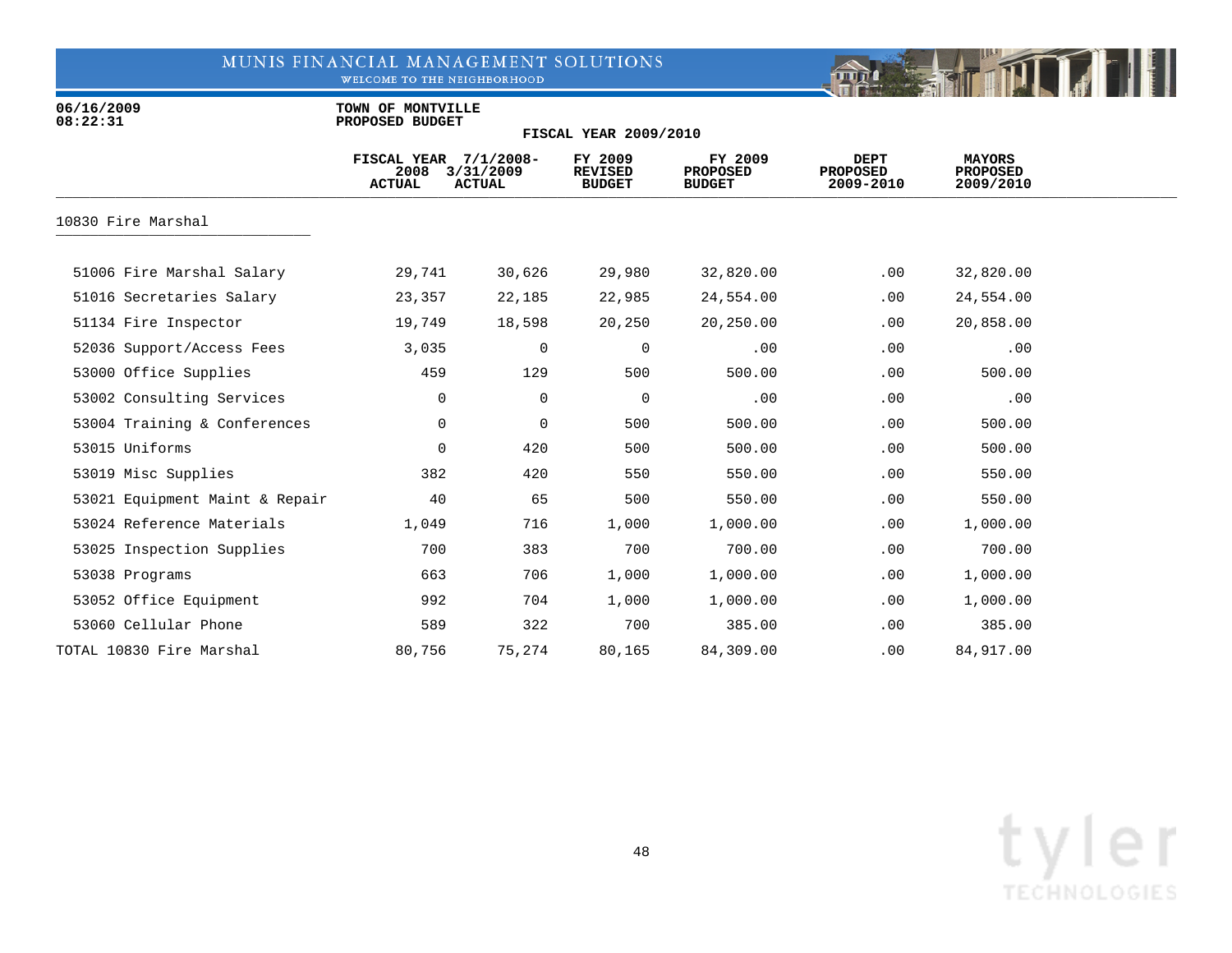MUNIS FINANCIAL MANAGEMENT SOLUTIONS

06/16/2009
08:22:31

**TOWN OF MONTVILLE**
**PROPOSED BUDGET**

**FISCAL YEAR 2009/2010**

| | FISCAL YEAR 2008 ACTUAL | 7/1/2008- 3/31/2009 ACTUAL | FY 2009 REVISED BUDGET | FY 2009 PROPOSED BUDGET | DEPT PROPOSED 2009-2010 | MAYORS PROPOSED 2009/2010 |
|---|---|---|---|---|---|---|
| **10830 Fire Marshal** | | | | | | |
| 51006 Fire Marshal Salary | 29,741 | 30,626 | 29,980 | 32,820.00 | .00 | 32,820.00 |
| 51016 Secretaries Salary | 23,357 | 22,185 | 22,985 | 24,554.00 | .00 | 24,554.00 |
| 51134 Fire Inspector | 19,749 | 18,598 | 20,250 | 20,250.00 | .00 | 20,858.00 |
| 52036 Support/Access Fees | 3,035 | 0 | 0 | .00 | .00 | .00 |
| 53000 Office Supplies | 459 | 129 | 500 | 500.00 | .00 | 500.00 |
| 53002 Consulting Services | 0 | 0 | 0 | .00 | .00 | .00 |
| 53004 Training & Conferences | 0 | 0 | 500 | 500.00 | .00 | 500.00 |
| 53015 Uniforms | 0 | 420 | 500 | 500.00 | .00 | 500.00 |
| 53019 Misc Supplies | 382 | 420 | 550 | 550.00 | .00 | 550.00 |
| 53021 Equipment Maint & Repair | 40 | 65 | 500 | 550.00 | .00 | 550.00 |
| 53024 Reference Materials | 1,049 | 716 | 1,000 | 1,000.00 | .00 | 1,000.00 |
| 53025 Inspection Supplies | 700 | 383 | 700 | 700.00 | .00 | 700.00 |
| 53038 Programs | 663 | 706 | 1,000 | 1,000.00 | .00 | 1,000.00 |
| 53052 Office Equipment | 992 | 704 | 1,000 | 1,000.00 | .00 | 1,000.00 |
| 53060 Cellular Phone | 589 | 322 | 700 | 385.00 | .00 | 385.00 |
| TOTAL 10830 Fire Marshal | 80,756 | 75,274 | 80,165 | 84,309.00 | .00 | 84,917.00 |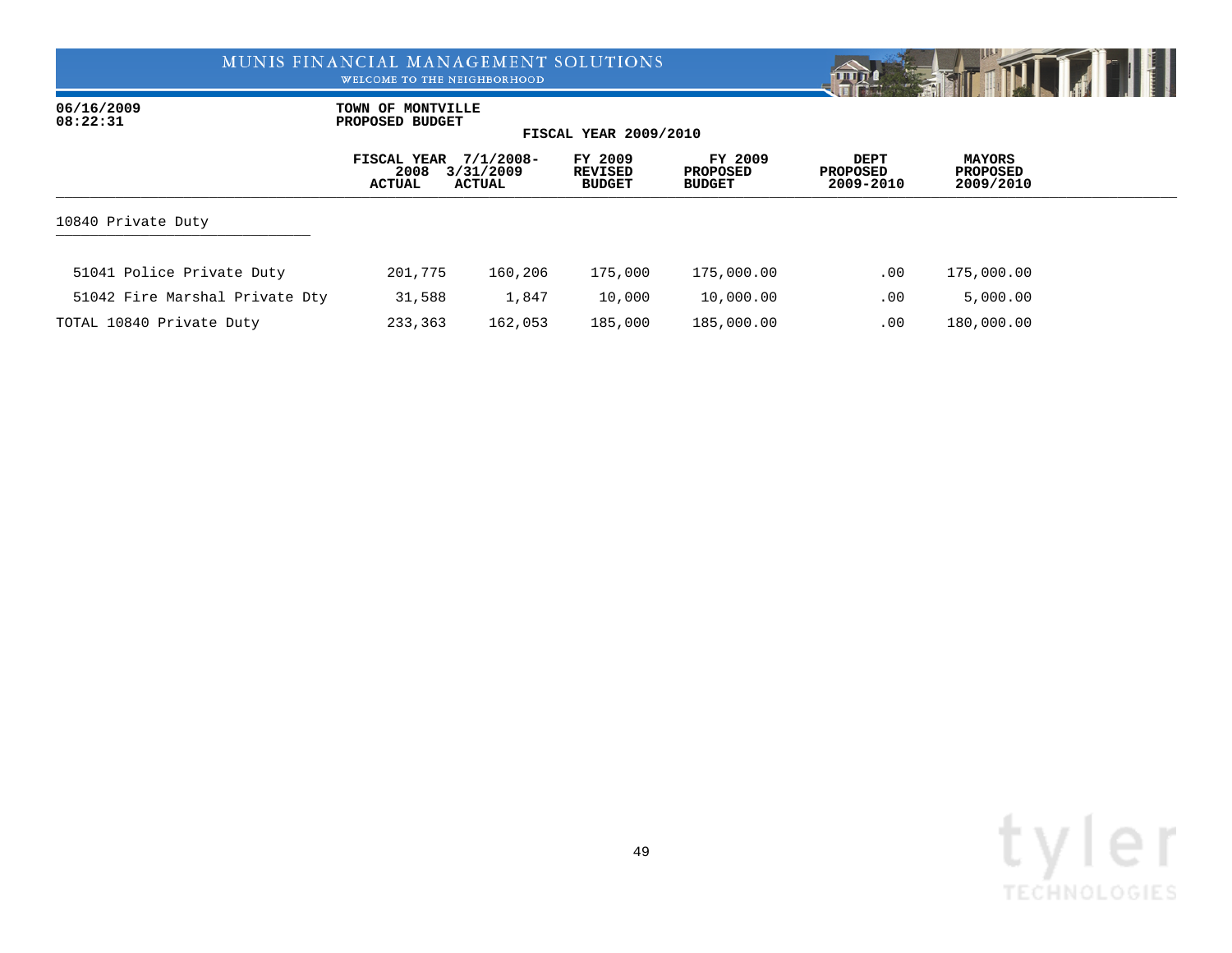MUNIS FINANCIAL MANAGEMENT SOLUTIONS
WELCOME TO THE NEIGHBORHOOD

06/16/2009
08:22:31

**TOWN OF MONTVILLE**
**PROPOSED BUDGET**

**FISCAL YEAR 2009/2010**

| | FISCAL YEAR 2008 ACTUAL | 7/1/2008- 3/31/2009 ACTUAL | FY 2009 REVISED BUDGET | FY 2009 PROPOSED BUDGET | DEPT PROPOSED 2009-2010 | MAYORS PROPOSED 2009/2010 |
|---|---|---|---|---|---|---|
| **10840 Private Duty** | | | | | | |
| 51041 Police Private Duty | 201,775 | 160,206 | 175,000 | 175,000.00 | .00 | 175,000.00 |
| 51042 Fire Marshal Private Dty | 31,588 | 1,847 | 10,000 | 10,000.00 | .00 | 5,000.00 |
| TOTAL 10840 Private Duty | 233,363 | 162,053 | 185,000 | 185,000.00 | .00 | 180,000.00 |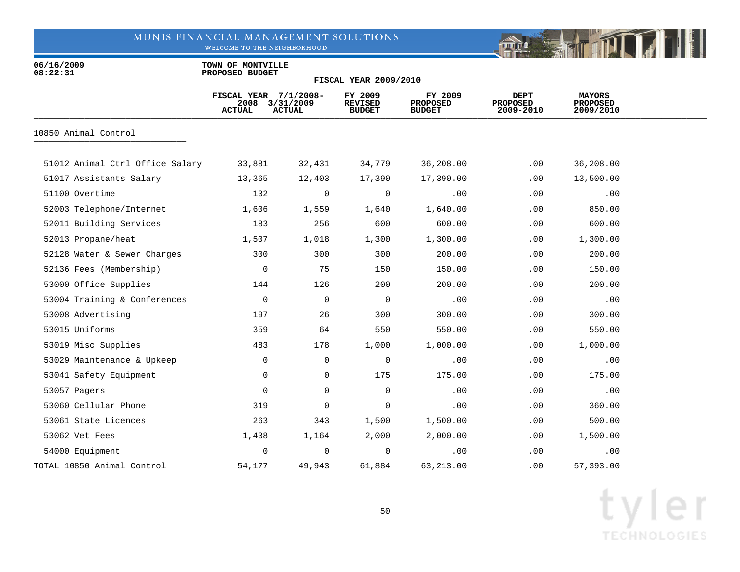06/16/2009
08:22:31

TOWN OF MONTVILLE
PROPOSED BUDGET

FISCAL YEAR 2009/2010

| | FISCAL YEAR 2008 ACTUAL | 7/1/2008-3/31/2009 ACTUAL | FY 2009 REVISED BUDGET | FY 2009 PROPOSED BUDGET | DEPT PROPOSED 2009-2010 | MAYORS PROPOSED 2009/2010 |
|---|---|---|---|---|---|---|
| **10850 Animal Control** | | | | | | |
| 51012 Animal Ctrl Office Salary | 33,881 | 32,431 | 34,779 | 36,208.00 | .00 | 36,208.00 |
| 51017 Assistants Salary | 13,365 | 12,403 | 17,390 | 17,390.00 | .00 | 13,500.00 |
| 51100 Overtime | 132 | 0 | 0 | .00 | .00 | .00 |
| 52003 Telephone/Internet | 1,606 | 1,559 | 1,640 | 1,640.00 | .00 | 850.00 |
| 52011 Building Services | 183 | 256 | 600 | 600.00 | .00 | 600.00 |
| 52013 Propane/heat | 1,507 | 1,018 | 1,300 | 1,300.00 | .00 | 1,300.00 |
| 52128 Water & Sewer Charges | 300 | 300 | 300 | 200.00 | .00 | 200.00 |
| 52136 Fees (Membership) | 0 | 75 | 150 | 150.00 | .00 | 150.00 |
| 53000 Office Supplies | 144 | 126 | 200 | 200.00 | .00 | 200.00 |
| 53004 Training & Conferences | 0 | 0 | 0 | .00 | .00 | .00 |
| 53008 Advertising | 197 | 26 | 300 | 300.00 | .00 | 300.00 |
| 53015 Uniforms | 359 | 64 | 550 | 550.00 | .00 | 550.00 |
| 53019 Misc Supplies | 483 | 178 | 1,000 | 1,000.00 | .00 | 1,000.00 |
| 53029 Maintenance & Upkeep | 0 | 0 | 0 | .00 | .00 | .00 |
| 53041 Safety Equipment | 0 | 0 | 175 | 175.00 | .00 | 175.00 |
| 53057 Pagers | 0 | 0 | 0 | .00 | .00 | .00 |
| 53060 Cellular Phone | 319 | 0 | 0 | .00 | .00 | 360.00 |
| 53061 State Licences | 263 | 343 | 1,500 | 1,500.00 | .00 | 500.00 |
| 53062 Vet Fees | 1,438 | 1,164 | 2,000 | 2,000.00 | .00 | 1,500.00 |
| 54000 Equipment | 0 | 0 | 0 | .00 | .00 | .00 |
| TOTAL 10850 Animal Control | 54,177 | 49,943 | 61,884 | 63,213.00 | .00 | 57,393.00 |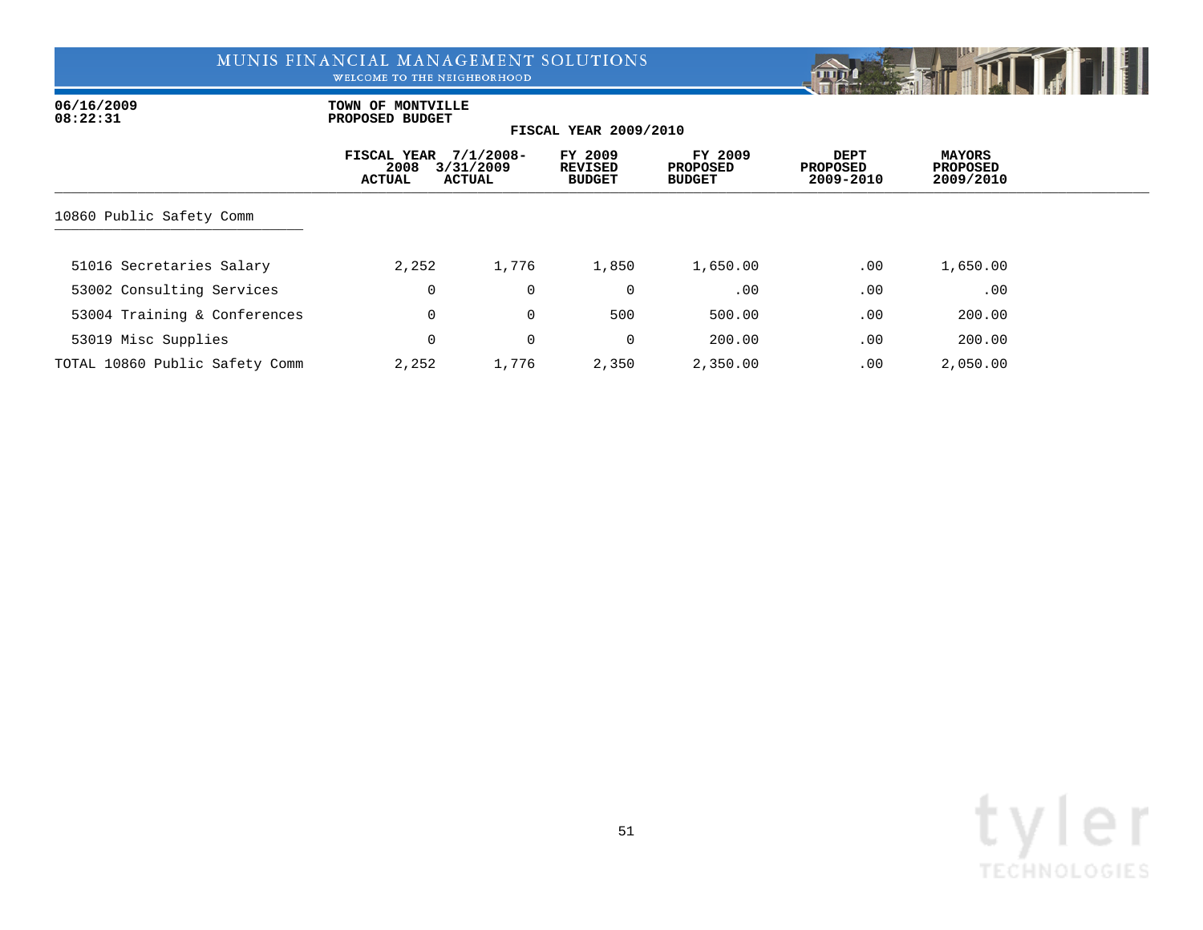MUNIS FINANCIAL MANAGEMENT SOLUTIONS
WELCOME TO THE NEIGHBORHOOD

06/16/2009
08:22:31

**TOWN OF MONTVILLE**
**PROPOSED BUDGET**
**FISCAL YEAR 2009/2010**

| | FISCAL YEAR 2008 ACTUAL | 7/1/2008-3/31/2009 ACTUAL | FY 2009 REVISED BUDGET | FY 2009 PROPOSED BUDGET | DEPT PROPOSED 2009-2010 | MAYORS PROPOSED 2009/2010 |
|---|---|---|---|---|---|---|
| **10860 Public Safety Comm** | | | | | | |
| 51016 Secretaries Salary | 2,252 | 1,776 | 1,850 | 1,650.00 | .00 | 1,650.00 |
| 53002 Consulting Services | 0 | 0 | 0 | .00 | .00 | .00 |
| 53004 Training & Conferences | 0 | 0 | 500 | 500.00 | .00 | 200.00 |
| 53019 Misc Supplies | 0 | 0 | 0 | 200.00 | .00 | 200.00 |
| TOTAL 10860 Public Safety Comm | 2,252 | 1,776 | 2,350 | 2,350.00 | .00 | 2,050.00 |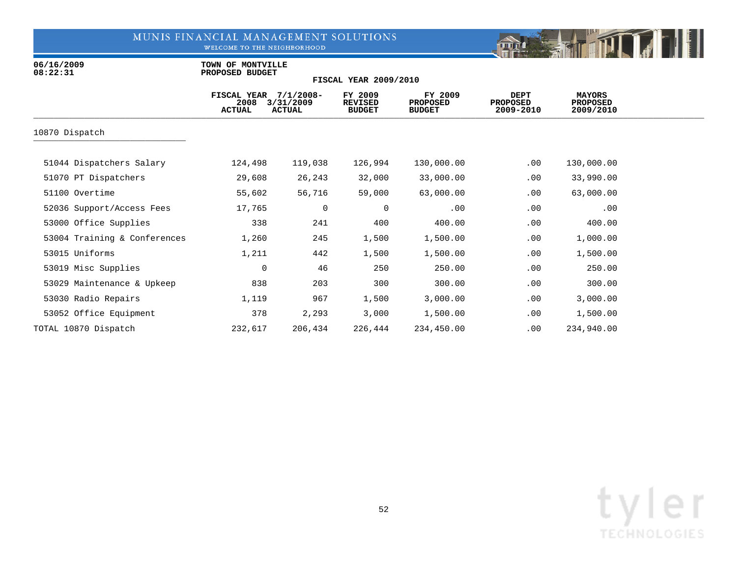MUNIS FINANCIAL MANAGEMENT SOLUTIONS

WELCOME TO THE NEIGHBORHOOD

06/16/2009
08:22:31

**TOWN OF MONTVILLE**
**PROPOSED BUDGET**

**FISCAL YEAR 2009/2010**

| | FISCAL YEAR 2008 ACTUAL | 7/1/2008- 3/31/2009 ACTUAL | FY 2009 REVISED BUDGET | FY 2009 PROPOSED BUDGET | DEPT PROPOSED 2009-2010 | MAYORS PROPOSED 2009/2010 |
|---|---|---|---|---|---|---|
| 10870 Dispatch | | | | | | |
| 51044 Dispatchers Salary | 124,498 | 119,038 | 126,994 | 130,000.00 | .00 | 130,000.00 |
| 51070 PT Dispatchers | 29,608 | 26,243 | 32,000 | 33,000.00 | .00 | 33,990.00 |
| 51100 Overtime | 55,602 | 56,716 | 59,000 | 63,000.00 | .00 | 63,000.00 |
| 52036 Support/Access Fees | 17,765 | 0 | 0 | .00 | .00 | .00 |
| 53000 Office Supplies | 338 | 241 | 400 | 400.00 | .00 | 400.00 |
| 53004 Training & Conferences | 1,260 | 245 | 1,500 | 1,500.00 | .00 | 1,000.00 |
| 53015 Uniforms | 1,211 | 442 | 1,500 | 1,500.00 | .00 | 1,500.00 |
| 53019 Misc Supplies | 0 | 46 | 250 | 250.00 | .00 | 250.00 |
| 53029 Maintenance & Upkeep | 838 | 203 | 300 | 300.00 | .00 | 300.00 |
| 53030 Radio Repairs | 1,119 | 967 | 1,500 | 3,000.00 | .00 | 3,000.00 |
| 53052 Office Equipment | 378 | 2,293 | 3,000 | 1,500.00 | .00 | 1,500.00 |
| TOTAL 10870 Dispatch | 232,617 | 206,434 | 226,444 | 234,450.00 | .00 | 234,940.00 |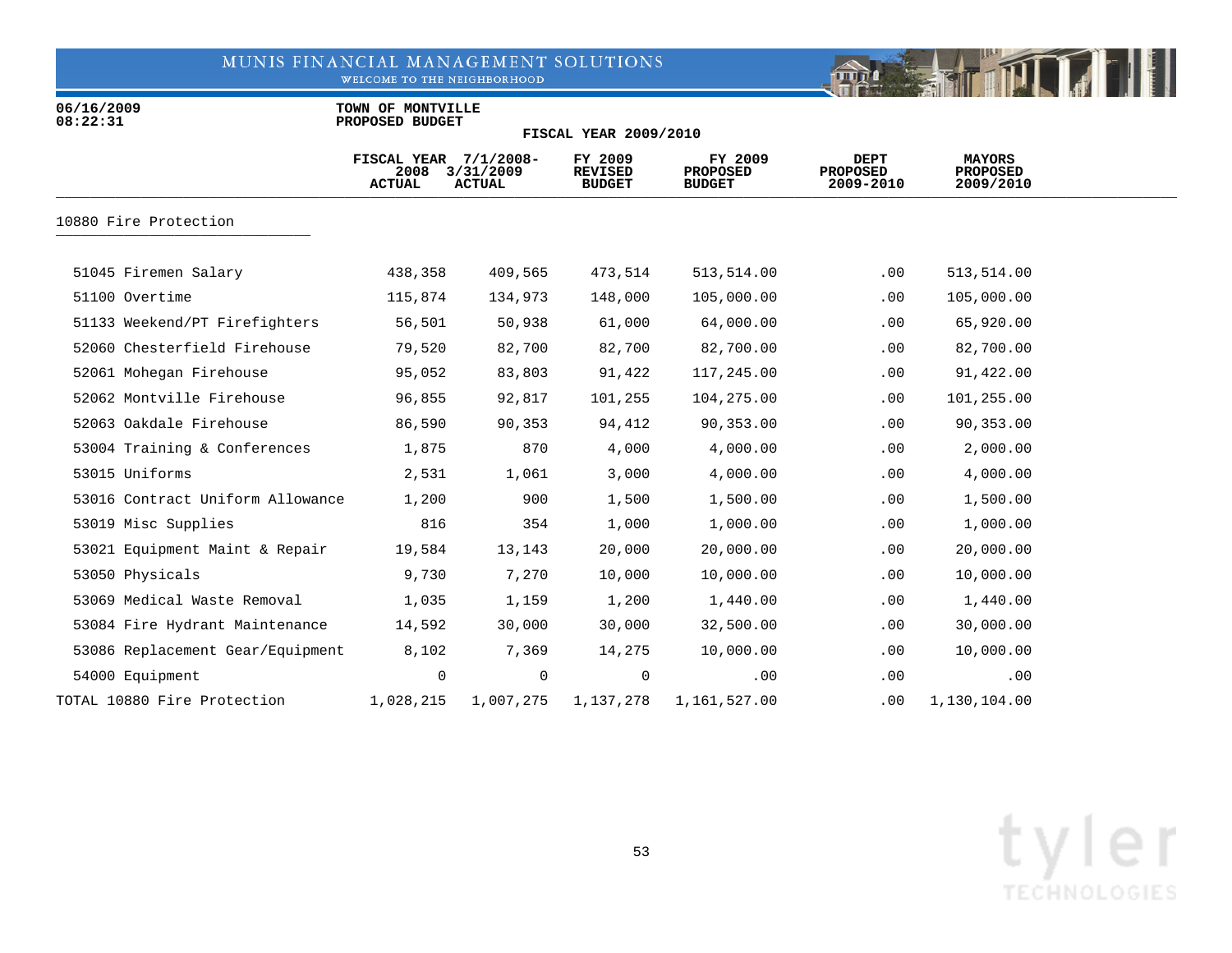MUNIS FINANCIAL MANAGEMENT SOLUTIONS
WELCOME TO THE NEIGHBORHOOD

06/16/2009
08:22:31

**TOWN OF MONTVILLE**
**PROPOSED BUDGET**

**FISCAL YEAR 2009/2010**

| | FISCAL YEAR 2008 ACTUAL | 7/1/2008-3/31/2009 ACTUAL | FY 2009 REVISED BUDGET | FY 2009 PROPOSED BUDGET | DEPT PROPOSED 2009-2010 | MAYORS PROPOSED 2009/2010 |
|---|---|---|---|---|---|---|
| **10880 Fire Protection** | | | | | | |
| 51045 Firemen Salary | 438,358 | 409,565 | 473,514 | 513,514.00 | .00 | 513,514.00 |
| 51100 Overtime | 115,874 | 134,973 | 148,000 | 105,000.00 | .00 | 105,000.00 |
| 51133 Weekend/PT Firefighters | 56,501 | 50,938 | 61,000 | 64,000.00 | .00 | 65,920.00 |
| 52060 Chesterfield Firehouse | 79,520 | 82,700 | 82,700 | 82,700.00 | .00 | 82,700.00 |
| 52061 Mohegan Firehouse | 95,052 | 83,803 | 91,422 | 117,245.00 | .00 | 91,422.00 |
| 52062 Montville Firehouse | 96,855 | 92,817 | 101,255 | 104,275.00 | .00 | 101,255.00 |
| 52063 Oakdale Firehouse | 86,590 | 90,353 | 94,412 | 90,353.00 | .00 | 90,353.00 |
| 53004 Training & Conferences | 1,875 | 870 | 4,000 | 4,000.00 | .00 | 2,000.00 |
| 53015 Uniforms | 2,531 | 1,061 | 3,000 | 4,000.00 | .00 | 4,000.00 |
| 53016 Contract Uniform Allowance | 1,200 | 900 | 1,500 | 1,500.00 | .00 | 1,500.00 |
| 53019 Misc Supplies | 816 | 354 | 1,000 | 1,000.00 | .00 | 1,000.00 |
| 53021 Equipment Maint & Repair | 19,584 | 13,143 | 20,000 | 20,000.00 | .00 | 20,000.00 |
| 53050 Physicals | 9,730 | 7,270 | 10,000 | 10,000.00 | .00 | 10,000.00 |
| 53069 Medical Waste Removal | 1,035 | 1,159 | 1,200 | 1,440.00 | .00 | 1,440.00 |
| 53084 Fire Hydrant Maintenance | 14,592 | 30,000 | 30,000 | 32,500.00 | .00 | 30,000.00 |
| 53086 Replacement Gear/Equipment | 8,102 | 7,369 | 14,275 | 10,000.00 | .00 | 10,000.00 |
| 54000 Equipment | 0 | 0 | 0 | .00 | .00 | .00 |
| TOTAL 10880 Fire Protection | 1,028,215 | 1,007,275 | 1,137,278 | 1,161,527.00 | .00 | 1,130,104.00 |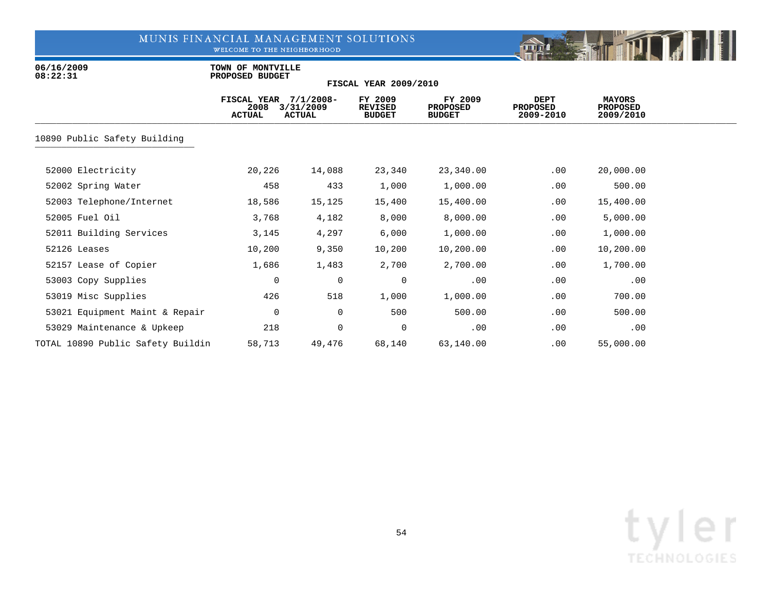MUNIS FINANCIAL MANAGEMENT SOLUTIONS
WELCOME TO THE NEIGHBORHOOD

06/16/2009
08:22:31

**TOWN OF MONTVILLE**
**PROPOSED BUDGET**

**FISCAL YEAR 2009/2010**

| | FISCAL YEAR 2008 ACTUAL | 7/1/2008-3/31/2009 ACTUAL | FY 2009 REVISED BUDGET | FY 2009 PROPOSED BUDGET | DEPT PROPOSED 2009-2010 | MAYORS PROPOSED 2009/2010 |
|---|---|---|---|---|---|---|
| **10890 Public Safety Building** | | | | | | |
| 52000 Electricity | 20,226 | 14,088 | 23,340 | 23,340.00 | .00 | 20,000.00 |
| 52002 Spring Water | 458 | 433 | 1,000 | 1,000.00 | .00 | 500.00 |
| 52003 Telephone/Internet | 18,586 | 15,125 | 15,400 | 15,400.00 | .00 | 15,400.00 |
| 52005 Fuel Oil | 3,768 | 4,182 | 8,000 | 8,000.00 | .00 | 5,000.00 |
| 52011 Building Services | 3,145 | 4,297 | 6,000 | 1,000.00 | .00 | 1,000.00 |
| 52126 Leases | 10,200 | 9,350 | 10,200 | 10,200.00 | .00 | 10,200.00 |
| 52157 Lease of Copier | 1,686 | 1,483 | 2,700 | 2,700.00 | .00 | 1,700.00 |
| 53003 Copy Supplies | 0 | 0 | 0 | .00 | .00 | .00 |
| 53019 Misc Supplies | 426 | 518 | 1,000 | 1,000.00 | .00 | 700.00 |
| 53021 Equipment Maint & Repair | 0 | 0 | 500 | 500.00 | .00 | 500.00 |
| 53029 Maintenance & Upkeep | 218 | 0 | 0 | .00 | .00 | .00 |
| TOTAL 10890 Public Safety Buildin | 58,713 | 49,476 | 68,140 | 63,140.00 | .00 | 55,000.00 |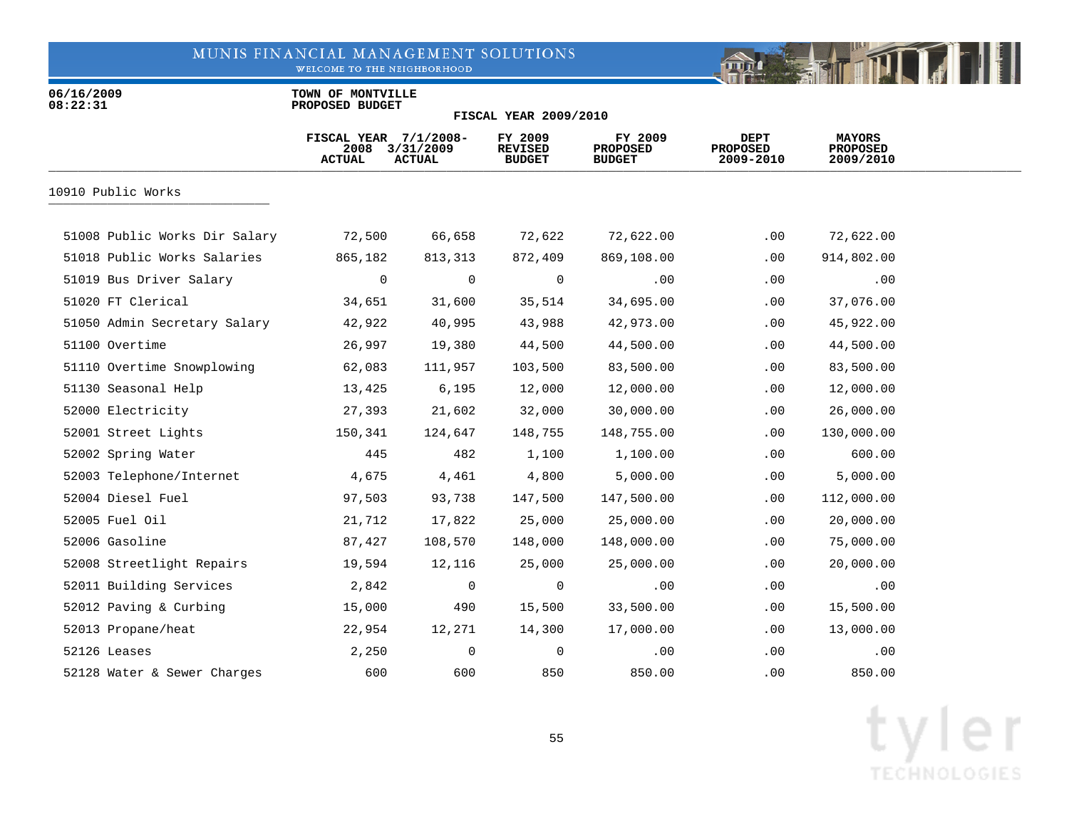MUNIS FINANCIAL MANAGEMENT SOLUTIONS

06/16/2009
08:22:31

TOWN OF MONTVILLE
PROPOSED BUDGET

FISCAL YEAR 2009/2010

| | FISCAL YEAR 2008 ACTUAL | 7/1/2008-3/31/2009 ACTUAL | FY 2009 REVISED BUDGET | FY 2009 PROPOSED BUDGET | DEPT PROPOSED 2009-2010 | MAYORS PROPOSED 2009/2010 |
|---|---|---|---|---|---|---|
| **10910 Public Works** | | | | | | |
| 51008 Public Works Dir Salary | 72,500 | 66,658 | 72,622 | 72,622.00 | .00 | 72,622.00 |
| 51018 Public Works Salaries | 865,182 | 813,313 | 872,409 | 869,108.00 | .00 | 914,802.00 |
| 51019 Bus Driver Salary | 0 | 0 | 0 | .00 | .00 | .00 |
| 51020 FT Clerical | 34,651 | 31,600 | 35,514 | 34,695.00 | .00 | 37,076.00 |
| 51050 Admin Secretary Salary | 42,922 | 40,995 | 43,988 | 42,973.00 | .00 | 45,922.00 |
| 51100 Overtime | 26,997 | 19,380 | 44,500 | 44,500.00 | .00 | 44,500.00 |
| 51110 Overtime Snowplowing | 62,083 | 111,957 | 103,500 | 83,500.00 | .00 | 83,500.00 |
| 51130 Seasonal Help | 13,425 | 6,195 | 12,000 | 12,000.00 | .00 | 12,000.00 |
| 52000 Electricity | 27,393 | 21,602 | 32,000 | 30,000.00 | .00 | 26,000.00 |
| 52001 Street Lights | 150,341 | 124,647 | 148,755 | 148,755.00 | .00 | 130,000.00 |
| 52002 Spring Water | 445 | 482 | 1,100 | 1,100.00 | .00 | 600.00 |
| 52003 Telephone/Internet | 4,675 | 4,461 | 4,800 | 5,000.00 | .00 | 5,000.00 |
| 52004 Diesel Fuel | 97,503 | 93,738 | 147,500 | 147,500.00 | .00 | 112,000.00 |
| 52005 Fuel Oil | 21,712 | 17,822 | 25,000 | 25,000.00 | .00 | 20,000.00 |
| 52006 Gasoline | 87,427 | 108,570 | 148,000 | 148,000.00 | .00 | 75,000.00 |
| 52008 Streetlight Repairs | 19,594 | 12,116 | 25,000 | 25,000.00 | .00 | 20,000.00 |
| 52011 Building Services | 2,842 | 0 | 0 | .00 | .00 | .00 |
| 52012 Paving & Curbing | 15,000 | 490 | 15,500 | 33,500.00 | .00 | 15,500.00 |
| 52013 Propane/heat | 22,954 | 12,271 | 14,300 | 17,000.00 | .00 | 13,000.00 |
| 52126 Leases | 2,250 | 0 | 0 | .00 | .00 | .00 |
| 52128 Water & Sewer Charges | 600 | 600 | 850 | 850.00 | .00 | 850.00 |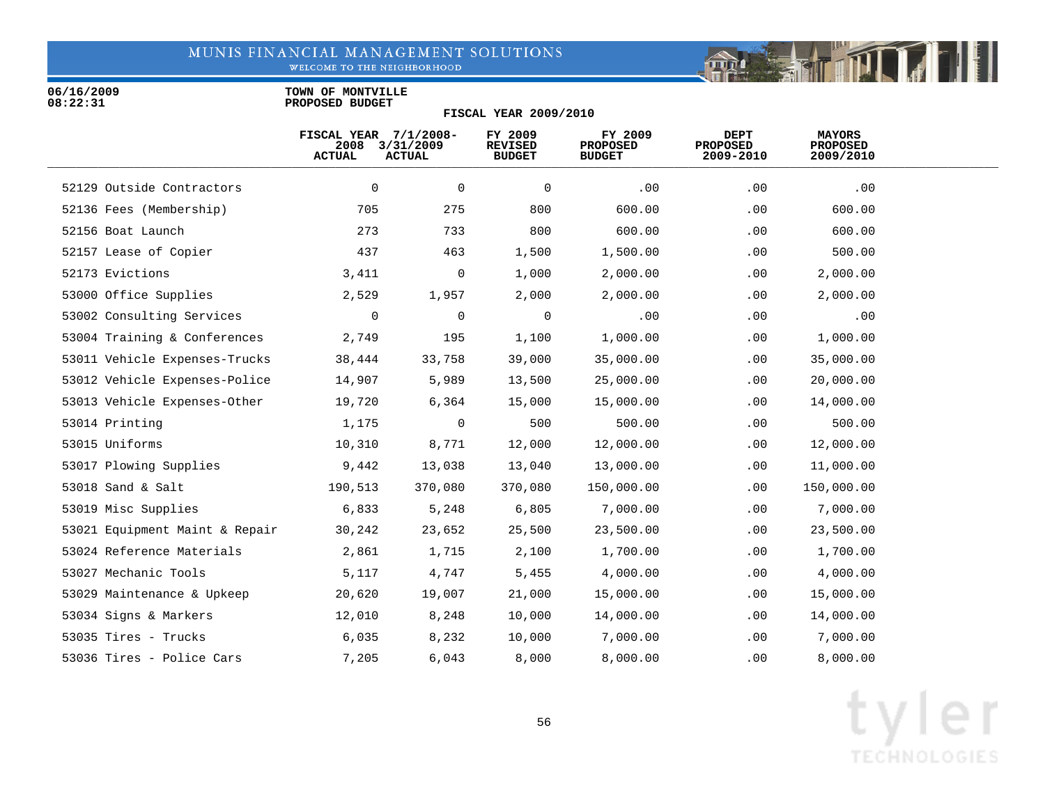06/16/2009
08:22:31

TOWN OF MONTVILLE
PROPOSED BUDGET

FISCAL YEAR 2009/2010

| | FISCAL YEAR 2008 ACTUAL | 7/1/2008-3/31/2009 ACTUAL | FY 2009 REVISED BUDGET | FY 2009 PROPOSED BUDGET | DEPT PROPOSED 2009-2010 | MAYORS PROPOSED 2009/2010 |
|---|---|---|---|---|---|---|
| 52129 Outside Contractors | 0 | 0 | 0 | .00 | .00 | .00 |
| 52136 Fees (Membership) | 705 | 275 | 800 | 600.00 | .00 | 600.00 |
| 52156 Boat Launch | 273 | 733 | 800 | 600.00 | .00 | 600.00 |
| 52157 Lease of Copier | 437 | 463 | 1,500 | 1,500.00 | .00 | 500.00 |
| 52173 Evictions | 3,411 | 0 | 1,000 | 2,000.00 | .00 | 2,000.00 |
| 53000 Office Supplies | 2,529 | 1,957 | 2,000 | 2,000.00 | .00 | 2,000.00 |
| 53002 Consulting Services | 0 | 0 | 0 | .00 | .00 | .00 |
| 53004 Training & Conferences | 2,749 | 195 | 1,100 | 1,000.00 | .00 | 1,000.00 |
| 53011 Vehicle Expenses-Trucks | 38,444 | 33,758 | 39,000 | 35,000.00 | .00 | 35,000.00 |
| 53012 Vehicle Expenses-Police | 14,907 | 5,989 | 13,500 | 25,000.00 | .00 | 20,000.00 |
| 53013 Vehicle Expenses-Other | 19,720 | 6,364 | 15,000 | 15,000.00 | .00 | 14,000.00 |
| 53014 Printing | 1,175 | 0 | 500 | 500.00 | .00 | 500.00 |
| 53015 Uniforms | 10,310 | 8,771 | 12,000 | 12,000.00 | .00 | 12,000.00 |
| 53017 Plowing Supplies | 9,442 | 13,038 | 13,040 | 13,000.00 | .00 | 11,000.00 |
| 53018 Sand & Salt | 190,513 | 370,080 | 370,080 | 150,000.00 | .00 | 150,000.00 |
| 53019 Misc Supplies | 6,833 | 5,248 | 6,805 | 7,000.00 | .00 | 7,000.00 |
| 53021 Equipment Maint & Repair | 30,242 | 23,652 | 25,500 | 23,500.00 | .00 | 23,500.00 |
| 53024 Reference Materials | 2,861 | 1,715 | 2,100 | 1,700.00 | .00 | 1,700.00 |
| 53027 Mechanic Tools | 5,117 | 4,747 | 5,455 | 4,000.00 | .00 | 4,000.00 |
| 53029 Maintenance & Upkeep | 20,620 | 19,007 | 21,000 | 15,000.00 | .00 | 15,000.00 |
| 53034 Signs & Markers | 12,010 | 8,248 | 10,000 | 14,000.00 | .00 | 14,000.00 |
| 53035 Tires - Trucks | 6,035 | 8,232 | 10,000 | 7,000.00 | .00 | 7,000.00 |
| 53036 Tires - Police Cars | 7,205 | 6,043 | 8,000 | 8,000.00 | .00 | 8,000.00 |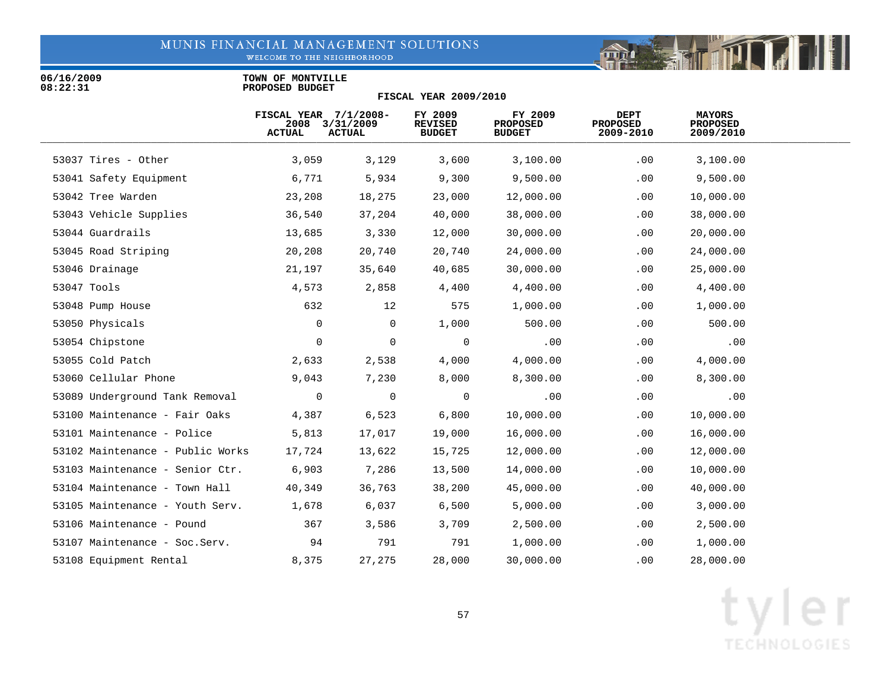06/16/2009
08:22:31

**TOWN OF MONTVILLE**
**PROPOSED BUDGET**

**FISCAL YEAR 2009/2010**

| | FISCAL YEAR 2008 ACTUAL | 7/1/2008-3/31/2009 ACTUAL | FY 2009 REVISED BUDGET | FY 2009 PROPOSED BUDGET | DEPT PROPOSED 2009-2010 | MAYORS PROPOSED 2009/2010 |
|---|---|---|---|---|---|---|
| 53037 Tires - Other | 3,059 | 3,129 | 3,600 | 3,100.00 | .00 | 3,100.00 |
| 53041 Safety Equipment | 6,771 | 5,934 | 9,300 | 9,500.00 | .00 | 9,500.00 |
| 53042 Tree Warden | 23,208 | 18,275 | 23,000 | 12,000.00 | .00 | 10,000.00 |
| 53043 Vehicle Supplies | 36,540 | 37,204 | 40,000 | 38,000.00 | .00 | 38,000.00 |
| 53044 Guardrails | 13,685 | 3,330 | 12,000 | 30,000.00 | .00 | 20,000.00 |
| 53045 Road Striping | 20,208 | 20,740 | 20,740 | 24,000.00 | .00 | 24,000.00 |
| 53046 Drainage | 21,197 | 35,640 | 40,685 | 30,000.00 | .00 | 25,000.00 |
| 53047 Tools | 4,573 | 2,858 | 4,400 | 4,400.00 | .00 | 4,400.00 |
| 53048 Pump House | 632 | 12 | 575 | 1,000.00 | .00 | 1,000.00 |
| 53050 Physicals | 0 | 0 | 1,000 | 500.00 | .00 | 500.00 |
| 53054 Chipstone | 0 | 0 | 0 | .00 | .00 | .00 |
| 53055 Cold Patch | 2,633 | 2,538 | 4,000 | 4,000.00 | .00 | 4,000.00 |
| 53060 Cellular Phone | 9,043 | 7,230 | 8,000 | 8,300.00 | .00 | 8,300.00 |
| 53089 Underground Tank Removal | 0 | 0 | 0 | .00 | .00 | .00 |
| 53100 Maintenance - Fair Oaks | 4,387 | 6,523 | 6,800 | 10,000.00 | .00 | 10,000.00 |
| 53101 Maintenance - Police | 5,813 | 17,017 | 19,000 | 16,000.00 | .00 | 16,000.00 |
| 53102 Maintenance - Public Works | 17,724 | 13,622 | 15,725 | 12,000.00 | .00 | 12,000.00 |
| 53103 Maintenance - Senior Ctr. | 6,903 | 7,286 | 13,500 | 14,000.00 | .00 | 10,000.00 |
| 53104 Maintenance - Town Hall | 40,349 | 36,763 | 38,200 | 45,000.00 | .00 | 40,000.00 |
| 53105 Maintenance - Youth Serv. | 1,678 | 6,037 | 6,500 | 5,000.00 | .00 | 3,000.00 |
| 53106 Maintenance - Pound | 367 | 3,586 | 3,709 | 2,500.00 | .00 | 2,500.00 |
| 53107 Maintenance - Soc.Serv. | 94 | 791 | 791 | 1,000.00 | .00 | 1,000.00 |
| 53108 Equipment Rental | 8,375 | 27,275 | 28,000 | 30,000.00 | .00 | 28,000.00 |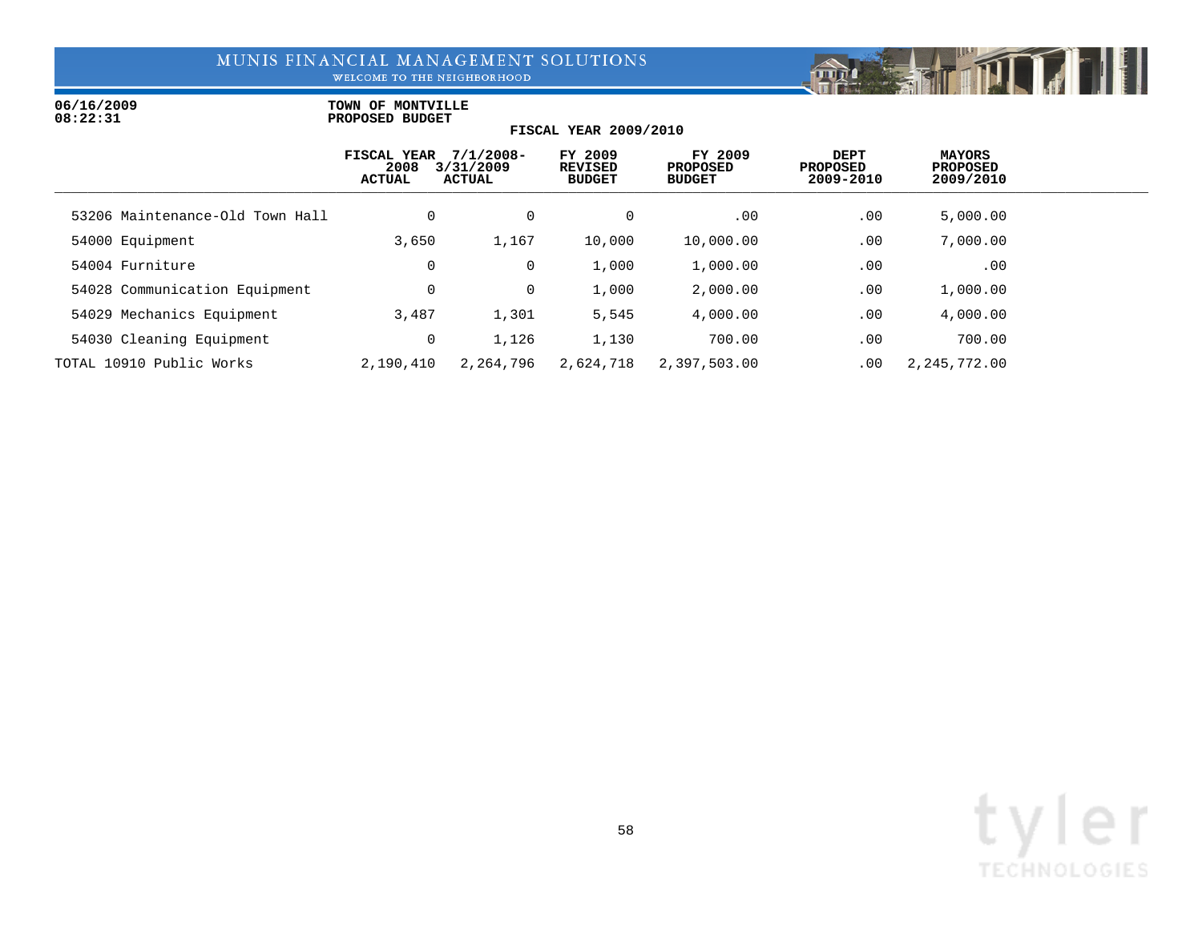06/16/2009
08:22:31

**TOWN OF MONTVILLE**
**PROPOSED BUDGET**

**FISCAL YEAR 2009/2010**

| | FISCAL YEAR 2008 ACTUAL | 7/1/2008-3/31/2009 ACTUAL | FY 2009 REVISED BUDGET | FY 2009 PROPOSED BUDGET | DEPT PROPOSED 2009-2010 | MAYORS PROPOSED 2009/2010 |
|---|---|---|---|---|---|---|
| 53206 Maintenance-Old Town Hall | 0 | 0 | 0 | .00 | .00 | 5,000.00 |
| 54000 Equipment | 3,650 | 1,167 | 10,000 | 10,000.00 | .00 | 7,000.00 |
| 54004 Furniture | 0 | 0 | 1,000 | 1,000.00 | .00 | .00 |
| 54028 Communication Equipment | 0 | 0 | 1,000 | 2,000.00 | .00 | 1,000.00 |
| 54029 Mechanics Equipment | 3,487 | 1,301 | 5,545 | 4,000.00 | .00 | 4,000.00 |
| 54030 Cleaning Equipment | 0 | 1,126 | 1,130 | 700.00 | .00 | 700.00 |
| TOTAL 10910 Public Works | 2,190,410 | 2,264,796 | 2,624,718 | 2,397,503.00 | .00 | 2,245,772.00 |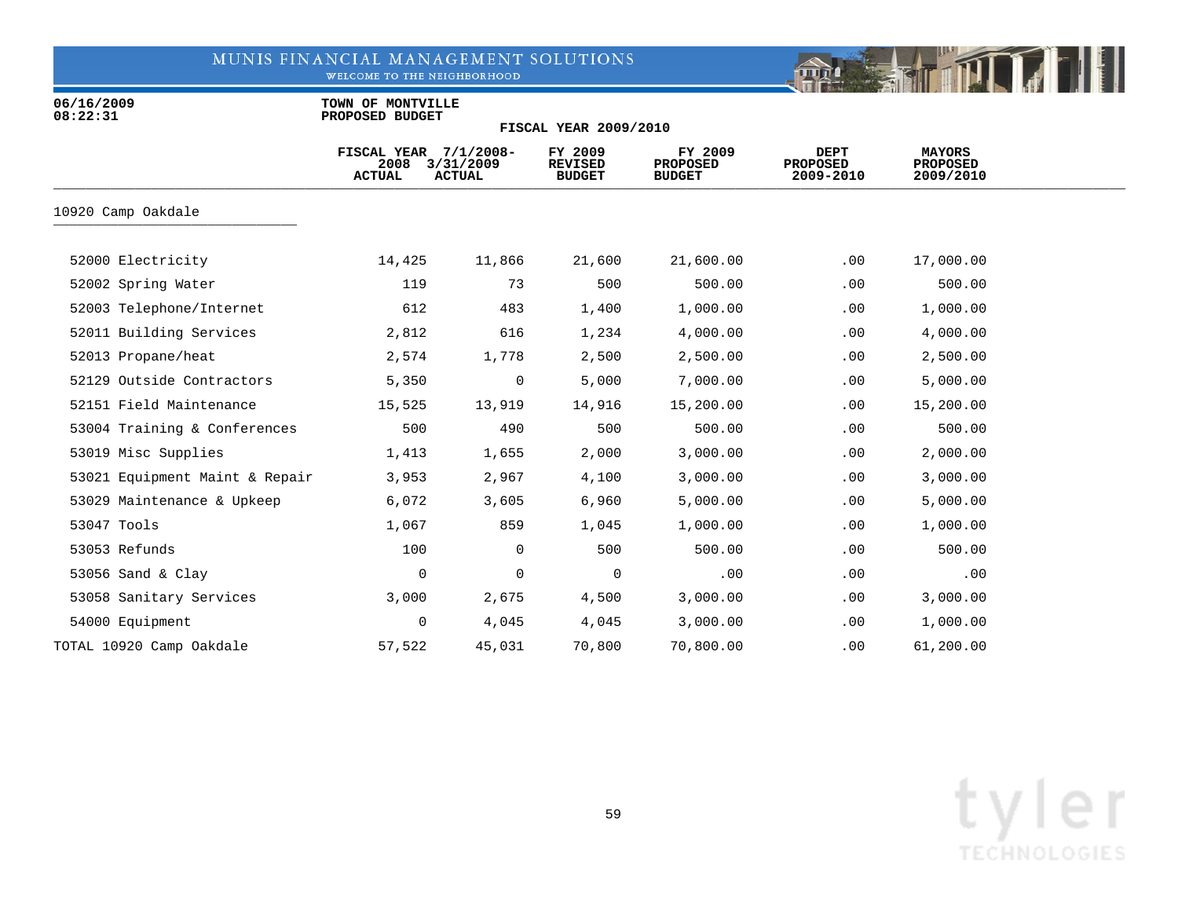MUNIS FINANCIAL MANAGEMENT SOLUTIONS
WELCOME TO THE NEIGHBORHOOD

06/16/2009
08:22:31

**TOWN OF MONTVILLE**
**PROPOSED BUDGET**

**FISCAL YEAR 2009/2010**

| | FISCAL YEAR 2008 ACTUAL | 7/1/2008- 3/31/2009 ACTUAL | FY 2009 REVISED BUDGET | FY 2009 PROPOSED BUDGET | DEPT PROPOSED 2009-2010 | MAYORS PROPOSED 2009/2010 |
|---|---|---|---|---|---|---|
| **10920 Camp Oakdale** | | | | | | |
| 52000 Electricity | 14,425 | 11,866 | 21,600 | 21,600.00 | .00 | 17,000.00 |
| 52002 Spring Water | 119 | 73 | 500 | 500.00 | .00 | 500.00 |
| 52003 Telephone/Internet | 612 | 483 | 1,400 | 1,000.00 | .00 | 1,000.00 |
| 52011 Building Services | 2,812 | 616 | 1,234 | 4,000.00 | .00 | 4,000.00 |
| 52013 Propane/heat | 2,574 | 1,778 | 2,500 | 2,500.00 | .00 | 2,500.00 |
| 52129 Outside Contractors | 5,350 | 0 | 5,000 | 7,000.00 | .00 | 5,000.00 |
| 52151 Field Maintenance | 15,525 | 13,919 | 14,916 | 15,200.00 | .00 | 15,200.00 |
| 53004 Training & Conferences | 500 | 490 | 500 | 500.00 | .00 | 500.00 |
| 53019 Misc Supplies | 1,413 | 1,655 | 2,000 | 3,000.00 | .00 | 2,000.00 |
| 53021 Equipment Maint & Repair | 3,953 | 2,967 | 4,100 | 3,000.00 | .00 | 3,000.00 |
| 53029 Maintenance & Upkeep | 6,072 | 3,605 | 6,960 | 5,000.00 | .00 | 5,000.00 |
| 53047 Tools | 1,067 | 859 | 1,045 | 1,000.00 | .00 | 1,000.00 |
| 53053 Refunds | 100 | 0 | 500 | 500.00 | .00 | 500.00 |
| 53056 Sand & Clay | 0 | 0 | 0 | .00 | .00 | .00 |
| 53058 Sanitary Services | 3,000 | 2,675 | 4,500 | 3,000.00 | .00 | 3,000.00 |
| 54000 Equipment | 0 | 4,045 | 4,045 | 3,000.00 | .00 | 1,000.00 |
| TOTAL 10920 Camp Oakdale | 57,522 | 45,031 | 70,800 | 70,800.00 | .00 | 61,200.00 |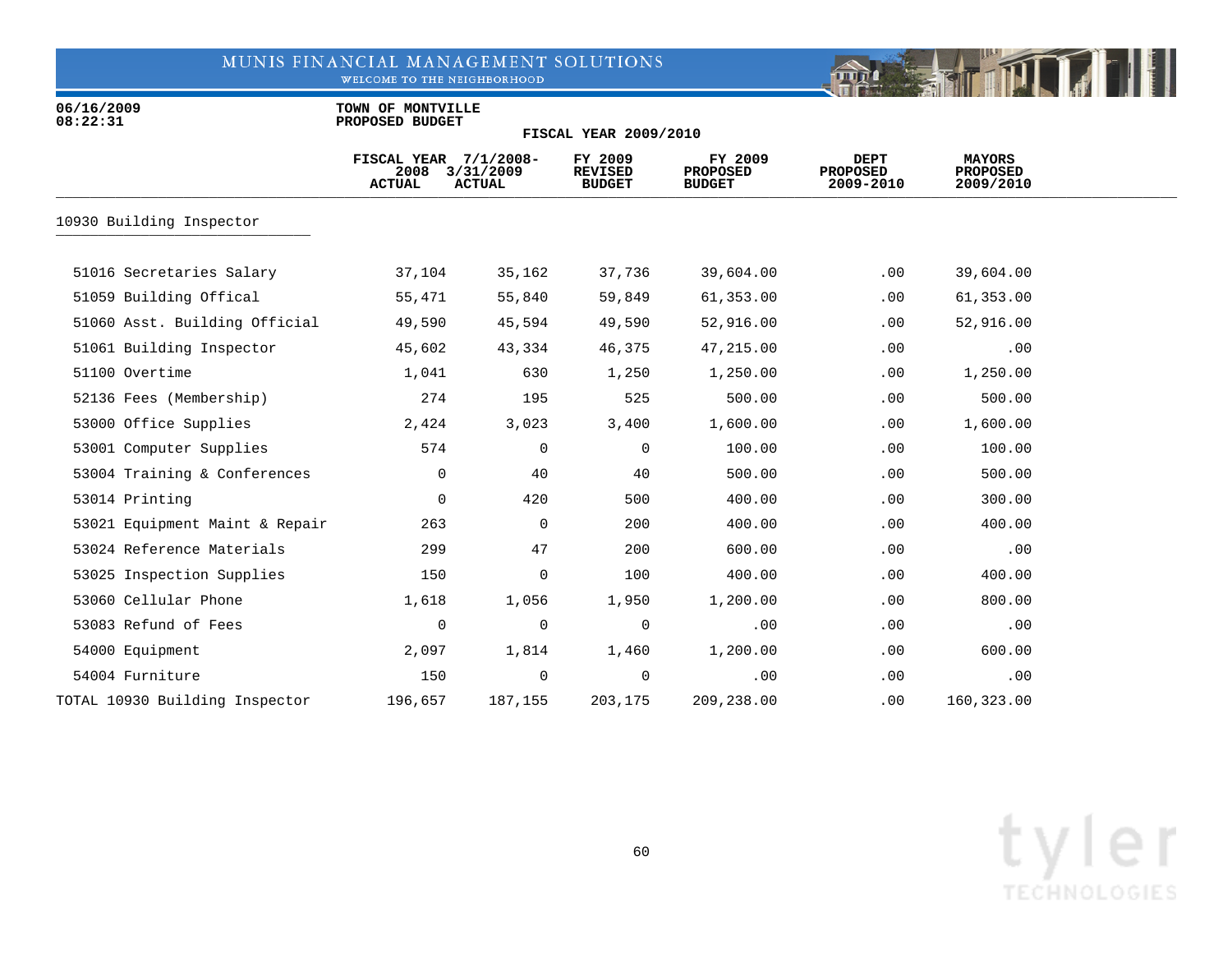MUNIS FINANCIAL MANAGEMENT SOLUTIONS

06/16/2009
08:22:31

TOWN OF MONTVILLE
PROPOSED BUDGET

FISCAL YEAR 2009/2010

| | FISCAL YEAR 2008 ACTUAL | 7/1/2008- 3/31/2009 ACTUAL | FY 2009 REVISED BUDGET | FY 2009 PROPOSED BUDGET | DEPT PROPOSED 2009-2010 | MAYORS PROPOSED 2009/2010 |
|---|---|---|---|---|---|---|
| **10930 Building Inspector** | | | | | | |
| 51016 Secretaries Salary | 37,104 | 35,162 | 37,736 | 39,604.00 | .00 | 39,604.00 |
| 51059 Building Offical | 55,471 | 55,840 | 59,849 | 61,353.00 | .00 | 61,353.00 |
| 51060 Asst. Building Official | 49,590 | 45,594 | 49,590 | 52,916.00 | .00 | 52,916.00 |
| 51061 Building Inspector | 45,602 | 43,334 | 46,375 | 47,215.00 | .00 | .00 |
| 51100 Overtime | 1,041 | 630 | 1,250 | 1,250.00 | .00 | 1,250.00 |
| 52136 Fees (Membership) | 274 | 195 | 525 | 500.00 | .00 | 500.00 |
| 53000 Office Supplies | 2,424 | 3,023 | 3,400 | 1,600.00 | .00 | 1,600.00 |
| 53001 Computer Supplies | 574 | 0 | 0 | 100.00 | .00 | 100.00 |
| 53004 Training & Conferences | 0 | 40 | 40 | 500.00 | .00 | 500.00 |
| 53014 Printing | 0 | 420 | 500 | 400.00 | .00 | 300.00 |
| 53021 Equipment Maint & Repair | 263 | 0 | 200 | 400.00 | .00 | 400.00 |
| 53024 Reference Materials | 299 | 47 | 200 | 600.00 | .00 | .00 |
| 53025 Inspection Supplies | 150 | 0 | 100 | 400.00 | .00 | 400.00 |
| 53060 Cellular Phone | 1,618 | 1,056 | 1,950 | 1,200.00 | .00 | 800.00 |
| 53083 Refund of Fees | 0 | 0 | 0 | .00 | .00 | .00 |
| 54000 Equipment | 2,097 | 1,814 | 1,460 | 1,200.00 | .00 | 600.00 |
| 54004 Furniture | 150 | 0 | 0 | .00 | .00 | .00 |
| TOTAL 10930 Building Inspector | 196,657 | 187,155 | 203,175 | 209,238.00 | .00 | 160,323.00 |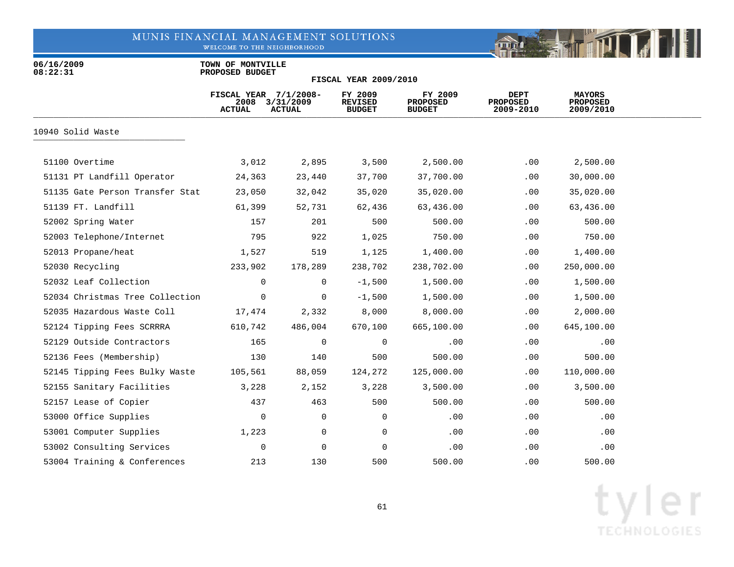MUNIS FINANCIAL MANAGEMENT SOLUTIONS
WELCOME TO THE NEIGHBORHOOD

06/16/2009
08:22:31

**TOWN OF MONTVILLE**
**PROPOSED BUDGET**
**FISCAL YEAR 2009/2010**

## 10940 Solid Waste

| | FISCAL YEAR 2008 ACTUAL | 7/1/2008-3/31/2009 ACTUAL | FY 2009 REVISED BUDGET | FY 2009 PROPOSED BUDGET | DEPT PROPOSED 2009-2010 | MAYORS PROPOSED 2009/2010 |
|---|---|---|---|---|---|---|
| 51100 Overtime | 3,012 | 2,895 | 3,500 | 2,500.00 | .00 | 2,500.00 |
| 51131 PT Landfill Operator | 24,363 | 23,440 | 37,700 | 37,700.00 | .00 | 30,000.00 |
| 51135 Gate Person Transfer Stat | 23,050 | 32,042 | 35,020 | 35,020.00 | .00 | 35,020.00 |
| 51139 FT. Landfill | 61,399 | 52,731 | 62,436 | 63,436.00 | .00 | 63,436.00 |
| 52002 Spring Water | 157 | 201 | 500 | 500.00 | .00 | 500.00 |
| 52003 Telephone/Internet | 795 | 922 | 1,025 | 750.00 | .00 | 750.00 |
| 52013 Propane/heat | 1,527 | 519 | 1,125 | 1,400.00 | .00 | 1,400.00 |
| 52030 Recycling | 233,902 | 178,289 | 238,702 | 238,702.00 | .00 | 250,000.00 |
| 52032 Leaf Collection | 0 | 0 | -1,500 | 1,500.00 | .00 | 1,500.00 |
| 52034 Christmas Tree Collection | 0 | 0 | -1,500 | 1,500.00 | .00 | 1,500.00 |
| 52035 Hazardous Waste Coll | 17,474 | 2,332 | 8,000 | 8,000.00 | .00 | 2,000.00 |
| 52124 Tipping Fees SCRRRA | 610,742 | 486,004 | 670,100 | 665,100.00 | .00 | 645,100.00 |
| 52129 Outside Contractors | 165 | 0 | 0 | .00 | .00 | .00 |
| 52136 Fees (Membership) | 130 | 140 | 500 | 500.00 | .00 | 500.00 |
| 52145 Tipping Fees Bulky Waste | 105,561 | 88,059 | 124,272 | 125,000.00 | .00 | 110,000.00 |
| 52155 Sanitary Facilities | 3,228 | 2,152 | 3,228 | 3,500.00 | .00 | 3,500.00 |
| 52157 Lease of Copier | 437 | 463 | 500 | 500.00 | .00 | 500.00 |
| 53000 Office Supplies | 0 | 0 | 0 | .00 | .00 | .00 |
| 53001 Computer Supplies | 1,223 | 0 | 0 | .00 | .00 | .00 |
| 53002 Consulting Services | 0 | 0 | 0 | .00 | .00 | .00 |
| 53004 Training & Conferences | 213 | 130 | 500 | 500.00 | .00 | 500.00 |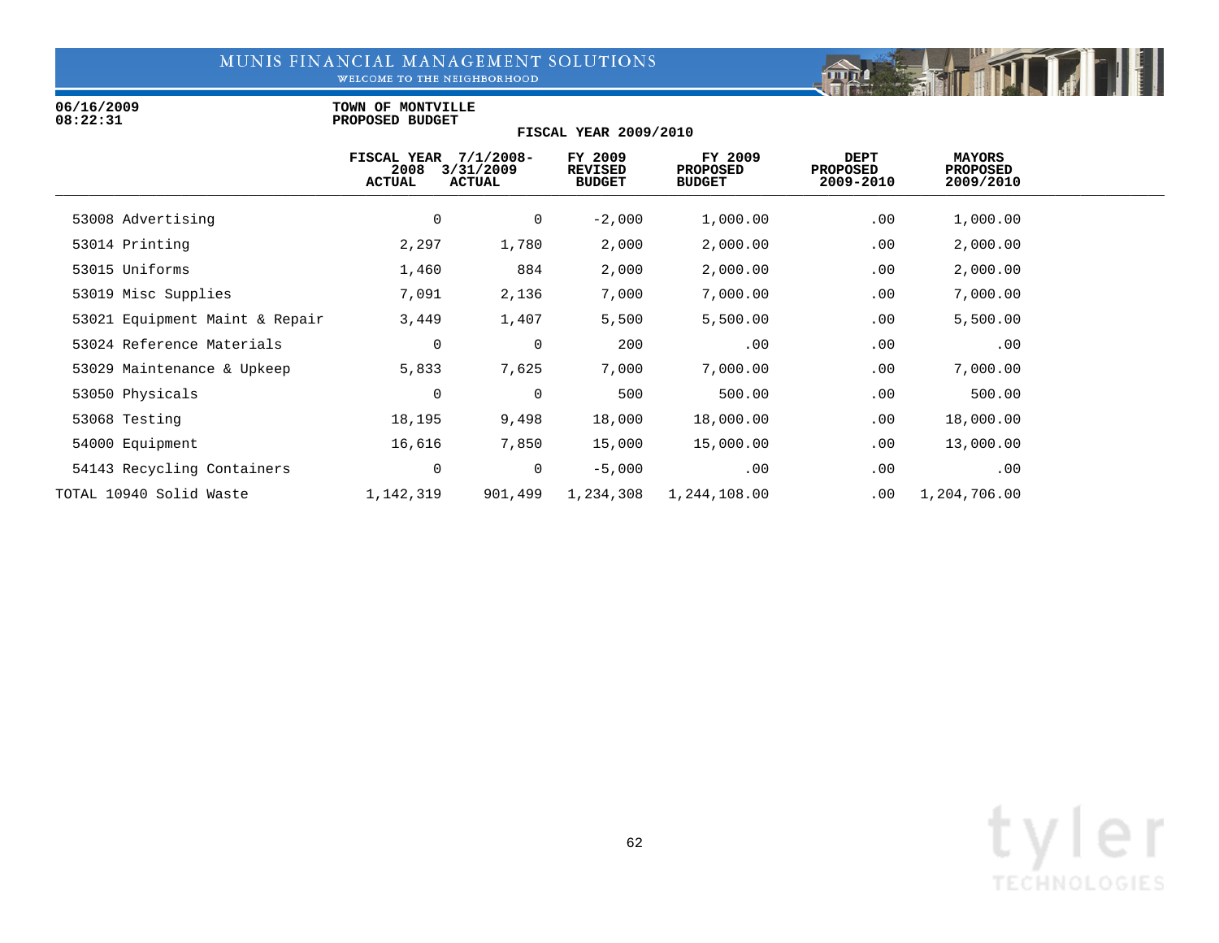MUNIS FINANCIAL MANAGEMENT SOLUTIONS

06/16/2009 08:22:31

**TOWN OF MONTVILLE**
**PROPOSED BUDGET**
**FISCAL YEAR 2009/2010**

| | FISCAL YEAR 2008 ACTUAL | 7/1/2008-3/31/2009 ACTUAL | FY 2009 REVISED BUDGET | FY 2009 PROPOSED BUDGET | DEPT PROPOSED 2009-2010 | MAYORS PROPOSED 2009/2010 |
|---|---|---|---|---|---|---|
| 53008 Advertising | 0 | 0 | -2,000 | 1,000.00 | .00 | 1,000.00 |
| 53014 Printing | 2,297 | 1,780 | 2,000 | 2,000.00 | .00 | 2,000.00 |
| 53015 Uniforms | 1,460 | 884 | 2,000 | 2,000.00 | .00 | 2,000.00 |
| 53019 Misc Supplies | 7,091 | 2,136 | 7,000 | 7,000.00 | .00 | 7,000.00 |
| 53021 Equipment Maint & Repair | 3,449 | 1,407 | 5,500 | 5,500.00 | .00 | 5,500.00 |
| 53024 Reference Materials | 0 | 0 | 200 | .00 | .00 | .00 |
| 53029 Maintenance & Upkeep | 5,833 | 7,625 | 7,000 | 7,000.00 | .00 | 7,000.00 |
| 53050 Physicals | 0 | 0 | 500 | 500.00 | .00 | 500.00 |
| 53068 Testing | 18,195 | 9,498 | 18,000 | 18,000.00 | .00 | 18,000.00 |
| 54000 Equipment | 16,616 | 7,850 | 15,000 | 15,000.00 | .00 | 13,000.00 |
| 54143 Recycling Containers | 0 | 0 | -5,000 | .00 | .00 | .00 |
| TOTAL 10940 Solid Waste | 1,142,319 | 901,499 | 1,234,308 | 1,244,108.00 | .00 | 1,204,706.00 |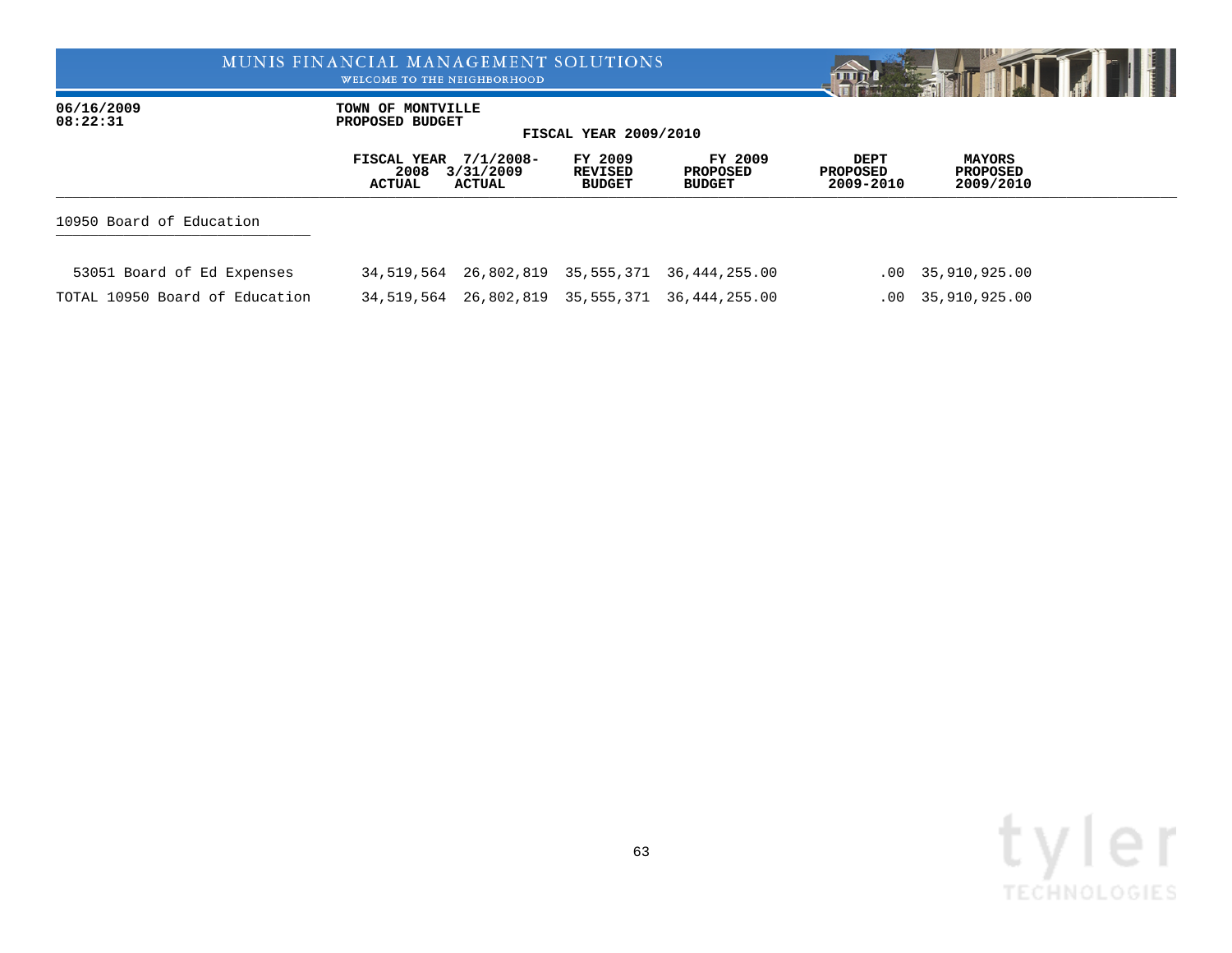MUNIS FINANCIAL MANAGEMENT SOLUTIONS
WELCOME TO THE NEIGHBORHOOD

06/16/2009
08:22:31

**TOWN OF MONTVILLE**
**PROPOSED BUDGET**
**FISCAL YEAR 2009/2010**

| | FISCAL YEAR 2008 ACTUAL | 7/1/2008-3/31/2009 ACTUAL | FY 2009 REVISED BUDGET | FY 2009 PROPOSED BUDGET | DEPT PROPOSED 2009-2010 | MAYORS PROPOSED 2009/2010 |
|---|---|---|---|---|---|---|
| **10950 Board of Education** | | | | | | |
| 53051 Board of Ed Expenses | 34,519,564 | 26,802,819 | 35,555,371 | 36,444,255.00 | .00 | 35,910,925.00 |
| TOTAL 10950 Board of Education | 34,519,564 | 26,802,819 | 35,555,371 | 36,444,255.00 | .00 | 35,910,925.00 |

tyler TECHNOLOGIES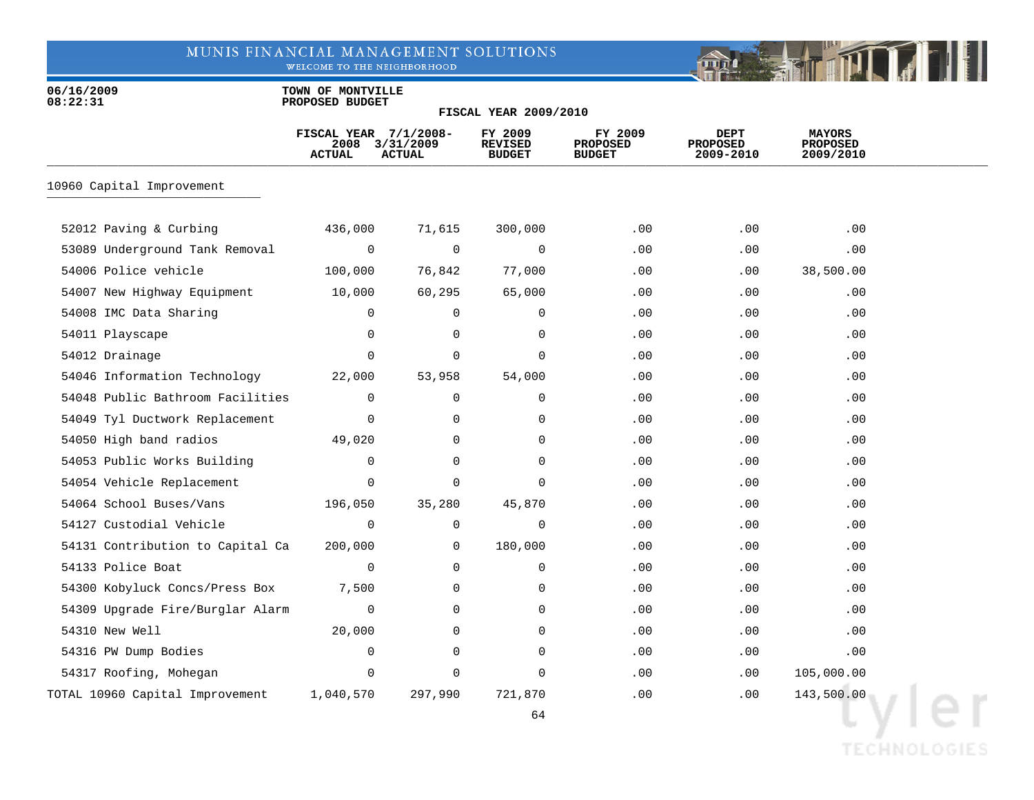MUNIS FINANCIAL MANAGEMENT SOLUTIONS

WELCOME TO THE NEIGHBORHOOD

06/16/2009
08:22:31

**TOWN OF MONTVILLE**
**PROPOSED BUDGET**

**FISCAL YEAR 2009/2010**

| | FISCAL YEAR 2008 ACTUAL | 7/1/2008- 3/31/2009 ACTUAL | FY 2009 REVISED BUDGET | FY 2009 PROPOSED BUDGET | DEPT PROPOSED 2009-2010 | MAYORS PROPOSED 2009/2010 |
|---|---|---|---|---|---|---|
| **10960 Capital Improvement** | | | | | | |
| 52012 Paving & Curbing | 436,000 | 71,615 | 300,000 | .00 | .00 | .00 |
| 53089 Underground Tank Removal | 0 | 0 | 0 | .00 | .00 | .00 |
| 54006 Police vehicle | 100,000 | 76,842 | 77,000 | .00 | .00 | 38,500.00 |
| 54007 New Highway Equipment | 10,000 | 60,295 | 65,000 | .00 | .00 | .00 |
| 54008 IMC Data Sharing | 0 | 0 | 0 | .00 | .00 | .00 |
| 54011 Playscape | 0 | 0 | 0 | .00 | .00 | .00 |
| 54012 Drainage | 0 | 0 | 0 | .00 | .00 | .00 |
| 54046 Information Technology | 22,000 | 53,958 | 54,000 | .00 | .00 | .00 |
| 54048 Public Bathroom Facilities | 0 | 0 | 0 | .00 | .00 | .00 |
| 54049 Tyl Ductwork Replacement | 0 | 0 | 0 | .00 | .00 | .00 |
| 54050 High band radios | 49,020 | 0 | 0 | .00 | .00 | .00 |
| 54053 Public Works Building | 0 | 0 | 0 | .00 | .00 | .00 |
| 54054 Vehicle Replacement | 0 | 0 | 0 | .00 | .00 | .00 |
| 54064 School Buses/Vans | 196,050 | 35,280 | 45,870 | .00 | .00 | .00 |
| 54127 Custodial Vehicle | 0 | 0 | 0 | .00 | .00 | .00 |
| 54131 Contribution to Capital Ca | 200,000 | 0 | 180,000 | .00 | .00 | .00 |
| 54133 Police Boat | 0 | 0 | 0 | .00 | .00 | .00 |
| 54300 Kobyluck Concs/Press Box | 7,500 | 0 | 0 | .00 | .00 | .00 |
| 54309 Upgrade Fire/Burglar Alarm | 0 | 0 | 0 | .00 | .00 | .00 |
| 54310 New Well | 20,000 | 0 | 0 | .00 | .00 | .00 |
| 54316 PW Dump Bodies | 0 | 0 | 0 | .00 | .00 | .00 |
| 54317 Roofing, Mohegan | 0 | 0 | 0 | .00 | .00 | 105,000.00 |
| TOTAL 10960 Capital Improvement | 1,040,570 | 297,990 | 721,870 | .00 | .00 | 143,500.00 |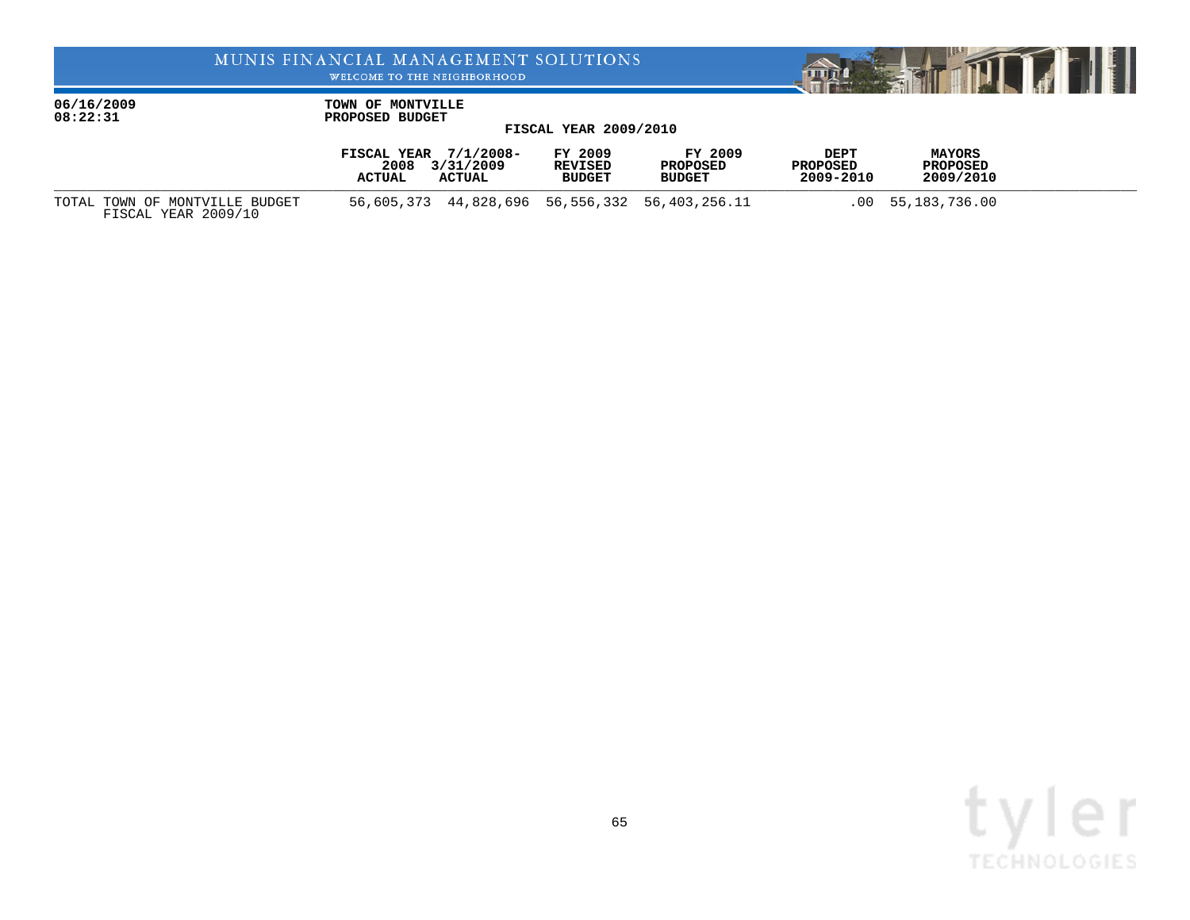06/16/2009
08:22:31

TOWN OF MONTVILLE
PROPOSED BUDGET

FISCAL YEAR 2009/2010

| | FISCAL YEAR 2008 ACTUAL | 7/1/2008- 3/31/2009 ACTUAL | FY 2009 REVISED BUDGET | FY 2009 PROPOSED BUDGET | DEPT PROPOSED 2009-2010 | MAYORS PROPOSED 2009/2010 |
|---|---|---|---|---|---|---|
| TOTAL TOWN OF MONTVILLE BUDGET FISCAL YEAR 2009/10 | 56,605,373 | 44,828,696 | 56,556,332 | 56,403,256.11 | .00 | 55,183,736.00 |